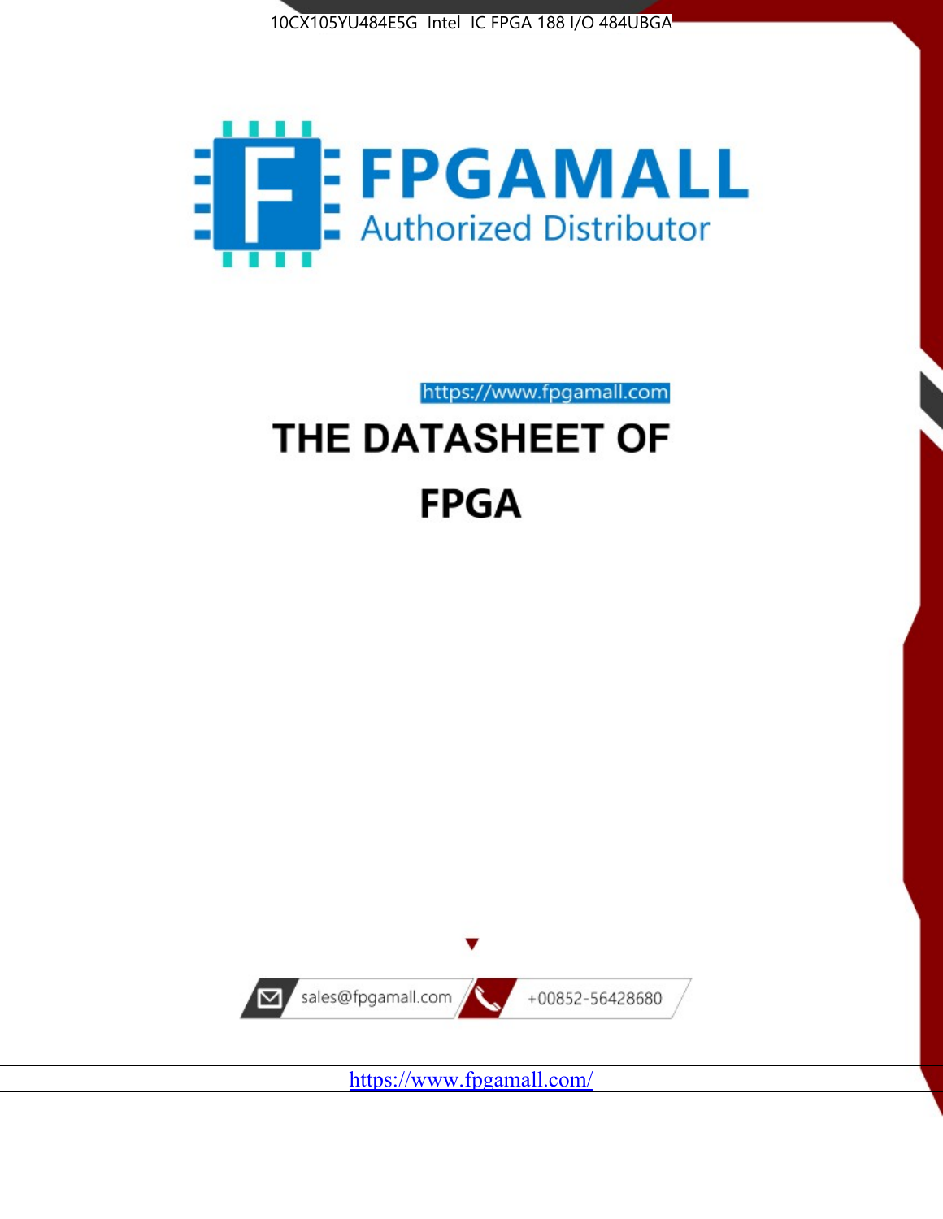10CX105YU484E5G Intel IC FPGA 188 I/O 484UBGA

FPGAMALL

Authorized Distributor

https://www.fpgamall.com

# THE DATASHEET OF FPGA

sales@fpgamall.com

+00852-56428680

https://www.fpgamall.com/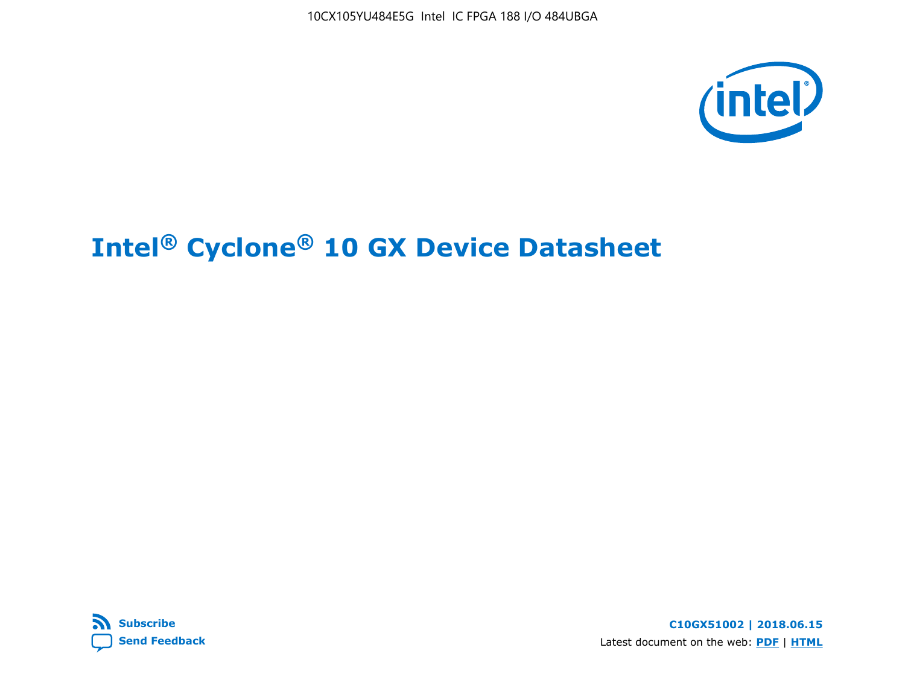# Intel® Cyclone® 10 GX Device Datasheet

Subscribe

Send Feedback

**C10GX51002 | 2018.06.15**

Latest document on the web: **PDF** | **HTML**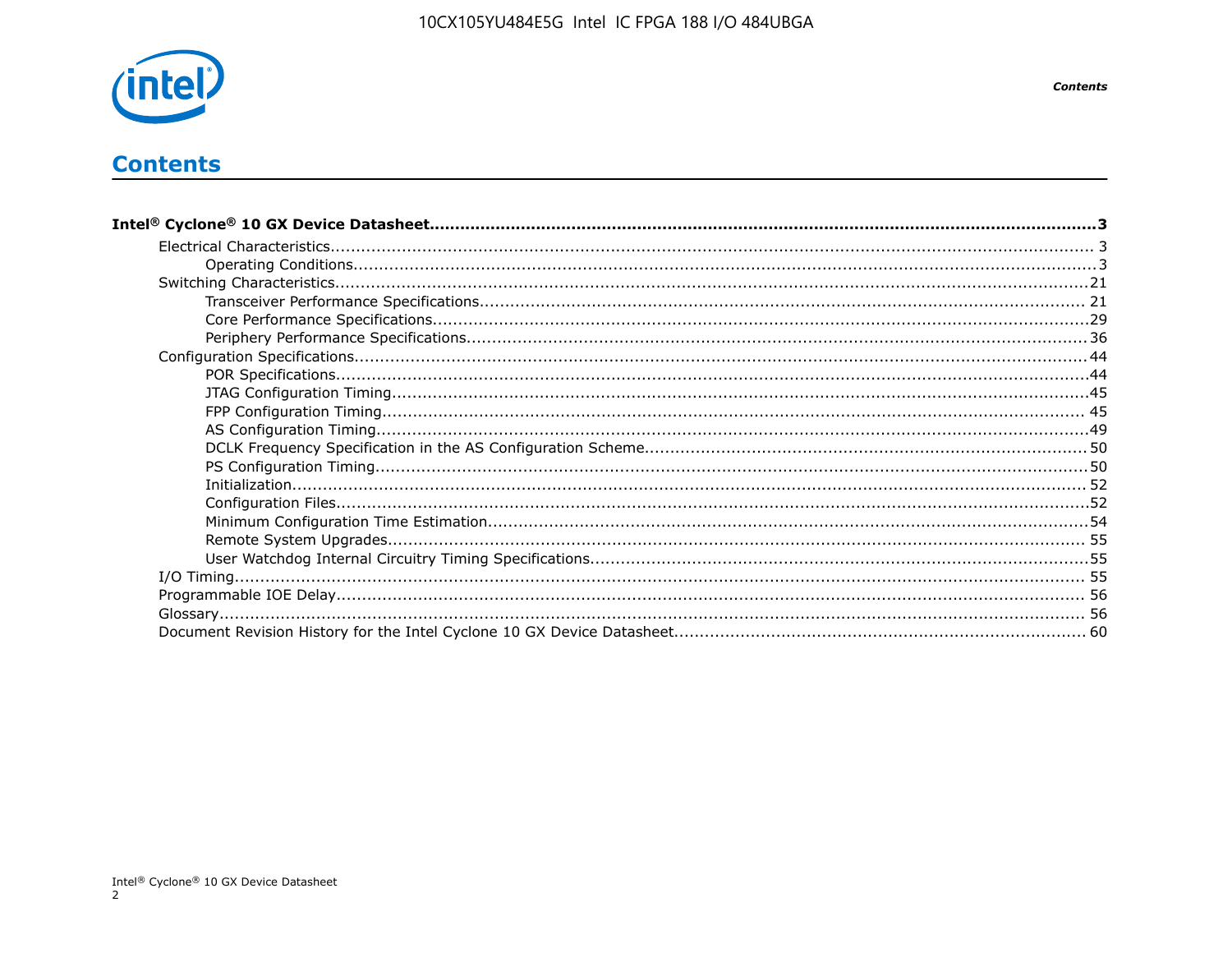# Contents

**Intel® Cyclone® 10 GX Device Datasheet.......................................................................3**

- Electrical Characteristics................................................................................................ 3
    - Operating Conditions.................................................................................................3
- Switching Characteristics...............................................................................................21
    - Transceiver Performance Specifications...................................................................... 21
    - Core Performance Specifications................................................................................29
    - Periphery Performance Specifications.........................................................................36
- Configuration Specifications...........................................................................................44
    - POR Specifications....................................................................................................44
    - JTAG Configuration Timing........................................................................................45
    - FPP Configuration Timing.......................................................................................... 45
    - AS Configuration Timing...........................................................................................49
    - DCLK Frequency Specification in the AS Configuration Scheme......................................50
    - PS Configuration Timing............................................................................................50
    - Initialization............................................................................................................ 52
    - Configuration Files....................................................................................................52
    - Minimum Configuration Time Estimation.....................................................................54
    - Remote System Upgrades........................................................................................ 55
    - User Watchdog Internal Circuitry Timing Specifications.................................................55
- I/O Timing.................................................................................................................. 55
- Programmable IOE Delay.............................................................................................. 56
- Glossary..................................................................................................................... 56
- Document Revision History for the Intel Cyclone 10 GX Device Datasheet........................... 60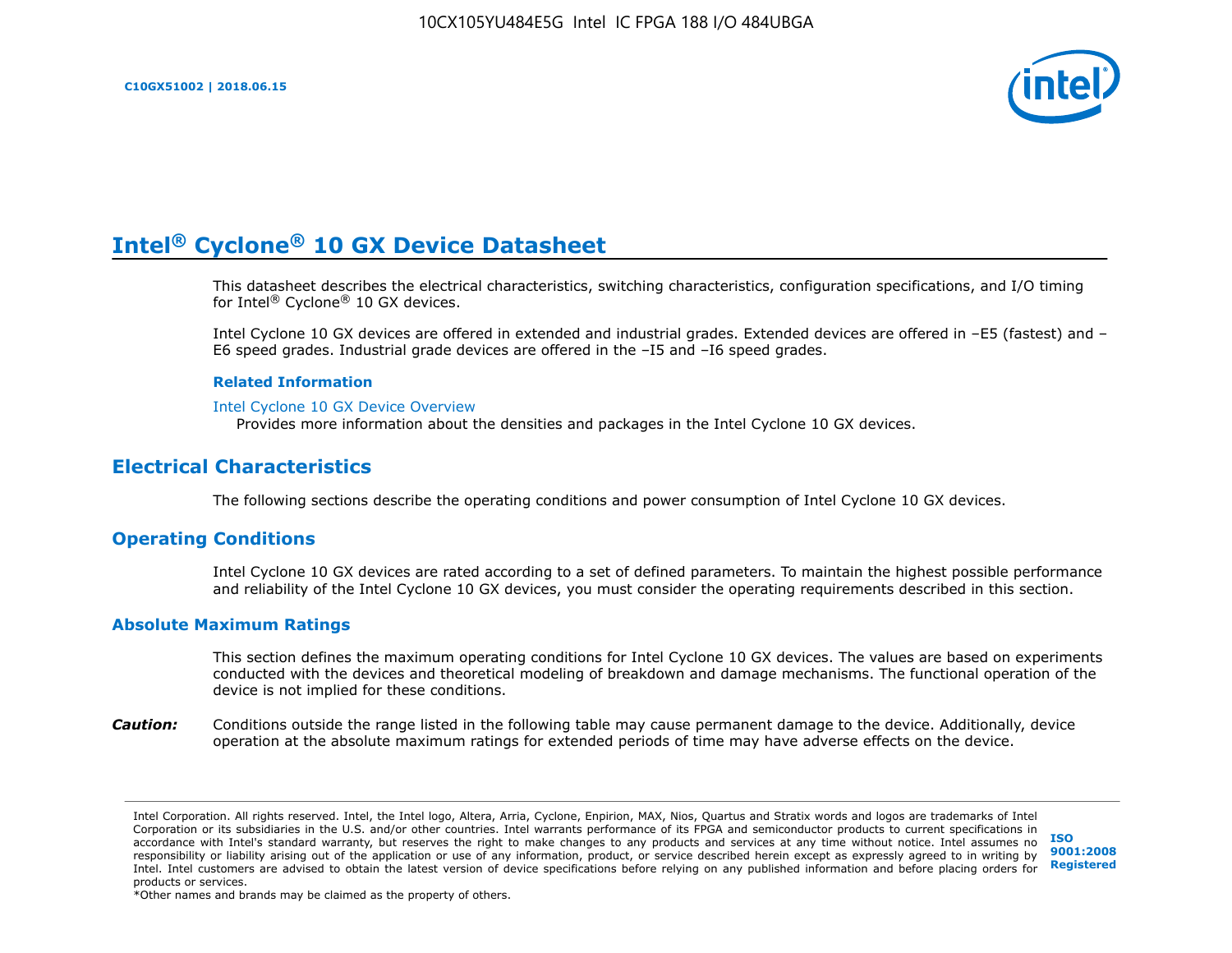# Intel® Cyclone® 10 GX Device Datasheet

This datasheet describes the electrical characteristics, switching characteristics, configuration specifications, and I/O timing for Intel® Cyclone® 10 GX devices.

Intel Cyclone 10 GX devices are offered in extended and industrial grades. Extended devices are offered in –E5 (fastest) and –E6 speed grades. Industrial grade devices are offered in the –I5 and –I6 speed grades.

**Related Information**

Intel Cyclone 10 GX Device Overview
Provides more information about the densities and packages in the Intel Cyclone 10 GX devices.

## Electrical Characteristics

The following sections describe the operating conditions and power consumption of Intel Cyclone 10 GX devices.

## Operating Conditions

Intel Cyclone 10 GX devices are rated according to a set of defined parameters. To maintain the highest possible performance and reliability of the Intel Cyclone 10 GX devices, you must consider the operating requirements described in this section.

### Absolute Maximum Ratings

This section defines the maximum operating conditions for Intel Cyclone 10 GX devices. The values are based on experiments conducted with the devices and theoretical modeling of breakdown and damage mechanisms. The functional operation of the device is not implied for these conditions.

***Caution:*** Conditions outside the range listed in the following table may cause permanent damage to the device. Additionally, device operation at the absolute maximum ratings for extended periods of time may have adverse effects on the device.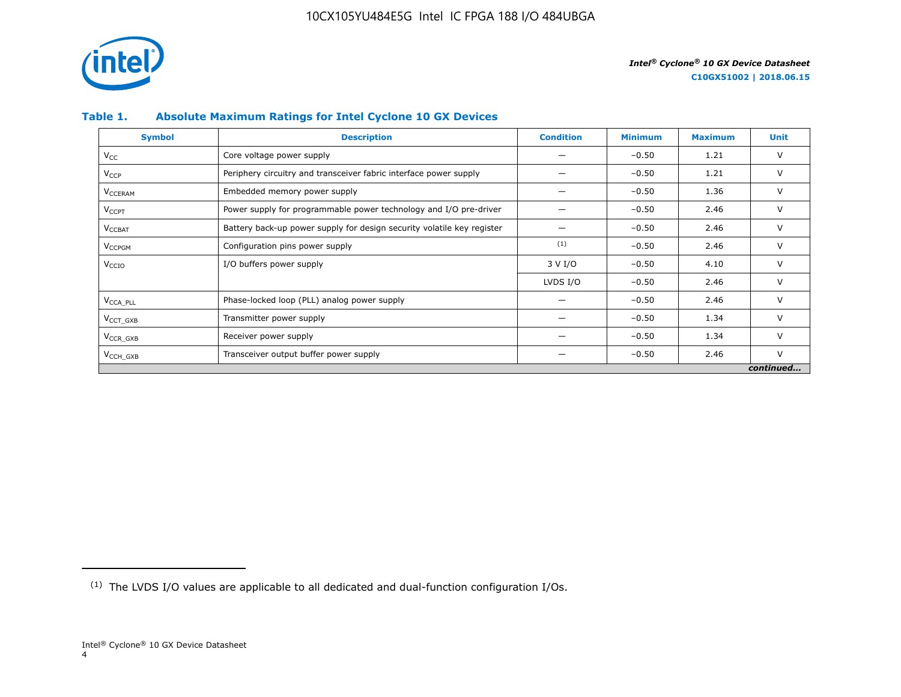### Table 1. Absolute Maximum Ratings for Intel Cyclone 10 GX Devices

| Symbol | Description | Condition | Minimum | Maximum | Unit |
|---|---|---|---|---|---|
| $V_{CC}$ | Core voltage power supply | — | −0.50 | 1.21 | V |
| $V_{CCP}$ | Periphery circuitry and transceiver fabric interface power supply | — | −0.50 | 1.21 | V |
| $V_{CCERAM}$ | Embedded memory power supply | — | −0.50 | 1.36 | V |
| $V_{CCPT}$ | Power supply for programmable power technology and I/O pre-driver | — | −0.50 | 2.46 | V |
| $V_{CCBAT}$ | Battery back-up power supply for design security volatile key register | — | −0.50 | 2.46 | V |
| $V_{CCPGM}$ | Configuration pins power supply | [1] | −0.50 | 2.46 | V |
| $V_{CCIO}$ | I/O buffers power supply | 3 V I/O | −0.50 | 4.10 | V |
| | | LVDS I/O | −0.50 | 2.46 | V |
| $V_{CCA\_PLL}$ | Phase-locked loop (PLL) analog power supply | — | −0.50 | 2.46 | V |
| $V_{CCT\_GXB}$ | Transmitter power supply | — | −0.50 | 1.34 | V |
| $V_{CCR\_GXB}$ | Receiver power supply | — | −0.50 | 1.34 | V |
| $V_{CCH\_GXB}$ | Transceiver output buffer power supply | — | −0.50 | 2.46 | V |

*continued...*

[1] The LVDS I/O values are applicable to all dedicated and dual-function configuration I/Os.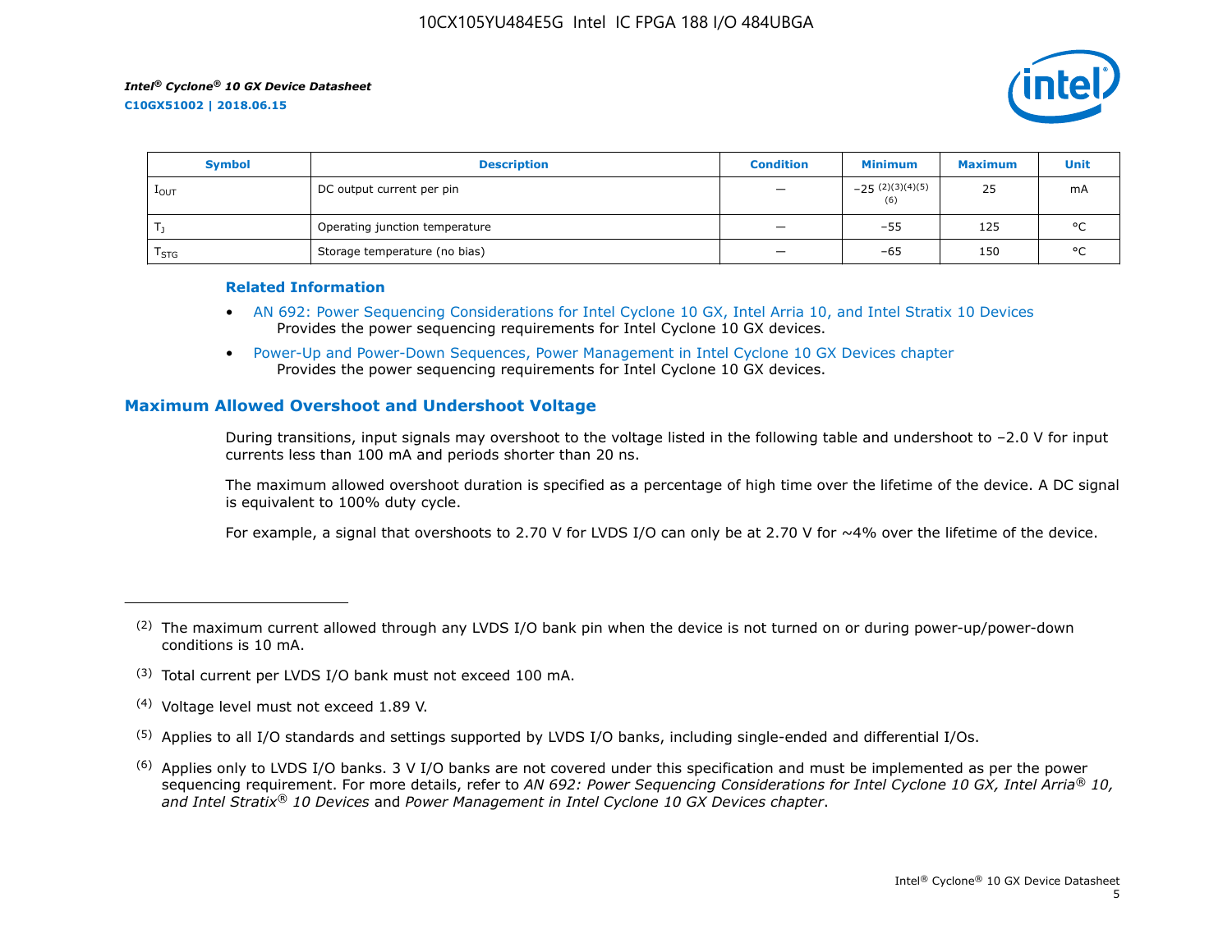| Symbol | Description | Condition | Minimum | Maximum | Unit |
| --- | --- | --- | --- | --- | --- |
| $I_{OUT}$ | DC output current per pin | — | –25 [2][3][4][5][6] | 25 | mA |
| $T_J$ | Operating junction temperature | — | –55 | 125 | °C |
| $T_{STG}$ | Storage temperature (no bias) | — | –65 | 150 | °C |

**Related Information**

- AN 692: Power Sequencing Considerations for Intel Cyclone 10 GX, Intel Arria 10, and Intel Stratix 10 Devices
  Provides the power sequencing requirements for Intel Cyclone 10 GX devices.
- Power-Up and Power-Down Sequences, Power Management in Intel Cyclone 10 GX Devices chapter
  Provides the power sequencing requirements for Intel Cyclone 10 GX devices.

## Maximum Allowed Overshoot and Undershoot Voltage

During transitions, input signals may overshoot to the voltage listed in the following table and undershoot to –2.0 V for input currents less than 100 mA and periods shorter than 20 ns.

The maximum allowed overshoot duration is specified as a percentage of high time over the lifetime of the device. A DC signal is equivalent to 100% duty cycle.

For example, a signal that overshoots to 2.70 V for LVDS I/O can only be at 2.70 V for ~4% over the lifetime of the device.

---

[2] The maximum current allowed through any LVDS I/O bank pin when the device is not turned on or during power-up/power-down conditions is 10 mA.

[3] Total current per LVDS I/O bank must not exceed 100 mA.

[4] Voltage level must not exceed 1.89 V.

[5] Applies to all I/O standards and settings supported by LVDS I/O banks, including single-ended and differential I/Os.

[6] Applies only to LVDS I/O banks. 3 V I/O banks are not covered under this specification and must be implemented as per the power sequencing requirement. For more details, refer to *AN 692: Power Sequencing Considerations for Intel Cyclone 10 GX, Intel Arria® 10, and Intel Stratix® 10 Devices* and *Power Management in Intel Cyclone 10 GX Devices chapter*.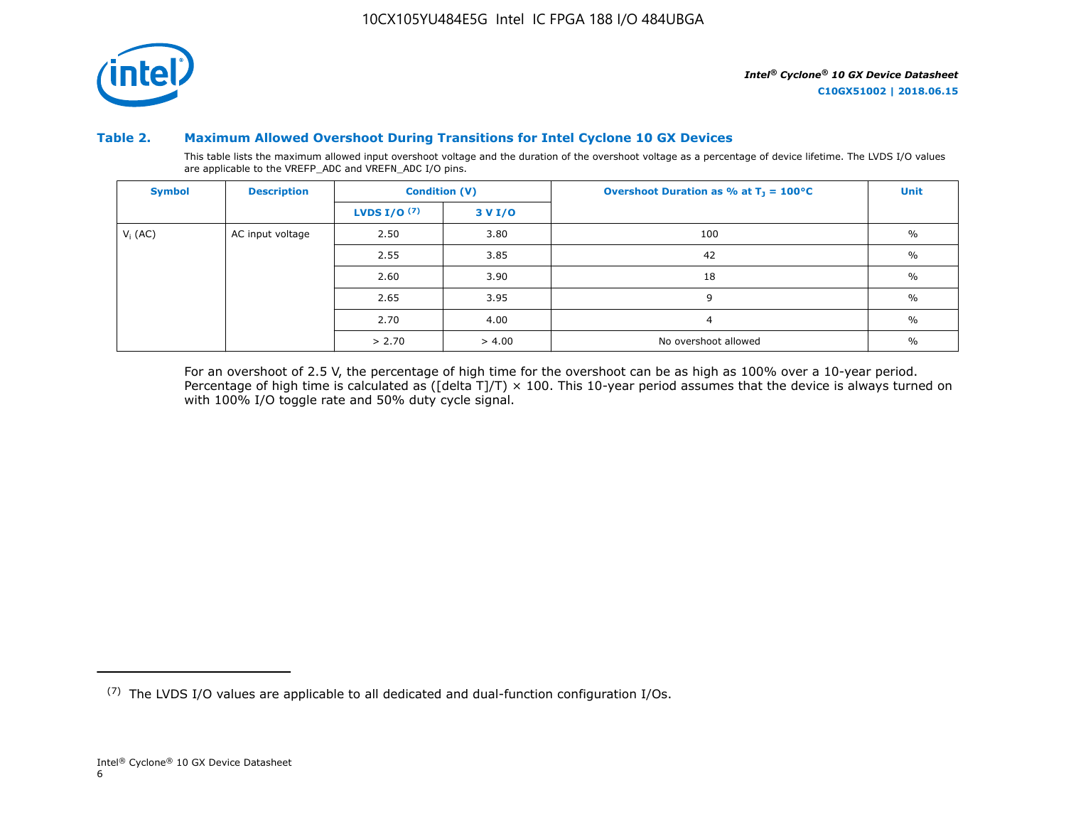### Table 2. Maximum Allowed Overshoot During Transitions for Intel Cyclone 10 GX Devices

This table lists the maximum allowed input overshoot voltage and the duration of the overshoot voltage as a percentage of device lifetime. The LVDS I/O values are applicable to the VREFP_ADC and VREFN_ADC I/O pins.

| Symbol | Description | Condition (V) | | Overshoot Duration as % at $T_J$ = 100°C | Unit |
|---|---|---|---|---|---|
| | | LVDS I/O [7] | 3 V I/O | | |
| $V_I$ (AC) | AC input voltage | 2.50 | 3.80 | 100 | % |
| | | 2.55 | 3.85 | 42 | % |
| | | 2.60 | 3.90 | 18 | % |
| | | 2.65 | 3.95 | 9 | % |
| | | 2.70 | 4.00 | 4 | % |
| | | > 2.70 | > 4.00 | No overshoot allowed | % |

For an overshoot of 2.5 V, the percentage of high time for the overshoot can be as high as 100% over a 10-year period. Percentage of high time is calculated as ([delta T]/T) × 100. This 10-year period assumes that the device is always turned on with 100% I/O toggle rate and 50% duty cycle signal.

[7] The LVDS I/O values are applicable to all dedicated and dual-function configuration I/Os.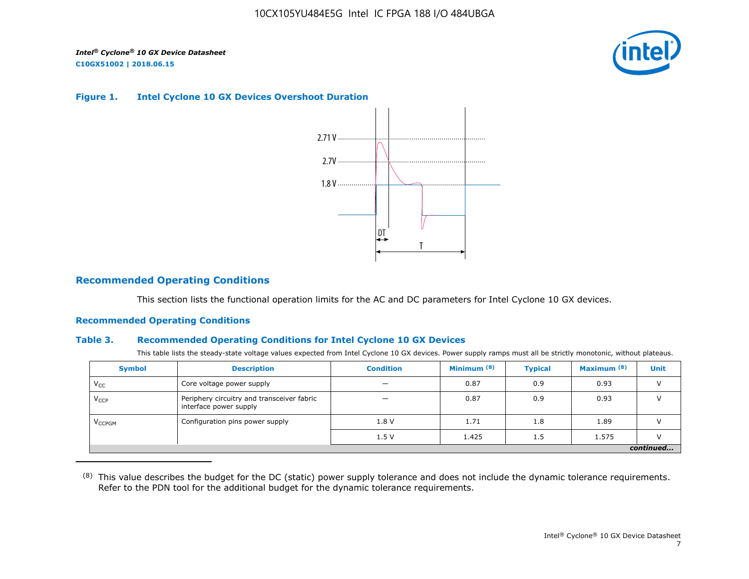**Figure 1. Intel Cyclone 10 GX Devices Overshoot Duration**

2.71 V

2.7V

1.8 V

DT

T

## Recommended Operating Conditions

This section lists the functional operation limits for the AC and DC parameters for Intel Cyclone 10 GX devices.

### Recommended Operating Conditions

**Table 3. Recommended Operating Conditions for Intel Cyclone 10 GX Devices**

This table lists the steady-state voltage values expected from Intel Cyclone 10 GX devices. Power supply ramps must all be strictly monotonic, without plateaus.

| Symbol | Description | Condition | Minimum (8) | Typical | Maximum (8) | Unit |
|---|---|---|---|---|---|---|
| $V_{CC}$ | Core voltage power supply | — | 0.87 | 0.9 | 0.93 | V |
| $V_{CCP}$ | Periphery circuitry and transceiver fabric interface power supply | — | 0.87 | 0.9 | 0.93 | V |
| $V_{CCPGM}$ | Configuration pins power supply | 1.8 V | 1.71 | 1.8 | 1.89 | V |
| | | 1.5 V | 1.425 | 1.5 | 1.575 | V |

*continued...*

(8) This value describes the budget for the DC (static) power supply tolerance and does not include the dynamic tolerance requirements. Refer to the PDN tool for the additional budget for the dynamic tolerance requirements.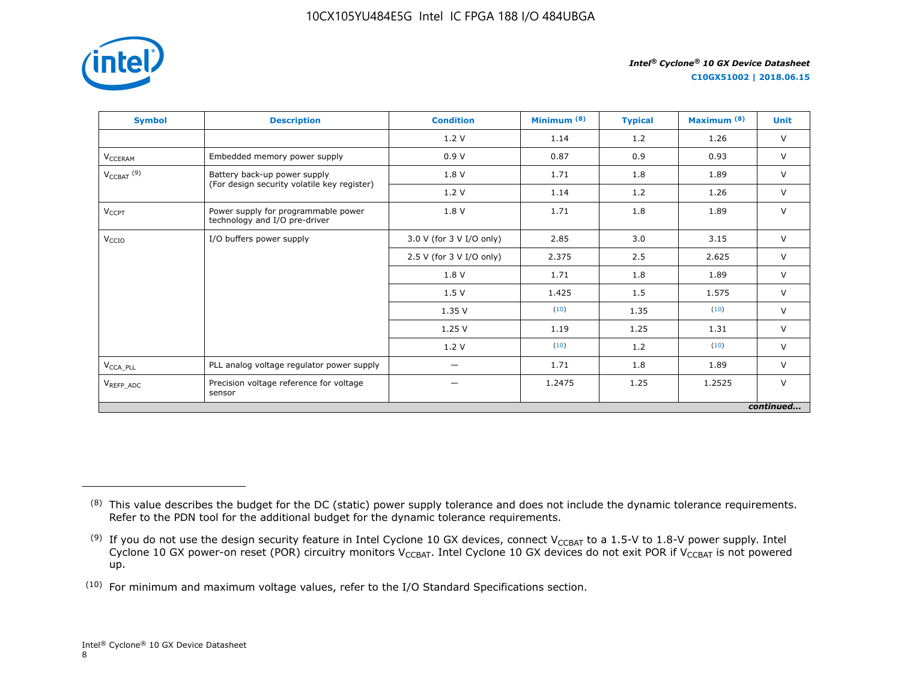| Symbol | Description | Condition | Minimum [8] | Typical | Maximum [8] | Unit |
|---|---|---|---|---|---|---|
| | | 1.2 V | 1.14 | 1.2 | 1.26 | V |
| $V_{CCERAM}$ | Embedded memory power supply | 0.9 V | 0.87 | 0.9 | 0.93 | V |
| $V_{CCBAT}$ [9] | Battery back-up power supply (For design security volatile key register) | 1.8 V | 1.71 | 1.8 | 1.89 | V |
| | | 1.2 V | 1.14 | 1.2 | 1.26 | V |
| $V_{CCPT}$ | Power supply for programmable power technology and I/O pre-driver | 1.8 V | 1.71 | 1.8 | 1.89 | V |
| $V_{CCIO}$ | I/O buffers power supply | 3.0 V (for 3 V I/O only) | 2.85 | 3.0 | 3.15 | V |
| | | 2.5 V (for 3 V I/O only) | 2.375 | 2.5 | 2.625 | V |
| | | 1.8 V | 1.71 | 1.8 | 1.89 | V |
| | | 1.5 V | 1.425 | 1.5 | 1.575 | V |
| | | 1.35 V | [10] | 1.35 | [10] | V |
| | | 1.25 V | 1.19 | 1.25 | 1.31 | V |
| | | 1.2 V | [10] | 1.2 | [10] | V |
| $V_{CCA\_PLL}$ | PLL analog voltage regulator power supply | — | 1.71 | 1.8 | 1.89 | V |
| $V_{REFP\_ADC}$ | Precision voltage reference for voltage sensor | — | 1.2475 | 1.25 | 1.2525 | V |
| | | | | | | *continued...* |

(8) This value describes the budget for the DC (static) power supply tolerance and does not include the dynamic tolerance requirements. Refer to the PDN tool for the additional budget for the dynamic tolerance requirements.

(9) If you do not use the design security feature in Intel Cyclone 10 GX devices, connect $V_{CCBAT}$ to a 1.5-V to 1.8-V power supply. Intel Cyclone 10 GX power-on reset (POR) circuitry monitors $V_{CCBAT}$. Intel Cyclone 10 GX devices do not exit POR if $V_{CCBAT}$ is not powered up.

(10) For minimum and maximum voltage values, refer to the I/O Standard Specifications section.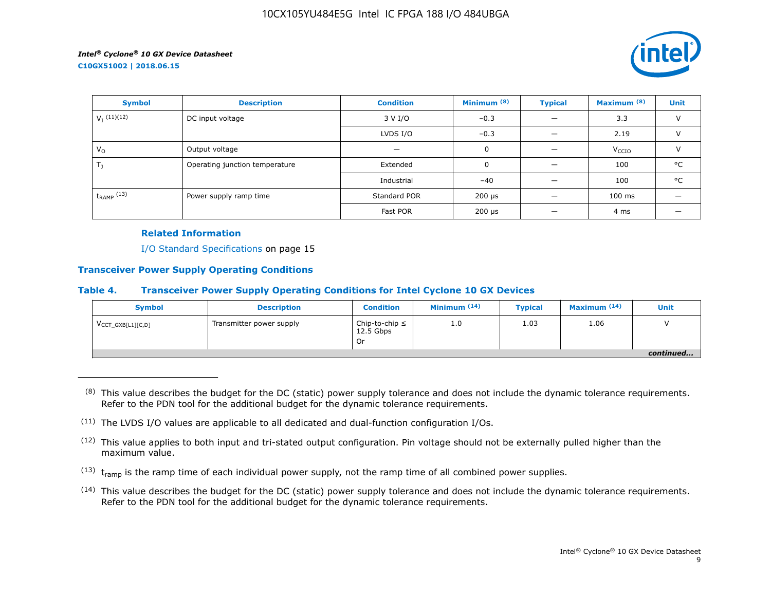| Symbol | Description | Condition | Minimum [8] | Typical | Maximum [8] | Unit |
|---|---|---|---|---|---|---|
| $V_I$ [11][12] | DC input voltage | 3 V I/O | –0.3 | — | 3.3 | V |
| | | LVDS I/O | –0.3 | — | 2.19 | V |
| $V_O$ | Output voltage | — | 0 | — | $V_{CCIO}$ | V |
| $T_J$ | Operating junction temperature | Extended | 0 | — | 100 | °C |
| | | Industrial | –40 | — | 100 | °C |
| $t_{RAMP}$ [13] | Power supply ramp time | Standard POR | 200 µs | — | 100 ms | — |
| | | Fast POR | 200 µs | — | 4 ms | — |

**Related Information**

I/O Standard Specifications on page 15

## Transceiver Power Supply Operating Conditions

### Table 4. Transceiver Power Supply Operating Conditions for Intel Cyclone 10 GX Devices

| Symbol | Description | Condition | Minimum [14] | Typical | Maximum [14] | Unit |
|---|---|---|---|---|---|---|
| $V_{CCT\_GXB[L1][C,D]}$ | Transmitter power supply | Chip-to-chip ≤ 12.5 Gbps Or | 1.0 | 1.03 | 1.06 | V |

*continued...*

---

(8) This value describes the budget for the DC (static) power supply tolerance and does not include the dynamic tolerance requirements. Refer to the PDN tool for the additional budget for the dynamic tolerance requirements.

(11) The LVDS I/O values are applicable to all dedicated and dual-function configuration I/Os.

(12) This value applies to both input and tri-stated output configuration. Pin voltage should not be externally pulled higher than the maximum value.

(13) $t_{ramp}$ is the ramp time of each individual power supply, not the ramp time of all combined power supplies.

(14) This value describes the budget for the DC (static) power supply tolerance and does not include the dynamic tolerance requirements. Refer to the PDN tool for the additional budget for the dynamic tolerance requirements.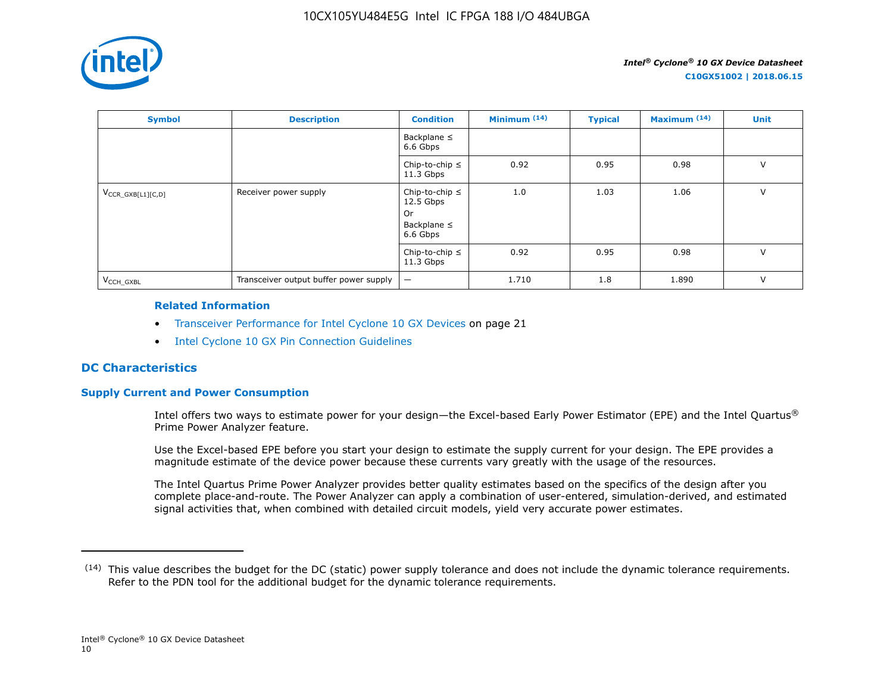| Symbol | Description | Condition | Minimum (14) | Typical | Maximum (14) | Unit |
|---|---|---|---|---|---|---|
| | | Backplane ≤ 6.6 Gbps | | | | |
| | | Chip-to-chip ≤ 11.3 Gbps | 0.92 | 0.95 | 0.98 | V |
| $V_{CCR\_GXB[L1][C,D]}$ | Receiver power supply | Chip-to-chip ≤ 12.5 Gbps Or Backplane ≤ 6.6 Gbps | 1.0 | 1.03 | 1.06 | V |
| | | Chip-to-chip ≤ 11.3 Gbps | 0.92 | 0.95 | 0.98 | V |
| $V_{CCH\_GXBL}$ | Transceiver output buffer power supply | — | 1.710 | 1.8 | 1.890 | V |

**Related Information**

- Transceiver Performance for Intel Cyclone 10 GX Devices on page 21
- Intel Cyclone 10 GX Pin Connection Guidelines

## DC Characteristics

### Supply Current and Power Consumption

Intel offers two ways to estimate power for your design—the Excel-based Early Power Estimator (EPE) and the Intel Quartus® Prime Power Analyzer feature.

Use the Excel-based EPE before you start your design to estimate the supply current for your design. The EPE provides a magnitude estimate of the device power because these currents vary greatly with the usage of the resources.

The Intel Quartus Prime Power Analyzer provides better quality estimates based on the specifics of the design after you complete place-and-route. The Power Analyzer can apply a combination of user-entered, simulation-derived, and estimated signal activities that, when combined with detailed circuit models, yield very accurate power estimates.

(14) This value describes the budget for the DC (static) power supply tolerance and does not include the dynamic tolerance requirements. Refer to the PDN tool for the additional budget for the dynamic tolerance requirements.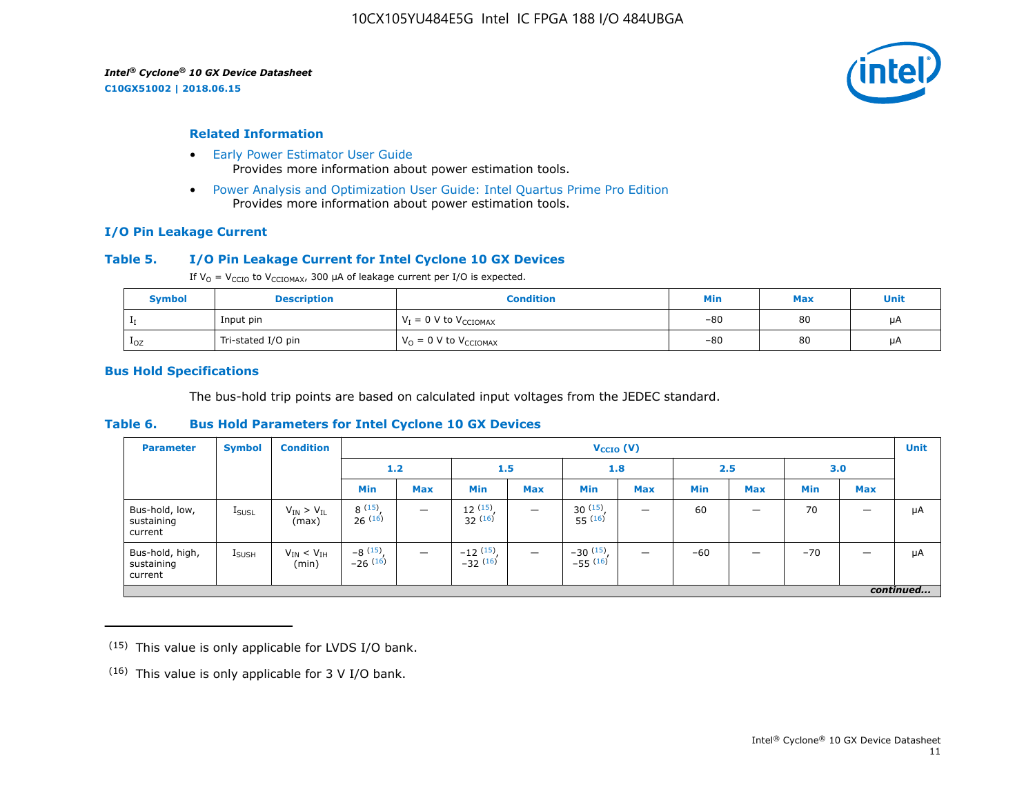### Related Information

- Early Power Estimator User Guide
  Provides more information about power estimation tools.
- Power Analysis and Optimization User Guide: Intel Quartus Prime Pro Edition
  Provides more information about power estimation tools.

## I/O Pin Leakage Current

### Table 5. I/O Pin Leakage Current for Intel Cyclone 10 GX Devices

If $V_O$ = $V_{CCIO}$ to $V_{CCIOMAX}$, 300 µA of leakage current per I/O is expected.

| Symbol | Description | Condition | Min | Max | Unit |
|---|---|---|---|---|---|
| $I_I$ | Input pin | $V_I$ = 0 V to $V_{CCIOMAX}$ | –80 | 80 | µA |
| $I_{OZ}$ | Tri-stated I/O pin | $V_O$ = 0 V to $V_{CCIOMAX}$ | –80 | 80 | µA |

## Bus Hold Specifications

The bus-hold trip points are based on calculated input voltages from the JEDEC standard.

### Table 6. Bus Hold Parameters for Intel Cyclone 10 GX Devices

| Parameter | Symbol | Condition | $V_{CCIO}$ (V) | | | | | | | | | | Unit |
|---|---|---|---|---|---|---|---|---|---|---|---|---|---|
| | | | 1.2 | | 1.5 | | 1.8 | | 2.5 | | 3.0 | | |
| | | | Min | Max | Min | Max | Min | Max | Min | Max | Min | Max | |
| Bus-hold, low, sustaining current | $I_{SUSL}$ | $V_{IN}$ > $V_{IL}$ (max) | 8 [15], 26 [16] | — | 12 [15], 32 [16] | — | 30 [15], 55 [16] | — | 60 | — | 70 | — | µA |
| Bus-hold, high, sustaining current | $I_{SUSH}$ | $V_{IN}$ < $V_{IH}$ (min) | –8 [15], –26 [16] | — | –12 [15], –32 [16] | — | –30 [15], –55 [16] | — | –60 | — | –70 | — | µA |

*continued...*

(15) This value is only applicable for LVDS I/O bank.

(16) This value is only applicable for 3 V I/O bank.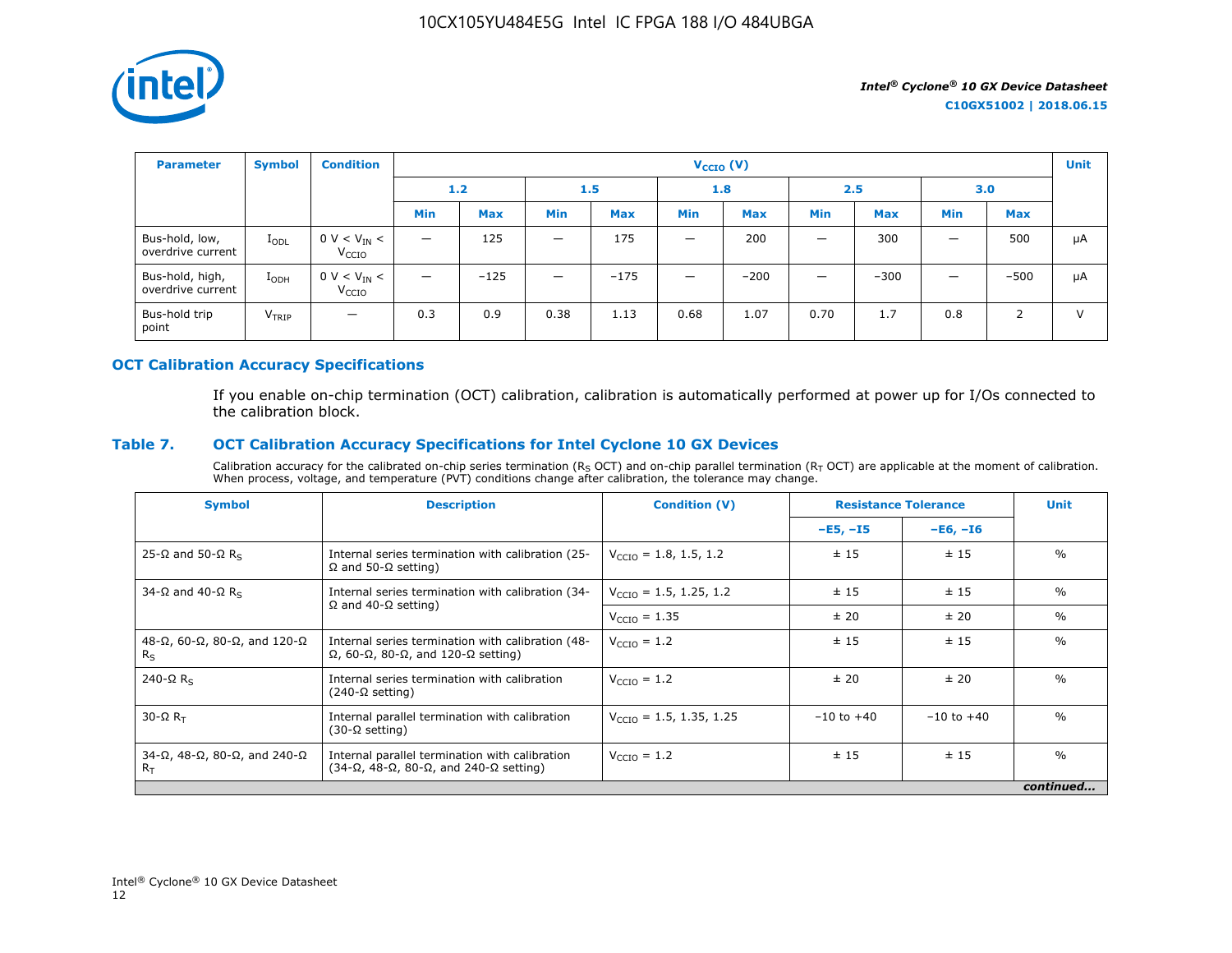| Parameter | Symbol | Condition | $V_{CCIO}$ (V) | | | | | | | | | | Unit |
|---|---|---|---|---|---|---|---|---|---|---|---|---|---|
| | | | 1.2 | | 1.5 | | 1.8 | | 2.5 | | 3.0 | | |
| | | | Min | Max | Min | Max | Min | Max | Min | Max | Min | Max | |
| Bus-hold, low, overdrive current | $I_{ODL}$ | 0 V < $V_{IN}$ < $V_{CCIO}$ | — | 125 | — | 175 | — | 200 | — | 300 | — | 500 | µA |
| Bus-hold, high, overdrive current | $I_{ODH}$ | 0 V < $V_{IN}$ < $V_{CCIO}$ | — | –125 | — | –175 | — | –200 | — | –300 | — | –500 | µA |
| Bus-hold trip point | $V_{TRIP}$ | — | 0.3 | 0.9 | 0.38 | 1.13 | 0.68 | 1.07 | 0.70 | 1.7 | 0.8 | 2 | V |

## OCT Calibration Accuracy Specifications

If you enable on-chip termination (OCT) calibration, calibration is automatically performed at power up for I/Os connected to the calibration block.

### Table 7. OCT Calibration Accuracy Specifications for Intel Cyclone 10 GX Devices

Calibration accuracy for the calibrated on-chip series termination ($R_S$ OCT) and on-chip parallel termination ($R_T$ OCT) are applicable at the moment of calibration. When process, voltage, and temperature (PVT) conditions change after calibration, the tolerance may change.

| Symbol | Description | Condition (V) | Resistance Tolerance | | Unit |
|---|---|---|---|---|---|
| | | | –E5, –I5 | –E6, –I6 | |
| 25-Ω and 50-Ω $R_S$ | Internal series termination with calibration (25-Ω and 50-Ω setting) | $V_{CCIO}$ = 1.8, 1.5, 1.2 | ± 15 | ± 15 | % |
| 34-Ω and 40-Ω $R_S$ | Internal series termination with calibration (34-Ω and 40-Ω setting) | $V_{CCIO}$ = 1.5, 1.25, 1.2 | ± 15 | ± 15 | % |
| | | $V_{CCIO}$ = 1.35 | ± 20 | ± 20 | % |
| 48-Ω, 60-Ω, 80-Ω, and 120-Ω $R_S$ | Internal series termination with calibration (48-Ω, 60-Ω, 80-Ω, and 120-Ω setting) | $V_{CCIO}$ = 1.2 | ± 15 | ± 15 | % |
| 240-Ω $R_S$ | Internal series termination with calibration (240-Ω setting) | $V_{CCIO}$ = 1.2 | ± 20 | ± 20 | % |
| 30-Ω $R_T$ | Internal parallel termination with calibration (30-Ω setting) | $V_{CCIO}$ = 1.5, 1.35, 1.25 | –10 to +40 | –10 to +40 | % |
| 34-Ω, 48-Ω, 80-Ω, and 240-Ω $R_T$ | Internal parallel termination with calibration (34-Ω, 48-Ω, 80-Ω, and 240-Ω setting) | $V_{CCIO}$ = 1.2 | ± 15 | ± 15 | % |

*continued...*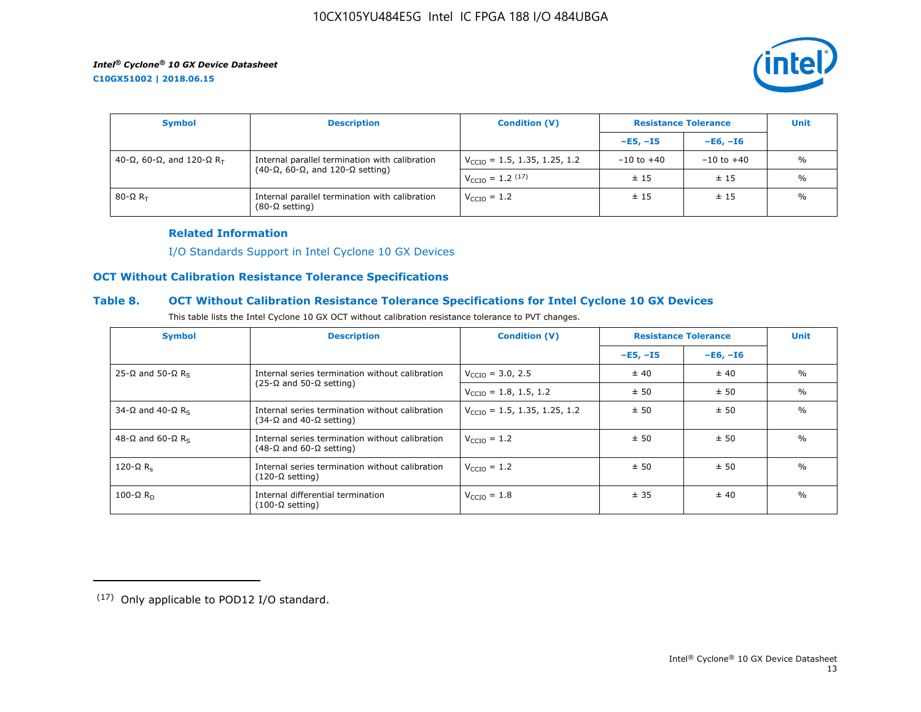| Symbol | Description | Condition (V) | Resistance Tolerance | | Unit |
|---|---|---|---|---|---|
| | | | –E5, –I5 | –E6, –I6 | |
| 40-Ω, 60-Ω, and 120-Ω $R_T$ | Internal parallel termination with calibration (40-Ω, 60-Ω, and 120-Ω setting) | $V_{CCIO}$ = 1.5, 1.35, 1.25, 1.2 | –10 to +40 | –10 to +40 | % |
| | | $V_{CCIO}$ = 1.2 (17) | ± 15 | ± 15 | % |
| 80-Ω $R_T$ | Internal parallel termination with calibration (80-Ω setting) | $V_{CCIO}$ = 1.2 | ± 15 | ± 15 | % |

**Related Information**

I/O Standards Support in Intel Cyclone 10 GX Devices

### OCT Without Calibration Resistance Tolerance Specifications

#### Table 8. OCT Without Calibration Resistance Tolerance Specifications for Intel Cyclone 10 GX Devices

This table lists the Intel Cyclone 10 GX OCT without calibration resistance tolerance to PVT changes.

| Symbol | Description | Condition (V) | Resistance Tolerance | | Unit |
|---|---|---|---|---|---|
| | | | –E5, –I5 | –E6, –I6 | |
| 25-Ω and 50-Ω $R_S$ | Internal series termination without calibration (25-Ω and 50-Ω setting) | $V_{CCIO}$ = 3.0, 2.5 | ± 40 | ± 40 | % |
| | | $V_{CCIO}$ = 1.8, 1.5, 1.2 | ± 50 | ± 50 | % |
| 34-Ω and 40-Ω $R_S$ | Internal series termination without calibration (34-Ω and 40-Ω setting) | $V_{CCIO}$ = 1.5, 1.35, 1.25, 1.2 | ± 50 | ± 50 | % |
| 48-Ω and 60-Ω $R_S$ | Internal series termination without calibration (48-Ω and 60-Ω setting) | $V_{CCIO}$ = 1.2 | ± 50 | ± 50 | % |
| 120-Ω $R_s$ | Internal series termination without calibration (120-Ω setting) | $V_{CCIO}$ = 1.2 | ± 50 | ± 50 | % |
| 100-Ω $R_D$ | Internal differential termination (100-Ω setting) | $V_{CCIO}$ = 1.8 | ± 35 | ± 40 | % |

(17) Only applicable to POD12 I/O standard.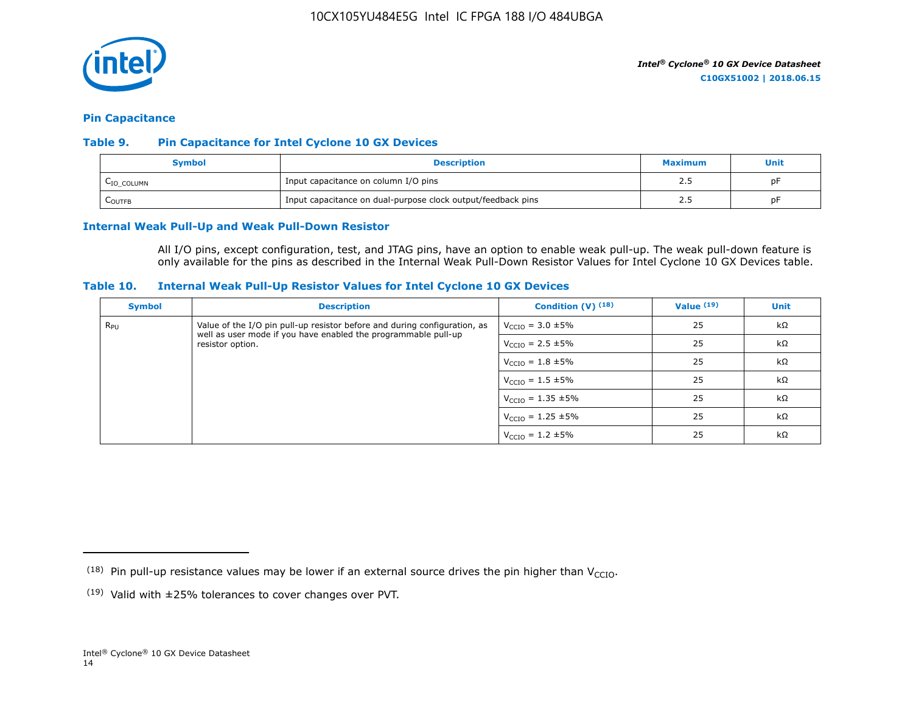## Pin Capacitance

**Table 9. Pin Capacitance for Intel Cyclone 10 GX Devices**

| Symbol | Description | Maximum | Unit |
|---|---|---|---|
| $C_{IO\_COLUMN}$ | Input capacitance on column I/O pins | 2.5 | pF |
| $C_{OUTFB}$ | Input capacitance on dual-purpose clock output/feedback pins | 2.5 | pF |

## Internal Weak Pull-Up and Weak Pull-Down Resistor

All I/O pins, except configuration, test, and JTAG pins, have an option to enable weak pull-up. The weak pull-down feature is only available for the pins as described in the Internal Weak Pull-Down Resistor Values for Intel Cyclone 10 GX Devices table.

**Table 10. Internal Weak Pull-Up Resistor Values for Intel Cyclone 10 GX Devices**

| Symbol | Description | Condition (V) [18] | Value [19] | Unit |
|---|---|---|---|---|
| $R_{PU}$ | Value of the I/O pin pull-up resistor before and during configuration, as well as user mode if you have enabled the programmable pull-up resistor option. | $V_{CCIO}$ = 3.0 ±5% | 25 | kΩ |
| | | $V_{CCIO}$ = 2.5 ±5% | 25 | kΩ |
| | | $V_{CCIO}$ = 1.8 ±5% | 25 | kΩ |
| | | $V_{CCIO}$ = 1.5 ±5% | 25 | kΩ |
| | | $V_{CCIO}$ = 1.35 ±5% | 25 | kΩ |
| | | $V_{CCIO}$ = 1.25 ±5% | 25 | kΩ |
| | | $V_{CCIO}$ = 1.2 ±5% | 25 | kΩ |

[18] Pin pull-up resistance values may be lower if an external source drives the pin higher than $V_{CCIO}$.

[19] Valid with ±25% tolerances to cover changes over PVT.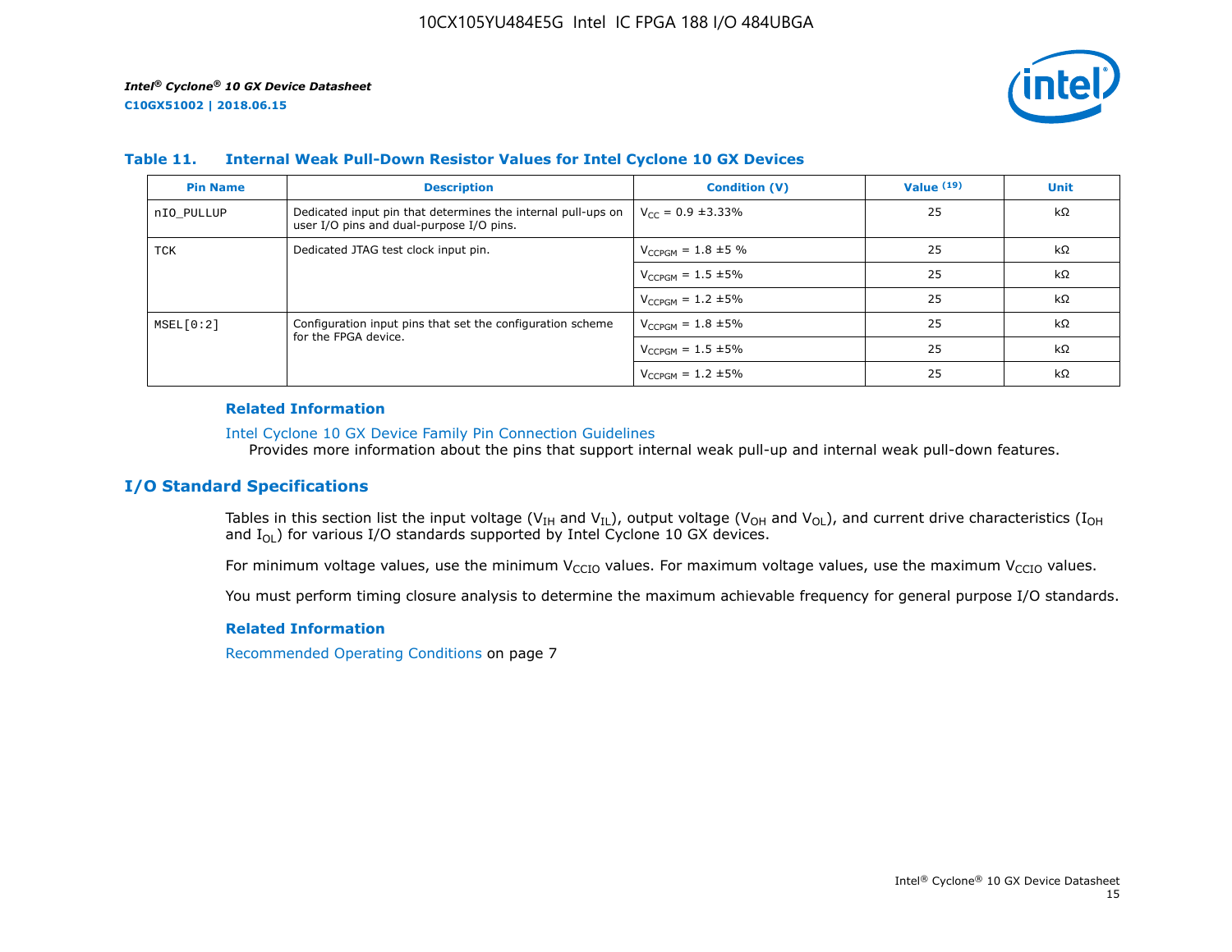### Table 11. Internal Weak Pull-Down Resistor Values for Intel Cyclone 10 GX Devices

| Pin Name | Description | Condition (V) | Value (19) | Unit |
|---|---|---|---|---|
| nIO_PULLUP | Dedicated input pin that determines the internal pull-ups on user I/O pins and dual-purpose I/O pins. | $V_{CC}$ = 0.9 ±3.33% | 25 | kΩ |
| TCK | Dedicated JTAG test clock input pin. | $V_{CCPGM}$ = 1.8 ±5 % | 25 | kΩ |
| | | $V_{CCPGM}$ = 1.5 ±5% | 25 | kΩ |
| | | $V_{CCPGM}$ = 1.2 ±5% | 25 | kΩ |
| MSEL[0:2] | Configuration input pins that set the configuration scheme for the FPGA device. | $V_{CCPGM}$ = 1.8 ±5% | 25 | kΩ |
| | | $V_{CCPGM}$ = 1.5 ±5% | 25 | kΩ |
| | | $V_{CCPGM}$ = 1.2 ±5% | 25 | kΩ |

**Related Information**

Intel Cyclone 10 GX Device Family Pin Connection Guidelines
Provides more information about the pins that support internal weak pull-up and internal weak pull-down features.

## I/O Standard Specifications

Tables in this section list the input voltage ($V_{IH}$ and $V_{IL}$), output voltage ($V_{OH}$ and $V_{OL}$), and current drive characteristics ($I_{OH}$ and $I_{OL}$) for various I/O standards supported by Intel Cyclone 10 GX devices.

For minimum voltage values, use the minimum $V_{CCIO}$ values. For maximum voltage values, use the maximum $V_{CCIO}$ values.

You must perform timing closure analysis to determine the maximum achievable frequency for general purpose I/O standards.

**Related Information**

Recommended Operating Conditions on page 7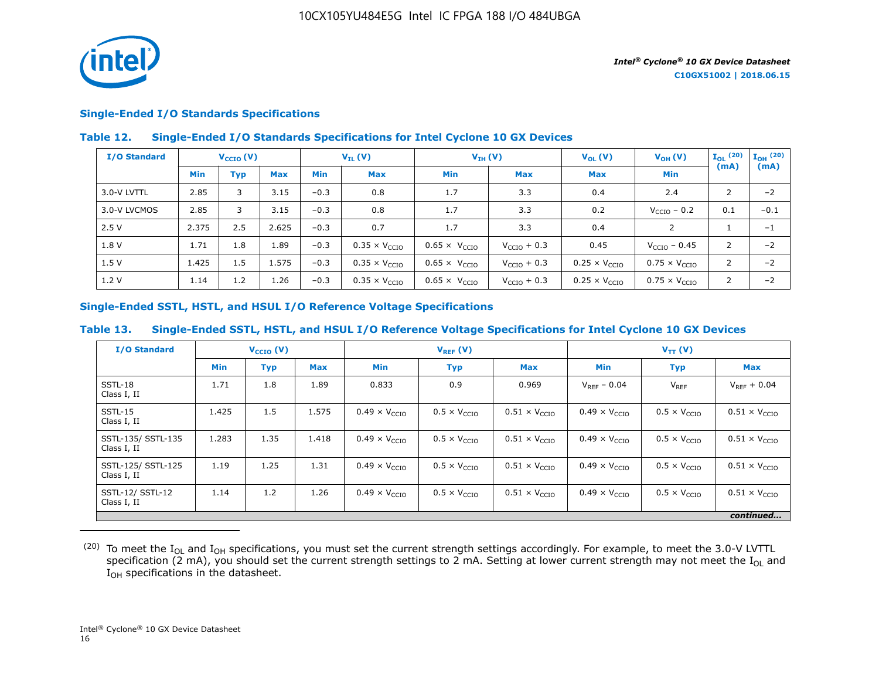## Single-Ended I/O Standards Specifications

### Table 12. Single-Ended I/O Standards Specifications for Intel Cyclone 10 GX Devices

| I/O Standard | $V_{CCIO}$ (V) | | | $V_{IL}$ (V) | | $V_{IH}$ (V) | | $V_{OL}$ (V) | $V_{OH}$ (V) | $I_{OL}$ [20] (mA) | $I_{OH}$ [20] (mA) |
|---|---|---|---|---|---|---|---|---|---|---|---|
| | Min | Typ | Max | Min | Max | Min | Max | Max | Min | | |
| 3.0-V LVTTL | 2.85 | 3 | 3.15 | −0.3 | 0.8 | 1.7 | 3.3 | 0.4 | 2.4 | 2 | −2 |
| 3.0-V LVCMOS | 2.85 | 3 | 3.15 | −0.3 | 0.8 | 1.7 | 3.3 | 0.2 | $V_{CCIO}$ − 0.2 | 0.1 | −0.1 |
| 2.5 V | 2.375 | 2.5 | 2.625 | −0.3 | 0.7 | 1.7 | 3.3 | 0.4 | 2 | 1 | −1 |
| 1.8 V | 1.71 | 1.8 | 1.89 | −0.3 | 0.35 × $V_{CCIO}$ | 0.65 × $V_{CCIO}$ | $V_{CCIO}$ + 0.3 | 0.45 | $V_{CCIO}$ − 0.45 | 2 | −2 |
| 1.5 V | 1.425 | 1.5 | 1.575 | −0.3 | 0.35 × $V_{CCIO}$ | 0.65 × $V_{CCIO}$ | $V_{CCIO}$ + 0.3 | 0.25 × $V_{CCIO}$ | 0.75 × $V_{CCIO}$ | 2 | −2 |
| 1.2 V | 1.14 | 1.2 | 1.26 | −0.3 | 0.35 × $V_{CCIO}$ | 0.65 × $V_{CCIO}$ | $V_{CCIO}$ + 0.3 | 0.25 × $V_{CCIO}$ | 0.75 × $V_{CCIO}$ | 2 | −2 |

## Single-Ended SSTL, HSTL, and HSUL I/O Reference Voltage Specifications

### Table 13. Single-Ended SSTL, HSTL, and HSUL I/O Reference Voltage Specifications for Intel Cyclone 10 GX Devices

| I/O Standard | $V_{CCIO}$ (V) | | | $V_{REF}$ (V) | | | $V_{TT}$ (V) | | |
|---|---|---|---|---|---|---|---|---|---|
| | Min | Typ | Max | Min | Typ | Max | Min | Typ | Max |
| SSTL-18 Class I, II | 1.71 | 1.8 | 1.89 | 0.833 | 0.9 | 0.969 | $V_{REF}$ − 0.04 | $V_{REF}$ | $V_{REF}$ + 0.04 |
| SSTL-15 Class I, II | 1.425 | 1.5 | 1.575 | 0.49 × $V_{CCIO}$ | 0.5 × $V_{CCIO}$ | 0.51 × $V_{CCIO}$ | 0.49 × $V_{CCIO}$ | 0.5 × $V_{CCIO}$ | 0.51 × $V_{CCIO}$ |
| SSTL-135/ SSTL-135 Class I, II | 1.283 | 1.35 | 1.418 | 0.49 × $V_{CCIO}$ | 0.5 × $V_{CCIO}$ | 0.51 × $V_{CCIO}$ | 0.49 × $V_{CCIO}$ | 0.5 × $V_{CCIO}$ | 0.51 × $V_{CCIO}$ |
| SSTL-125/ SSTL-125 Class I, II | 1.19 | 1.25 | 1.31 | 0.49 × $V_{CCIO}$ | 0.5 × $V_{CCIO}$ | 0.51 × $V_{CCIO}$ | 0.49 × $V_{CCIO}$ | 0.5 × $V_{CCIO}$ | 0.51 × $V_{CCIO}$ |
| SSTL-12/ SSTL-12 Class I, II | 1.14 | 1.2 | 1.26 | 0.49 × $V_{CCIO}$ | 0.5 × $V_{CCIO}$ | 0.51 × $V_{CCIO}$ | 0.49 × $V_{CCIO}$ | 0.5 × $V_{CCIO}$ | 0.51 × $V_{CCIO}$ |

*continued...*

---

[20] To meet the $I_{OL}$ and $I_{OH}$ specifications, you must set the current strength settings accordingly. For example, to meet the 3.0-V LVTTL specification (2 mA), you should set the current strength settings to 2 mA. Setting at lower current strength may not meet the $I_{OL}$ and $I_{OH}$ specifications in the datasheet.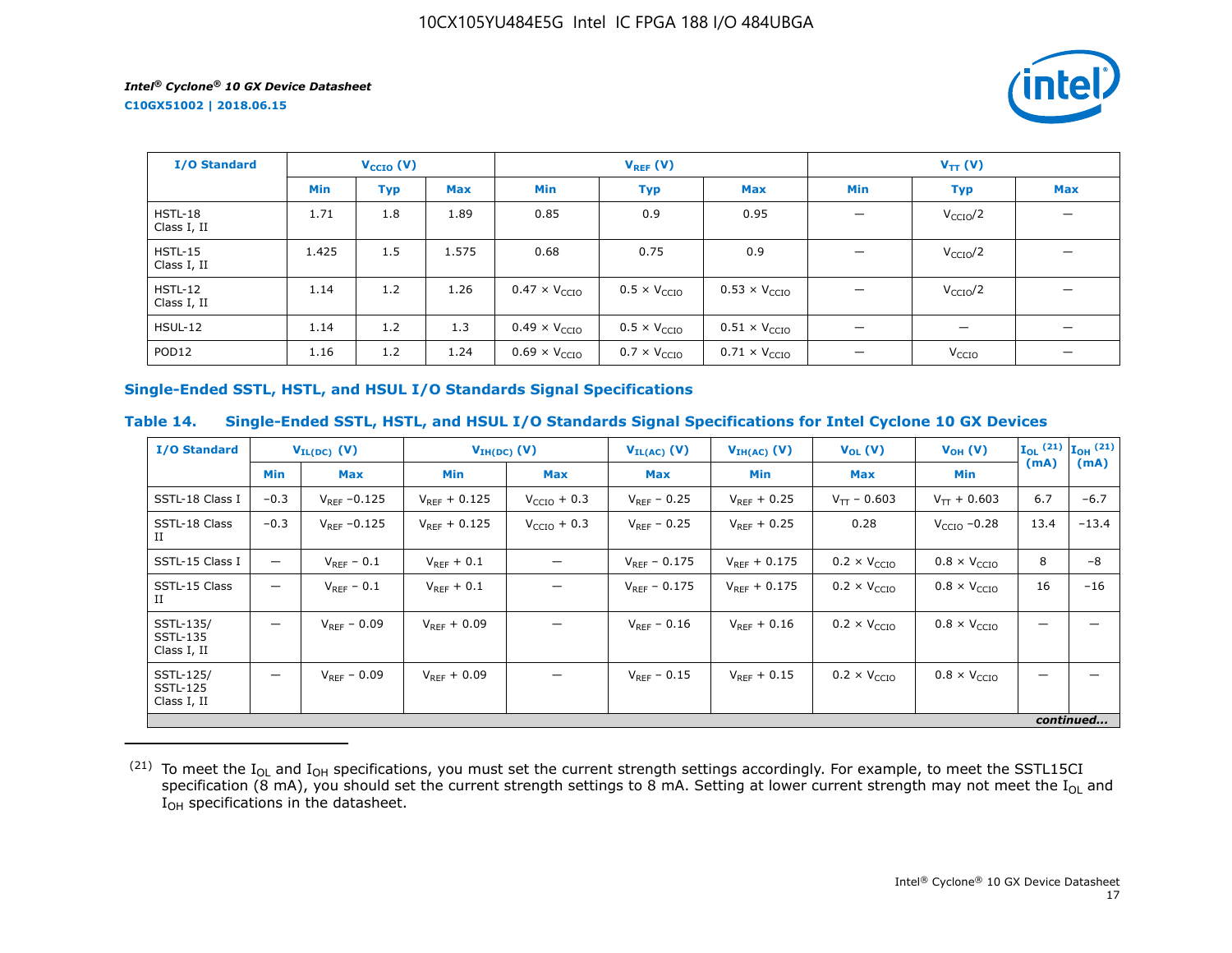| I/O Standard | $V_{CCIO}$ (V) | | | $V_{REF}$ (V) | | | $V_{TT}$ (V) | | |
|---|---|---|---|---|---|---|---|---|---|
| | Min | Typ | Max | Min | Typ | Max | Min | Typ | Max |
| HSTL-18 Class I, II | 1.71 | 1.8 | 1.89 | 0.85 | 0.9 | 0.95 | — | $V_{CCIO}/2$ | — |
| HSTL-15 Class I, II | 1.425 | 1.5 | 1.575 | 0.68 | 0.75 | 0.9 | — | $V_{CCIO}/2$ | — |
| HSTL-12 Class I, II | 1.14 | 1.2 | 1.26 | $0.47 \times V_{CCIO}$ | $0.5 \times V_{CCIO}$ | $0.53 \times V_{CCIO}$ | — | $V_{CCIO}/2$ | — |
| HSUL-12 | 1.14 | 1.2 | 1.3 | $0.49 \times V_{CCIO}$ | $0.5 \times V_{CCIO}$ | $0.51 \times V_{CCIO}$ | — | — | — |
| POD12 | 1.16 | 1.2 | 1.24 | $0.69 \times V_{CCIO}$ | $0.7 \times V_{CCIO}$ | $0.71 \times V_{CCIO}$ | — | $V_{CCIO}$ | — |

## Single-Ended SSTL, HSTL, and HSUL I/O Standards Signal Specifications

### Table 14. Single-Ended SSTL, HSTL, and HSUL I/O Standards Signal Specifications for Intel Cyclone 10 GX Devices

| I/O Standard | $V_{IL(DC)}$ (V) | | $V_{IH(DC)}$ (V) | | $V_{IL(AC)}$ (V) | $V_{IH(AC)}$ (V) | $V_{OL}$ (V) | $V_{OH}$ (V) | $I_{OL}$ [(21)] (mA) | $I_{OH}$ [(21)] (mA) |
|---|---|---|---|---|---|---|---|---|---|---|
| | Min | Max | Min | Max | Max | Min | Max | Min | | |
| SSTL-18 Class I | −0.3 | $V_{REF}$ −0.125 | $V_{REF}$ + 0.125 | $V_{CCIO}$ + 0.3 | $V_{REF}$ − 0.25 | $V_{REF}$ + 0.25 | $V_{TT}$ − 0.603 | $V_{TT}$ + 0.603 | 6.7 | −6.7 |
| SSTL-18 Class II | −0.3 | $V_{REF}$ −0.125 | $V_{REF}$ + 0.125 | $V_{CCIO}$ + 0.3 | $V_{REF}$ − 0.25 | $V_{REF}$ + 0.25 | 0.28 | $V_{CCIO}$ −0.28 | 13.4 | −13.4 |
| SSTL-15 Class I | — | $V_{REF}$ − 0.1 | $V_{REF}$ + 0.1 | — | $V_{REF}$ − 0.175 | $V_{REF}$ + 0.175 | $0.2 \times V_{CCIO}$ | $0.8 \times V_{CCIO}$ | 8 | −8 |
| SSTL-15 Class II | — | $V_{REF}$ − 0.1 | $V_{REF}$ + 0.1 | — | $V_{REF}$ − 0.175 | $V_{REF}$ + 0.175 | $0.2 \times V_{CCIO}$ | $0.8 \times V_{CCIO}$ | 16 | −16 |
| SSTL-135/ SSTL-135 Class I, II | — | $V_{REF}$ − 0.09 | $V_{REF}$ + 0.09 | — | $V_{REF}$ − 0.16 | $V_{REF}$ + 0.16 | $0.2 \times V_{CCIO}$ | $0.8 \times V_{CCIO}$ | — | — |
| SSTL-125/ SSTL-125 Class I, II | — | $V_{REF}$ − 0.09 | $V_{REF}$ + 0.09 | — | $V_{REF}$ − 0.15 | $V_{REF}$ + 0.15 | $0.2 \times V_{CCIO}$ | $0.8 \times V_{CCIO}$ | — | — |

*continued...*

(21) To meet the $I_{OL}$ and $I_{OH}$ specifications, you must set the current strength settings accordingly. For example, to meet the SSTL15CI specification (8 mA), you should set the current strength settings to 8 mA. Setting at lower current strength may not meet the $I_{OL}$ and $I_{OH}$ specifications in the datasheet.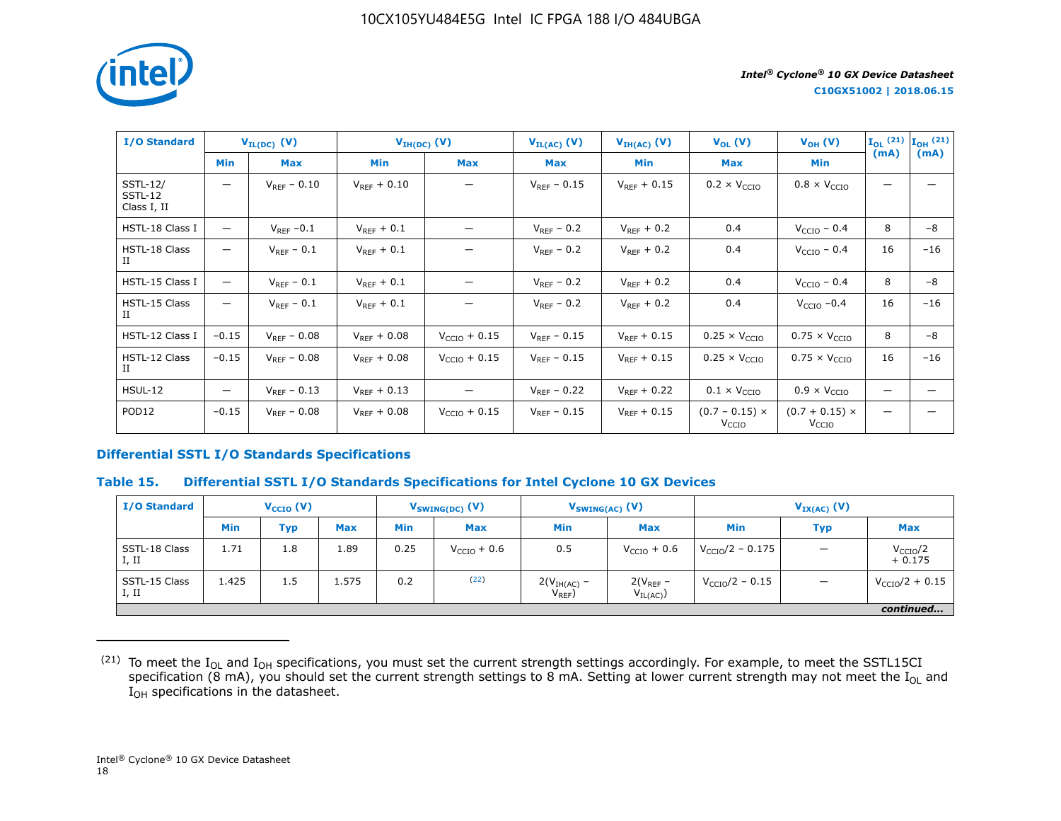| I/O Standard | $V_{IL(DC)}$ (V) | | $V_{IH(DC)}$ (V) | | $V_{IL(AC)}$ (V) | $V_{IH(AC)}$ (V) | $V_{OL}$ (V) | $V_{OH}$ (V) | $I_{OL}$ [(21)] (mA) | $I_{OH}$ [(21)] (mA) |
|---|---|---|---|---|---|---|---|---|---|---|
| | Min | Max | Min | Max | Max | Min | Max | Min | | |
| SSTL-12/ SSTL-12 Class I, II | — | $V_{REF}$ − 0.10 | $V_{REF}$ + 0.10 | — | $V_{REF}$ − 0.15 | $V_{REF}$ + 0.15 | 0.2 × $V_{CCIO}$ | 0.8 × $V_{CCIO}$ | — | — |
| HSTL-18 Class I | — | $V_{REF}$ −0.1 | $V_{REF}$ + 0.1 | — | $V_{REF}$ − 0.2 | $V_{REF}$ + 0.2 | 0.4 | $V_{CCIO}$ − 0.4 | 8 | −8 |
| HSTL-18 Class II | — | $V_{REF}$ − 0.1 | $V_{REF}$ + 0.1 | — | $V_{REF}$ − 0.2 | $V_{REF}$ + 0.2 | 0.4 | $V_{CCIO}$ − 0.4 | 16 | −16 |
| HSTL-15 Class I | — | $V_{REF}$ − 0.1 | $V_{REF}$ + 0.1 | — | $V_{REF}$ − 0.2 | $V_{REF}$ + 0.2 | 0.4 | $V_{CCIO}$ − 0.4 | 8 | −8 |
| HSTL-15 Class II | — | $V_{REF}$ − 0.1 | $V_{REF}$ + 0.1 | — | $V_{REF}$ − 0.2 | $V_{REF}$ + 0.2 | 0.4 | $V_{CCIO}$ −0.4 | 16 | −16 |
| HSTL-12 Class I | −0.15 | $V_{REF}$ − 0.08 | $V_{REF}$ + 0.08 | $V_{CCIO}$ + 0.15 | $V_{REF}$ − 0.15 | $V_{REF}$ + 0.15 | 0.25 × $V_{CCIO}$ | 0.75 × $V_{CCIO}$ | 8 | −8 |
| HSTL-12 Class II | −0.15 | $V_{REF}$ − 0.08 | $V_{REF}$ + 0.08 | $V_{CCIO}$ + 0.15 | $V_{REF}$ − 0.15 | $V_{REF}$ + 0.15 | 0.25 × $V_{CCIO}$ | 0.75 × $V_{CCIO}$ | 16 | −16 |
| HSUL-12 | — | $V_{REF}$ − 0.13 | $V_{REF}$ + 0.13 | — | $V_{REF}$ − 0.22 | $V_{REF}$ + 0.22 | 0.1 × $V_{CCIO}$ | 0.9 × $V_{CCIO}$ | — | — |
| POD12 | −0.15 | $V_{REF}$ − 0.08 | $V_{REF}$ + 0.08 | $V_{CCIO}$ + 0.15 | $V_{REF}$ − 0.15 | $V_{REF}$ + 0.15 | (0.7 − 0.15) × $V_{CCIO}$ | (0.7 + 0.15) × $V_{CCIO}$ | — | — |

## Differential SSTL I/O Standards Specifications

### Table 15. Differential SSTL I/O Standards Specifications for Intel Cyclone 10 GX Devices

| I/O Standard | $V_{CCIO}$ (V) | | | $V_{SWING(DC)}$ (V) | | $V_{SWING(AC)}$ (V) | | $V_{IX(AC)}$ (V) | | |
|---|---|---|---|---|---|---|---|---|---|---|
| | Min | Typ | Max | Min | Max | Min | Max | Min | Typ | Max |
| SSTL-18 Class I, II | 1.71 | 1.8 | 1.89 | 0.25 | $V_{CCIO}$ + 0.6 | 0.5 | $V_{CCIO}$ + 0.6 | $V_{CCIO}/2$ − 0.175 | — | $V_{CCIO}/2$ + 0.175 |
| SSTL-15 Class I, II | 1.425 | 1.5 | 1.575 | 0.2 | [(22)] | $2(V_{IH(AC)} - V_{REF})$ | $2(V_{REF} - V_{IL(AC)})$ | $V_{CCIO}/2$ − 0.15 | — | $V_{CCIO}/2$ + 0.15 |

*continued...*

(21) To meet the $I_{OL}$ and $I_{OH}$ specifications, you must set the current strength settings accordingly. For example, to meet the SSTL15CI specification (8 mA), you should set the current strength settings to 8 mA. Setting at lower current strength may not meet the $I_{OL}$ and $I_{OH}$ specifications in the datasheet.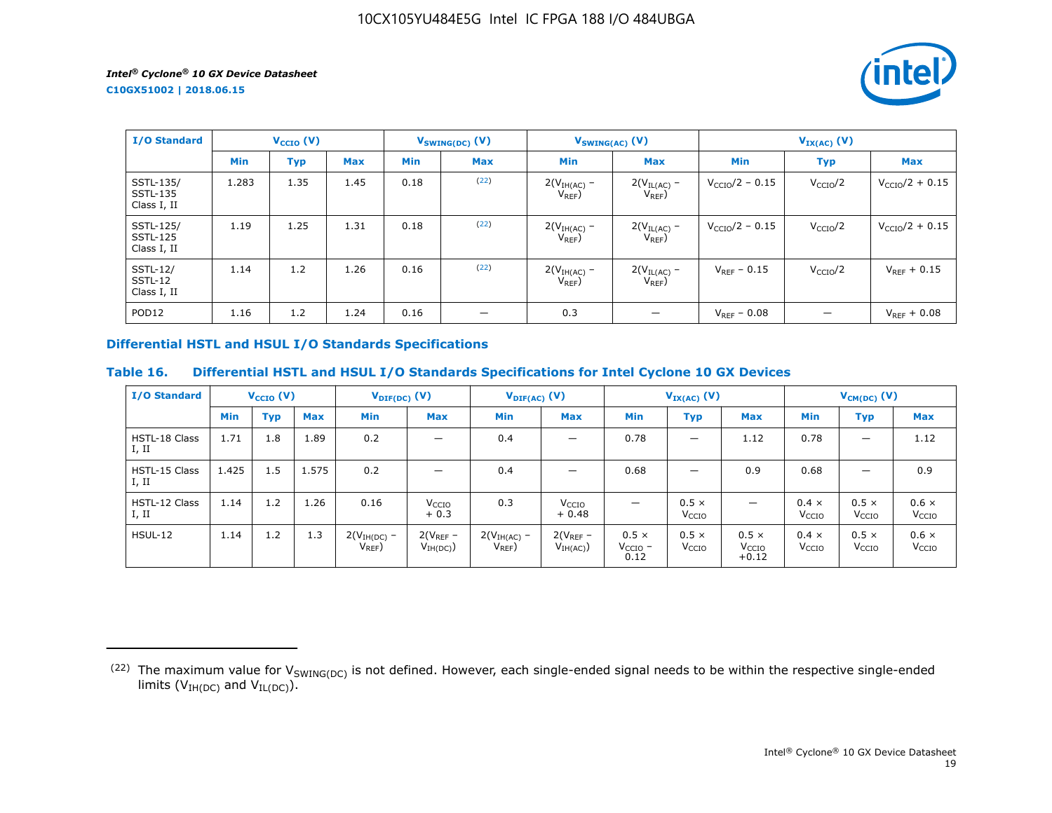| I/O Standard | $V_{CCIO}$ (V) | | | $V_{SWING(DC)}$ (V) | | $V_{SWING(AC)}$ (V) | | $V_{IX(AC)}$ (V) | | |
|---|---|---|---|---|---|---|---|---|---|---|
| | Min | Typ | Max | Min | Max | Min | Max | Min | Typ | Max |
| SSTL-135/ SSTL-135 Class I, II | 1.283 | 1.35 | 1.45 | 0.18 | (22) | $2(V_{IH(AC)} - V_{REF})$ | $2(V_{IL(AC)} - V_{REF})$ | $V_{CCIO}/2 - 0.15$ | $V_{CCIO}/2$ | $V_{CCIO}/2 + 0.15$ |
| SSTL-125/ SSTL-125 Class I, II | 1.19 | 1.25 | 1.31 | 0.18 | (22) | $2(V_{IH(AC)} - V_{REF})$ | $2(V_{IL(AC)} - V_{REF})$ | $V_{CCIO}/2 - 0.15$ | $V_{CCIO}/2$ | $V_{CCIO}/2 + 0.15$ |
| SSTL-12/ SSTL-12 Class I, II | 1.14 | 1.2 | 1.26 | 0.16 | (22) | $2(V_{IH(AC)} - V_{REF})$ | $2(V_{IL(AC)} - V_{REF})$ | $V_{REF} - 0.15$ | $V_{CCIO}/2$ | $V_{REF} + 0.15$ |
| POD12 | 1.16 | 1.2 | 1.24 | 0.16 | — | 0.3 | — | $V_{REF} - 0.08$ | — | $V_{REF} + 0.08$ |

## Differential HSTL and HSUL I/O Standards Specifications

### Table 16. Differential HSTL and HSUL I/O Standards Specifications for Intel Cyclone 10 GX Devices

| I/O Standard | $V_{CCIO}$ (V) | | | $V_{DIF(DC)}$ (V) | | $V_{DIF(AC)}$ (V) | | $V_{IX(AC)}$ (V) | | | $V_{CM(DC)}$ (V) | | |
|---|---|---|---|---|---|---|---|---|---|---|---|---|---|
| | Min | Typ | Max | Min | Max | Min | Max | Min | Typ | Max | Min | Typ | Max |
| HSTL-18 Class I, II | 1.71 | 1.8 | 1.89 | 0.2 | — | 0.4 | — | 0.78 | — | 1.12 | 0.78 | — | 1.12 |
| HSTL-15 Class I, II | 1.425 | 1.5 | 1.575 | 0.2 | — | 0.4 | — | 0.68 | — | 0.9 | 0.68 | — | 0.9 |
| HSTL-12 Class I, II | 1.14 | 1.2 | 1.26 | 0.16 | $V_{CCIO} + 0.3$ | 0.3 | $V_{CCIO} + 0.48$ | — | $0.5 \times V_{CCIO}$ | — | $0.4 \times V_{CCIO}$ | $0.5 \times V_{CCIO}$ | $0.6 \times V_{CCIO}$ |
| HSUL-12 | 1.14 | 1.2 | 1.3 | $2(V_{IH(DC)} - V_{REF})$ | $2(V_{REF} - V_{IH(DC)})$ | $2(V_{IH(AC)} - V_{REF})$ | $2(V_{REF} - V_{IH(AC)})$ | $0.5 \times V_{CCIO} - 0.12$ | $0.5 \times V_{CCIO}$ | $0.5 \times V_{CCIO} +0.12$ | $0.4 \times V_{CCIO}$ | $0.5 \times V_{CCIO}$ | $0.6 \times V_{CCIO}$ |

(22) The maximum value for $V_{SWING(DC)}$ is not defined. However, each single-ended signal needs to be within the respective single-ended limits ($V_{IH(DC)}$ and $V_{IL(DC)}$).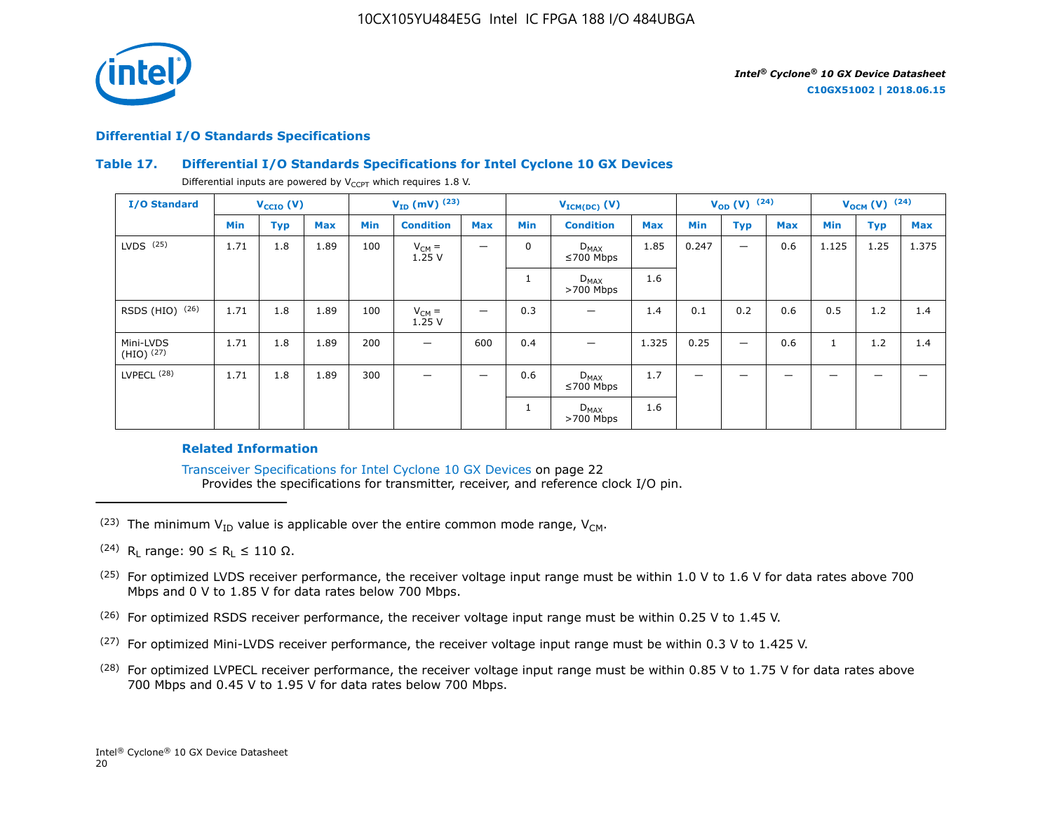## Differential I/O Standards Specifications

### Table 17. Differential I/O Standards Specifications for Intel Cyclone 10 GX Devices

Differential inputs are powered by $V_{CCPT}$ which requires 1.8 V.

| I/O Standard | $V_{CCIO}$ (V) | | | $V_{ID}$ (mV) [23] | | | $V_{ICM(DC)}$ (V) | | | $V_{OD}$ (V) [24] | | | $V_{OCM}$ (V) [24] | | |
|---|---|---|---|---|---|---|---|---|---|---|---|---|---|---|---|
| | Min | Typ | Max | Min | Condition | Max | Min | Condition | Max | Min | Typ | Max | Min | Typ | Max |
| LVDS [25] | 1.71 | 1.8 | 1.89 | 100 | $V_{CM}$ = 1.25 V | — | 0 | $D_{MAX}$ ≤700 Mbps | 1.85 | 0.247 | — | 0.6 | 1.125 | 1.25 | 1.375 |
| | | | | | | | 1 | $D_{MAX}$ >700 Mbps | 1.6 | | | | | | |
| RSDS (HIO) [26] | 1.71 | 1.8 | 1.89 | 100 | $V_{CM}$ = 1.25 V | — | 0.3 | — | 1.4 | 0.1 | 0.2 | 0.6 | 0.5 | 1.2 | 1.4 |
| Mini-LVDS (HIO) [27] | 1.71 | 1.8 | 1.89 | 200 | — | 600 | 0.4 | — | 1.325 | 0.25 | — | 0.6 | 1 | 1.2 | 1.4 |
| LVPECL [28] | 1.71 | 1.8 | 1.89 | 300 | — | — | 0.6 | $D_{MAX}$ ≤700 Mbps | 1.7 | — | — | — | — | — | — |
| | | | | | | | 1 | $D_{MAX}$ >700 Mbps | 1.6 | | | | | | |

#### Related Information

Transceiver Specifications for Intel Cyclone 10 GX Devices on page 22
Provides the specifications for transmitter, receiver, and reference clock I/O pin.

---

(23) The minimum $V_{ID}$ value is applicable over the entire common mode range, $V_{CM}$.

(24) $R_L$ range: $90 \leq R_L \leq 110\ \Omega$.

(25) For optimized LVDS receiver performance, the receiver voltage input range must be within 1.0 V to 1.6 V for data rates above 700 Mbps and 0 V to 1.85 V for data rates below 700 Mbps.

(26) For optimized RSDS receiver performance, the receiver voltage input range must be within 0.25 V to 1.45 V.

(27) For optimized Mini-LVDS receiver performance, the receiver voltage input range must be within 0.3 V to 1.425 V.

(28) For optimized LVPECL receiver performance, the receiver voltage input range must be within 0.85 V to 1.75 V for data rates above 700 Mbps and 0.45 V to 1.95 V for data rates below 700 Mbps.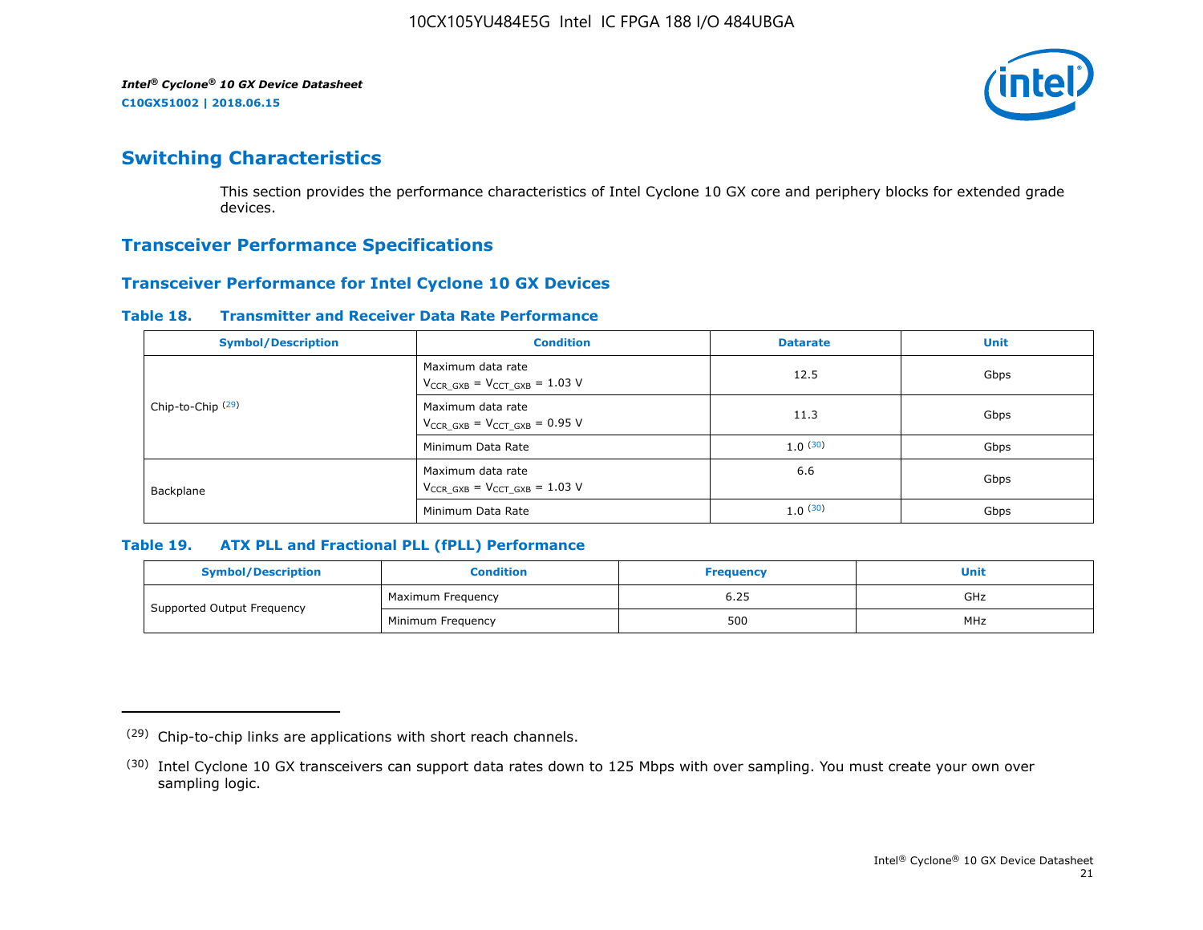## Switching Characteristics

This section provides the performance characteristics of Intel Cyclone 10 GX core and periphery blocks for extended grade devices.

## Transceiver Performance Specifications

### Transceiver Performance for Intel Cyclone 10 GX Devices

**Table 18. Transmitter and Receiver Data Rate Performance**

| Symbol/Description | Condition | Datarate | Unit |
|---|---|---|---|
| Chip-to-Chip [29] | Maximum data rate $V_{CCR\_GXB}$ = $V_{CCT\_GXB}$ = 1.03 V | 12.5 | Gbps |
| | Maximum data rate $V_{CCR\_GXB}$ = $V_{CCT\_GXB}$ = 0.95 V | 11.3 | Gbps |
| | Minimum Data Rate | 1.0 [30] | Gbps |
| Backplane | Maximum data rate $V_{CCR\_GXB}$ = $V_{CCT\_GXB}$ = 1.03 V | 6.6 | Gbps |
| | Minimum Data Rate | 1.0 [30] | Gbps |

**Table 19. ATX PLL and Fractional PLL (fPLL) Performance**

| Symbol/Description | Condition | Frequency | Unit |
|---|---|---|---|
| Supported Output Frequency | Maximum Frequency | 6.25 | GHz |
| | Minimum Frequency | 500 | MHz |

---

(29) Chip-to-chip links are applications with short reach channels.

(30) Intel Cyclone 10 GX transceivers can support data rates down to 125 Mbps with over sampling. You must create your own over sampling logic.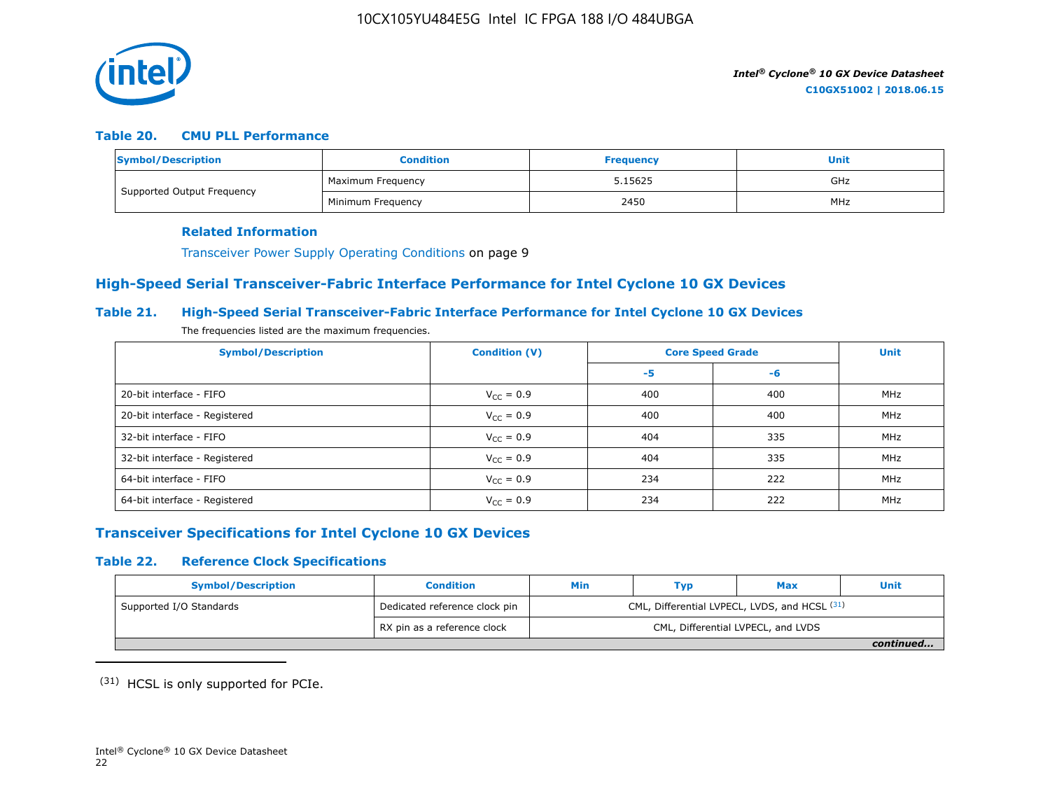### Table 20. CMU PLL Performance

| Symbol/Description | Condition | Frequency | Unit |
| --- | --- | --- | --- |
| Supported Output Frequency | Maximum Frequency | 5.15625 | GHz |
| | Minimum Frequency | 2450 | MHz |

**Related Information**

Transceiver Power Supply Operating Conditions on page 9

## High-Speed Serial Transceiver-Fabric Interface Performance for Intel Cyclone 10 GX Devices

### Table 21. High-Speed Serial Transceiver-Fabric Interface Performance for Intel Cyclone 10 GX Devices

The frequencies listed are the maximum frequencies.

| Symbol/Description | Condition (V) | Core Speed Grade | | Unit |
| --- | --- | --- | --- | --- |
| | | -5 | -6 | |
| 20-bit interface - FIFO | $V_{CC}$ = 0.9 | 400 | 400 | MHz |
| 20-bit interface - Registered | $V_{CC}$ = 0.9 | 400 | 400 | MHz |
| 32-bit interface - FIFO | $V_{CC}$ = 0.9 | 404 | 335 | MHz |
| 32-bit interface - Registered | $V_{CC}$ = 0.9 | 404 | 335 | MHz |
| 64-bit interface - FIFO | $V_{CC}$ = 0.9 | 234 | 222 | MHz |
| 64-bit interface - Registered | $V_{CC}$ = 0.9 | 234 | 222 | MHz |

## Transceiver Specifications for Intel Cyclone 10 GX Devices

### Table 22. Reference Clock Specifications

| Symbol/Description | Condition | Min | Typ | Max | Unit |
| --- | --- | --- | --- | --- | --- |
| Supported I/O Standards | Dedicated reference clock pin | CML, Differential LVPECL, LVDS, and HCSL [31] | | | |
| | RX pin as a reference clock | CML, Differential LVPECL, and LVDS | | | |

*continued...*

(31) HCSL is only supported for PCIe.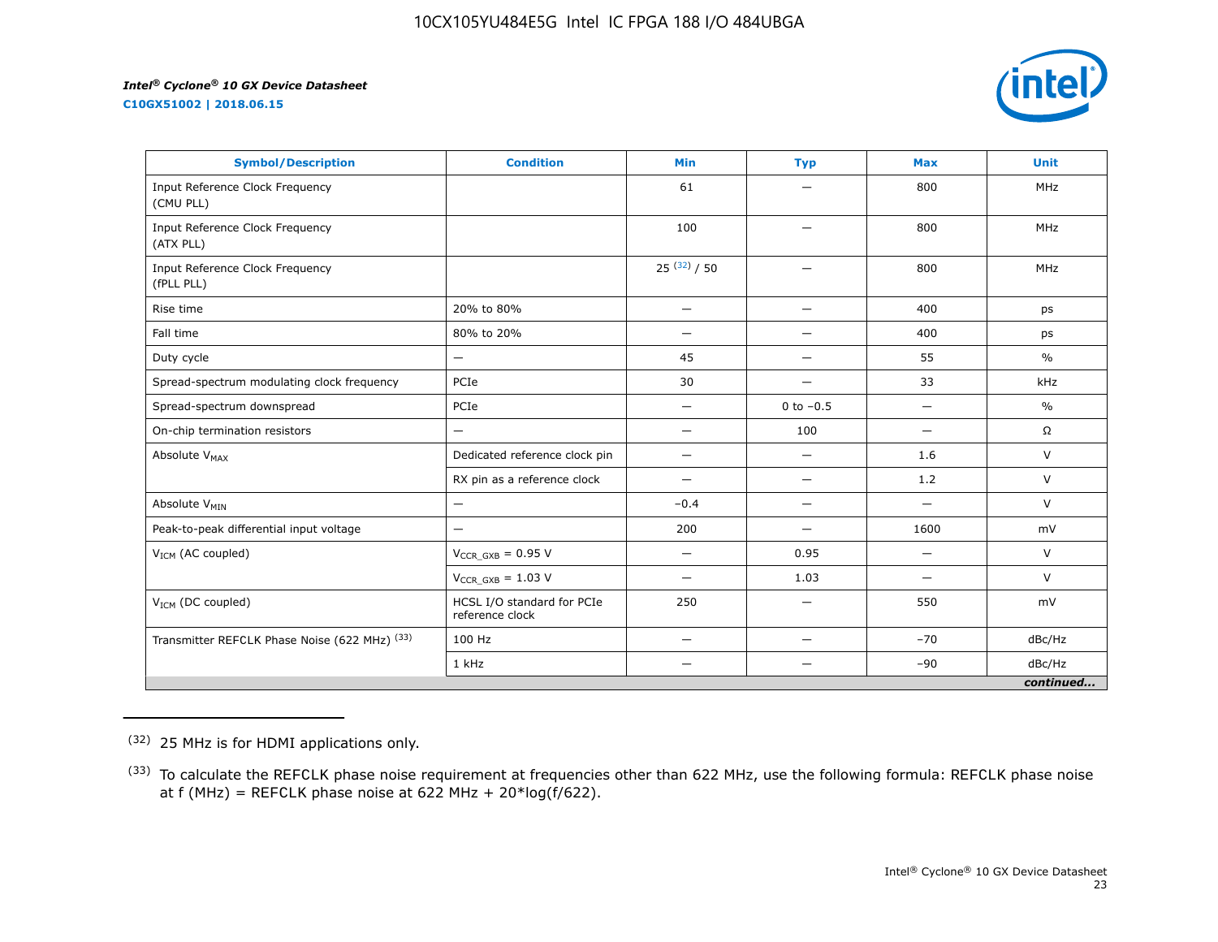| Symbol/Description | Condition | Min | Typ | Max | Unit |
|---|---|---|---|---|---|
| Input Reference Clock Frequency (CMU PLL) | | 61 | — | 800 | MHz |
| Input Reference Clock Frequency (ATX PLL) | | 100 | — | 800 | MHz |
| Input Reference Clock Frequency (fPLL PLL) | | 25 (32) / 50 | — | 800 | MHz |
| Rise time | 20% to 80% | — | — | 400 | ps |
| Fall time | 80% to 20% | — | — | 400 | ps |
| Duty cycle | — | 45 | — | 55 | % |
| Spread-spectrum modulating clock frequency | PCIe | 30 | — | 33 | kHz |
| Spread-spectrum downspread | PCIe | — | 0 to −0.5 | — | % |
| On-chip termination resistors | — | — | 100 | — | Ω |
| Absolute $V_{MAX}$ | Dedicated reference clock pin | — | — | 1.6 | V |
| | RX pin as a reference clock | — | — | 1.2 | V |
| Absolute $V_{MIN}$ | — | −0.4 | — | — | V |
| Peak-to-peak differential input voltage | — | 200 | — | 1600 | mV |
| $V_{ICM}$ (AC coupled) | $V_{CCR\_GXB}$ = 0.95 V | — | 0.95 | — | V |
| | $V_{CCR\_GXB}$ = 1.03 V | — | 1.03 | — | V |
| $V_{ICM}$ (DC coupled) | HCSL I/O standard for PCIe reference clock | 250 | — | 550 | mV |
| Transmitter REFCLK Phase Noise (622 MHz) (33) | 100 Hz | — | — | −70 | dBc/Hz |
| | 1 kHz | — | — | −90 | dBc/Hz |
| | | | | | *continued...* |

(32) 25 MHz is for HDMI applications only.

(33) To calculate the REFCLK phase noise requirement at frequencies other than 622 MHz, use the following formula: REFCLK phase noise at f (MHz) = REFCLK phase noise at 622 MHz + 20*log(f/622).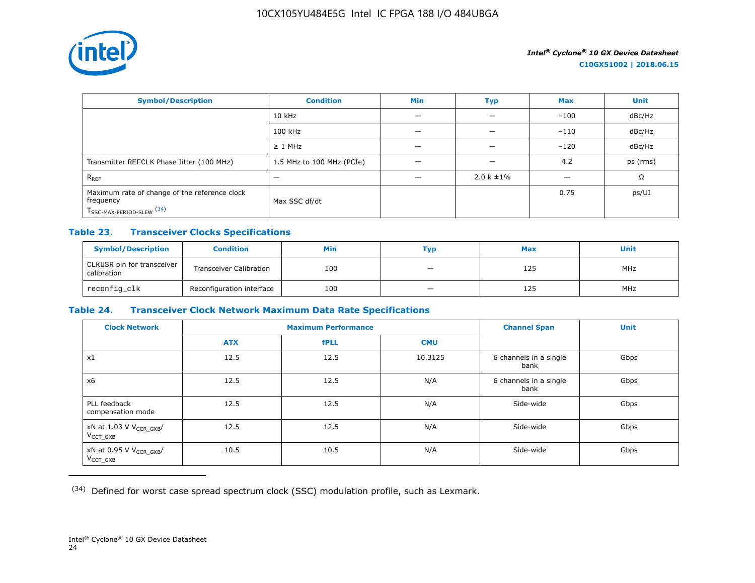| Symbol/Description | Condition | Min | Typ | Max | Unit |
|---|---|---|---|---|---|
| | 10 kHz | — | — | −100 | dBc/Hz |
| | 100 kHz | — | — | −110 | dBc/Hz |
| | ≥ 1 MHz | — | — | −120 | dBc/Hz |
| Transmitter REFCLK Phase Jitter (100 MHz) | 1.5 MHz to 100 MHz (PCIe) | — | — | 4.2 | ps (rms) |
| $R_{REF}$ | — | — | 2.0 k ±1% | — | Ω |
| Maximum rate of change of the reference clock frequency $T_{SSC-MAX-PERIOD-SLEW}$ (34) | Max SSC df/dt | | | 0.75 | ps/UI |

## Table 23. Transceiver Clocks Specifications

| Symbol/Description | Condition | Min | Typ | Max | Unit |
|---|---|---|---|---|---|
| CLKUSR pin for transceiver calibration | Transceiver Calibration | 100 | — | 125 | MHz |
| reconfig_clk | Reconfiguration interface | 100 | — | 125 | MHz |

## Table 24. Transceiver Clock Network Maximum Data Rate Specifications

| Clock Network | Maximum Performance | | | Channel Span | Unit |
|---|---|---|---|---|---|
| | ATX | fPLL | CMU | | |
| x1 | 12.5 | 12.5 | 10.3125 | 6 channels in a single bank | Gbps |
| x6 | 12.5 | 12.5 | N/A | 6 channels in a single bank | Gbps |
| PLL feedback compensation mode | 12.5 | 12.5 | N/A | Side-wide | Gbps |
| xN at 1.03 V $V_{CCR\_GXB}$/ $V_{CCT\_GXB}$ | 12.5 | 12.5 | N/A | Side-wide | Gbps |
| xN at 0.95 V $V_{CCR\_GXB}$/ $V_{CCT\_GXB}$ | 10.5 | 10.5 | N/A | Side-wide | Gbps |

(34) Defined for worst case spread spectrum clock (SSC) modulation profile, such as Lexmark.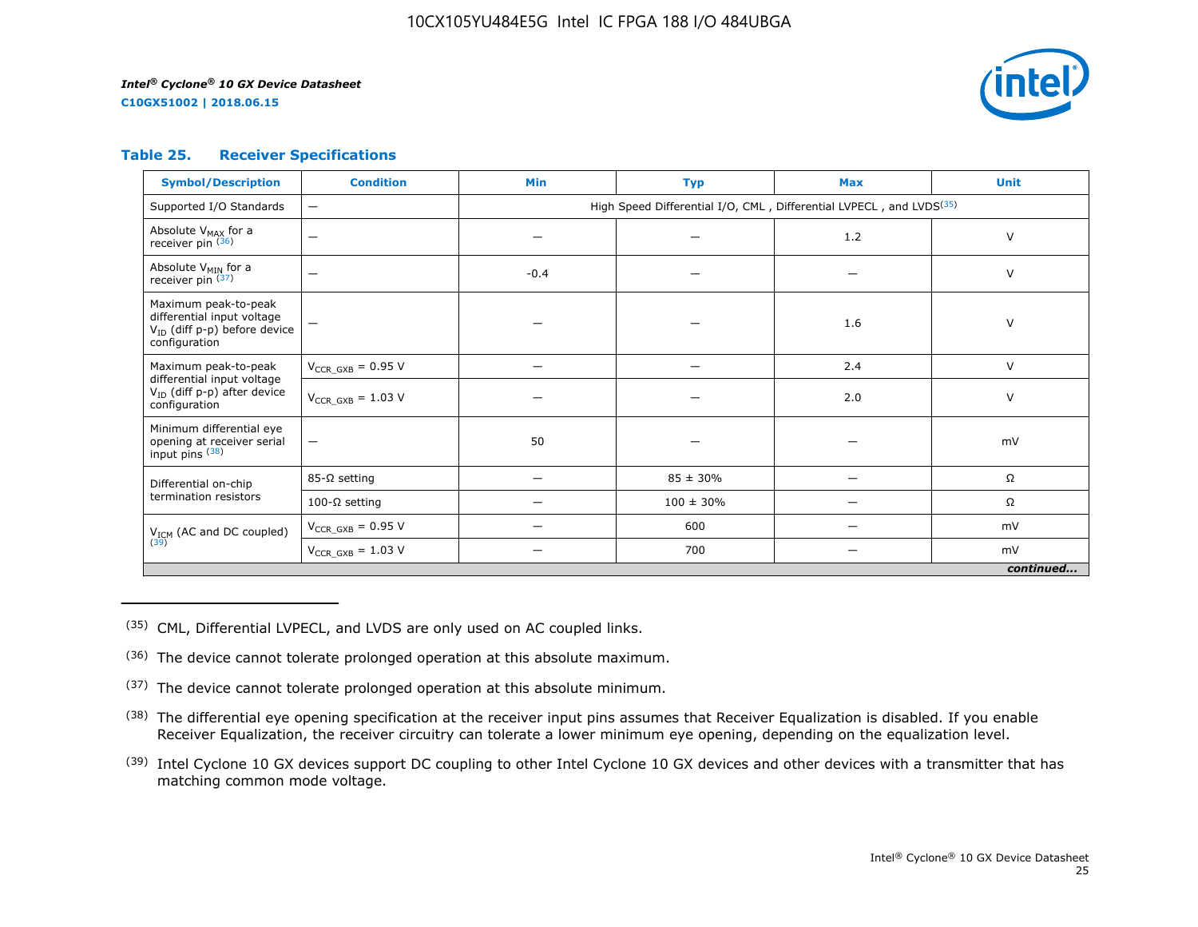### Table 25. Receiver Specifications

| Symbol/Description | Condition | Min | Typ | Max | Unit |
|---|---|---|---|---|---|
| Supported I/O Standards | — | High Speed Differential I/O, CML , Differential LVPECL , and LVDS[35] | | | |
| Absolute $V_{MAX}$ for a receiver pin [36] | — | — | — | 1.2 | V |
| Absolute $V_{MIN}$ for a receiver pin [37] | — | -0.4 | — | — | V |
| Maximum peak-to-peak differential input voltage $V_{ID}$ (diff p-p) before device configuration | — | — | — | 1.6 | V |
| Maximum peak-to-peak differential input voltage $V_{ID}$ (diff p-p) after device configuration | $V_{CCR\_GXB}$ = 0.95 V | — | — | 2.4 | V |
| | $V_{CCR\_GXB}$ = 1.03 V | — | — | 2.0 | V |
| Minimum differential eye opening at receiver serial input pins [38] | — | 50 | — | — | mV |
| Differential on-chip termination resistors | 85-Ω setting | — | 85 ± 30% | — | Ω |
| | 100-Ω setting | — | 100 ± 30% | — | Ω |
| $V_{ICM}$ (AC and DC coupled) [39] | $V_{CCR\_GXB}$ = 0.95 V | — | 600 | — | mV |
| | $V_{CCR\_GXB}$ = 1.03 V | — | 700 | — | mV |

*continued...*

(35) CML, Differential LVPECL, and LVDS are only used on AC coupled links.

(36) The device cannot tolerate prolonged operation at this absolute maximum.

(37) The device cannot tolerate prolonged operation at this absolute minimum.

(38) The differential eye opening specification at the receiver input pins assumes that Receiver Equalization is disabled. If you enable Receiver Equalization, the receiver circuitry can tolerate a lower minimum eye opening, depending on the equalization level.

(39) Intel Cyclone 10 GX devices support DC coupling to other Intel Cyclone 10 GX devices and other devices with a transmitter that has matching common mode voltage.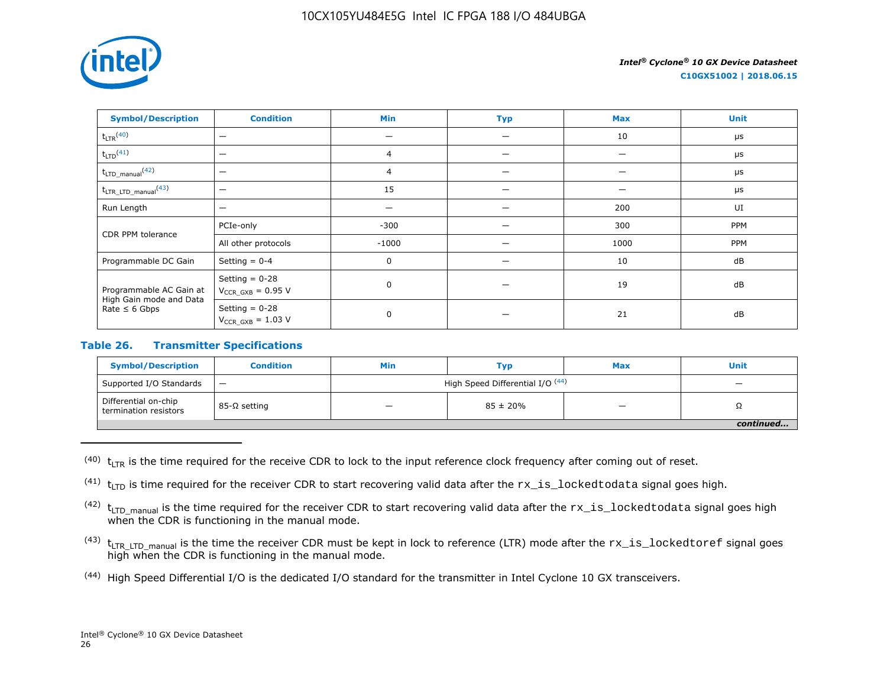| Symbol/Description | Condition | Min | Typ | Max | Unit |
|---|---|---|---|---|---|
| $t_{LTR}$[40] | — | — | — | 10 | μs |
| $t_{LTD}$[41] | — | 4 | — | — | μs |
| $t_{LTD\_manual}$[42] | — | 4 | — | — | μs |
| $t_{LTR\_LTD\_manual}$[43] | — | 15 | — | — | μs |
| Run Length | — | — | — | 200 | UI |
| CDR PPM tolerance | PCIe-only | -300 | — | 300 | PPM |
| | All other protocols | -1000 | — | 1000 | PPM |
| Programmable DC Gain | Setting = 0-4 | 0 | — | 10 | dB |
| Programmable AC Gain at High Gain mode and Data Rate ≤ 6 Gbps | Setting = 0-28 $V_{CCR\_GXB}$ = 0.95 V | 0 | — | 19 | dB |
| | Setting = 0-28 $V_{CCR\_GXB}$ = 1.03 V | 0 | — | 21 | dB |

### Table 26. Transmitter Specifications

| Symbol/Description | Condition | Min | Typ | Max | Unit |
|---|---|---|---|---|---|
| Supported I/O Standards | — | High Speed Differential I/O [44] | | | — |
| Differential on-chip termination resistors | 85-Ω setting | — | 85 ± 20% | — | Ω |

*continued...*

(40) $t_{LTR}$ is the time required for the receive CDR to lock to the input reference clock frequency after coming out of reset.

(41) $t_{LTD}$ is time required for the receiver CDR to start recovering valid data after the `rx_is_lockedtodata` signal goes high.

(42) $t_{LTD\_manual}$ is the time required for the receiver CDR to start recovering valid data after the `rx_is_lockedtodata` signal goes high when the CDR is functioning in the manual mode.

(43) $t_{LTR\_LTD\_manual}$ is the time the receiver CDR must be kept in lock to reference (LTR) mode after the `rx_is_lockedtoref` signal goes high when the CDR is functioning in the manual mode.

(44) High Speed Differential I/O is the dedicated I/O standard for the transmitter in Intel Cyclone 10 GX transceivers.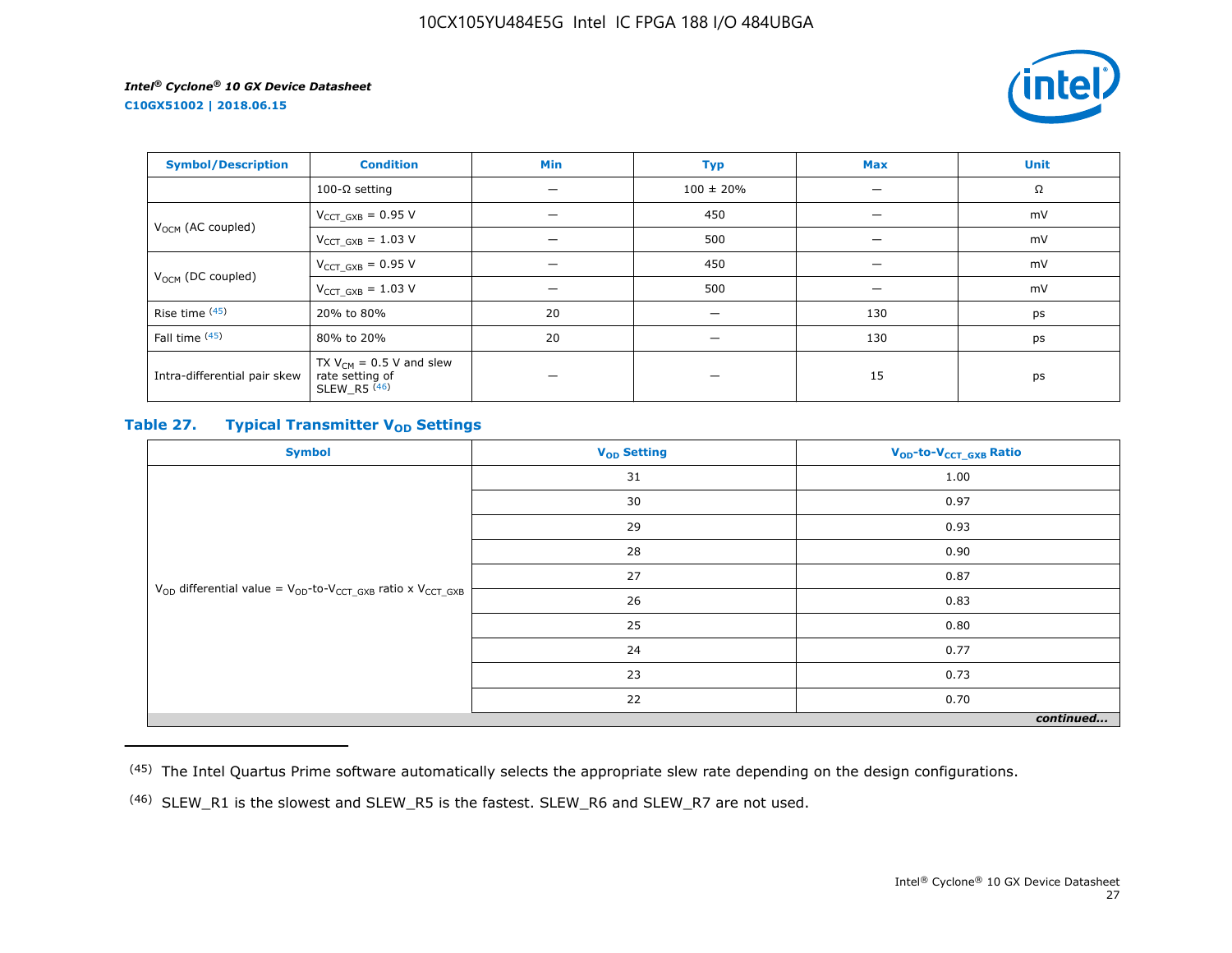| Symbol/Description | Condition | Min | Typ | Max | Unit |
|---|---|---|---|---|---|
| | 100-Ω setting | — | 100 ± 20% | — | Ω |
| $V_{OCM}$ (AC coupled) | $V_{CCT\_GXB}$ = 0.95 V | — | 450 | — | mV |
| | $V_{CCT\_GXB}$ = 1.03 V | — | 500 | — | mV |
| $V_{OCM}$ (DC coupled) | $V_{CCT\_GXB}$ = 0.95 V | — | 450 | — | mV |
| | $V_{CCT\_GXB}$ = 1.03 V | — | 500 | — | mV |
| Rise time (45) | 20% to 80% | 20 | — | 130 | ps |
| Fall time (45) | 80% to 20% | 20 | — | 130 | ps |
| Intra-differential pair skew | TX $V_{CM}$ = 0.5 V and slew rate setting of SLEW_R5 (46) | — | — | 15 | ps |

### Table 27. Typical Transmitter $V_{OD}$ Settings

| Symbol | $V_{OD}$ Setting | $V_{OD}$-to-$V_{CCT\_GXB}$ Ratio |
|---|---|---|
| $V_{OD}$ differential value = $V_{OD}$-to-$V_{CCT\_GXB}$ ratio x $V_{CCT\_GXB}$ | 31 | 1.00 |
| | 30 | 0.97 |
| | 29 | 0.93 |
| | 28 | 0.90 |
| | 27 | 0.87 |
| | 26 | 0.83 |
| | 25 | 0.80 |
| | 24 | 0.77 |
| | 23 | 0.73 |
| | 22 | 0.70 |

*continued...*

(45) The Intel Quartus Prime software automatically selects the appropriate slew rate depending on the design configurations.

(46) SLEW_R1 is the slowest and SLEW_R5 is the fastest. SLEW_R6 and SLEW_R7 are not used.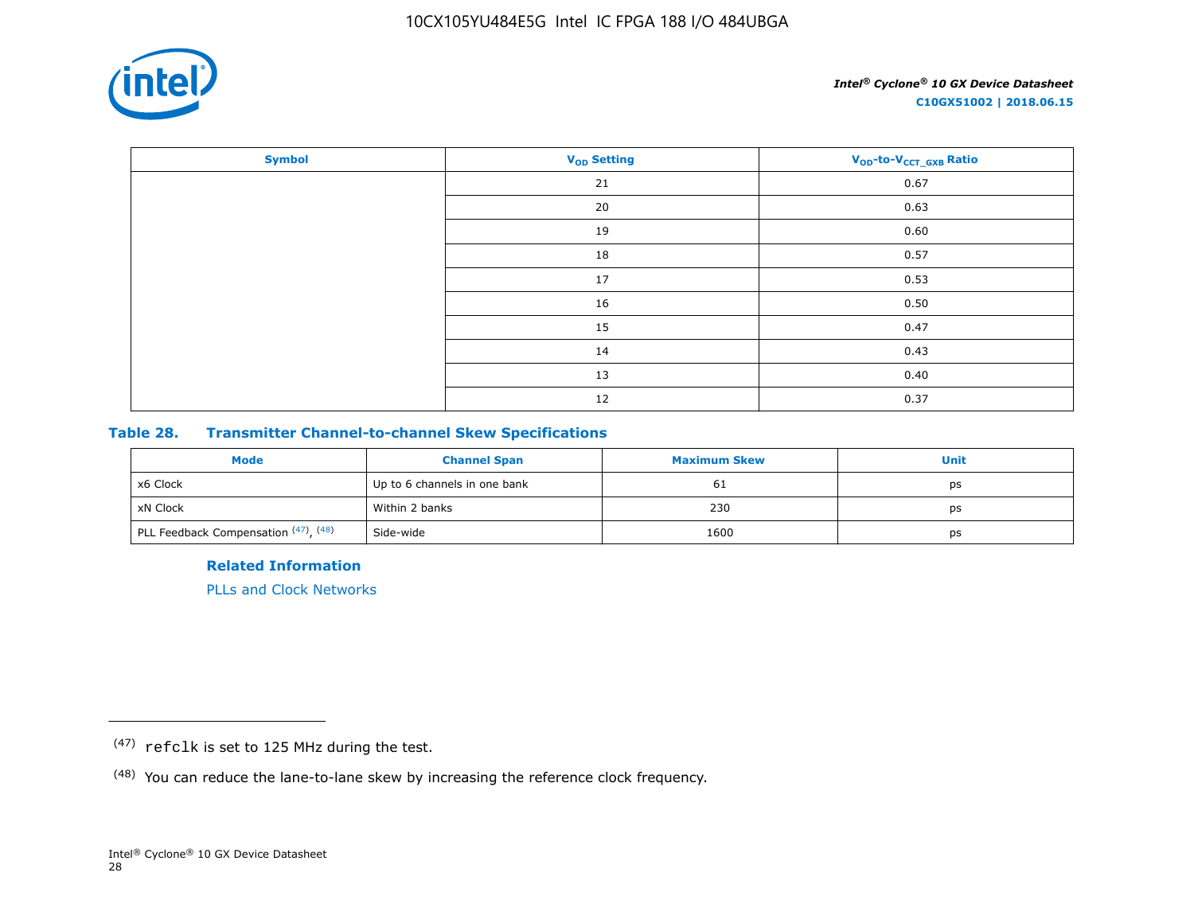| Symbol | $V_{OD}$ Setting | $V_{OD}$-to-$V_{CCT\_GXB}$ Ratio |
|---|---|---|
| | 21 | 0.67 |
| | 20 | 0.63 |
| | 19 | 0.60 |
| | 18 | 0.57 |
| | 17 | 0.53 |
| | 16 | 0.50 |
| | 15 | 0.47 |
| | 14 | 0.43 |
| | 13 | 0.40 |
| | 12 | 0.37 |

### Table 28. Transmitter Channel-to-channel Skew Specifications

| Mode | Channel Span | Maximum Skew | Unit |
|---|---|---|---|
| x6 Clock | Up to 6 channels in one bank | 61 | ps |
| xN Clock | Within 2 banks | 230 | ps |
| PLL Feedback Compensation (47), (48) | Side-wide | 1600 | ps |

**Related Information**

PLLs and Clock Networks

---

(47) `refclk` is set to 125 MHz during the test.

(48) You can reduce the lane-to-lane skew by increasing the reference clock frequency.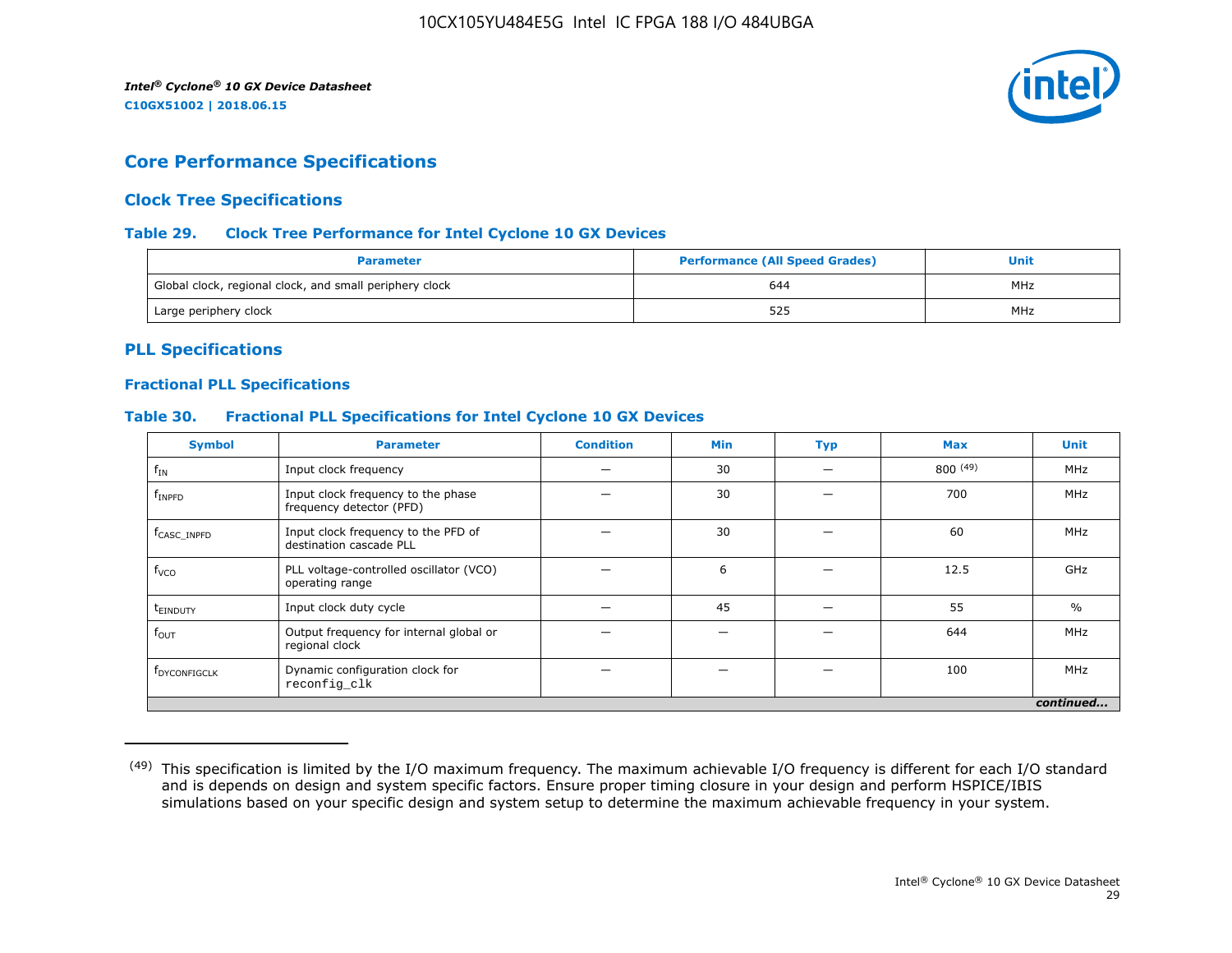## Core Performance Specifications

### Clock Tree Specifications

#### Table 29. Clock Tree Performance for Intel Cyclone 10 GX Devices

| Parameter | Performance (All Speed Grades) | Unit |
|---|---|---|
| Global clock, regional clock, and small periphery clock | 644 | MHz |
| Large periphery clock | 525 | MHz |

### PLL Specifications

#### Fractional PLL Specifications

#### Table 30. Fractional PLL Specifications for Intel Cyclone 10 GX Devices

| Symbol | Parameter | Condition | Min | Typ | Max | Unit |
|---|---|---|---|---|---|---|
| $f_{IN}$ | Input clock frequency | — | 30 | — | 800 (49) | MHz |
| $f_{INPFD}$ | Input clock frequency to the phase frequency detector (PFD) | — | 30 | — | 700 | MHz |
| $f_{CASC\_INPFD}$ | Input clock frequency to the PFD of destination cascade PLL | — | 30 | — | 60 | MHz |
| $f_{VCO}$ | PLL voltage-controlled oscillator (VCO) operating range | — | 6 | — | 12.5 | GHz |
| $t_{EINDUTY}$ | Input clock duty cycle | — | 45 | — | 55 | % |
| $f_{OUT}$ | Output frequency for internal global or regional clock | — | — | — | 644 | MHz |
| $f_{DYCONFIGCLK}$ | Dynamic configuration clock for `reconfig_clk` | — | — | — | 100 | MHz |

*continued...*

(49) This specification is limited by the I/O maximum frequency. The maximum achievable I/O frequency is different for each I/O standard and is depends on design and system specific factors. Ensure proper timing closure in your design and perform HSPICE/IBIS simulations based on your specific design and system setup to determine the maximum achievable frequency in your system.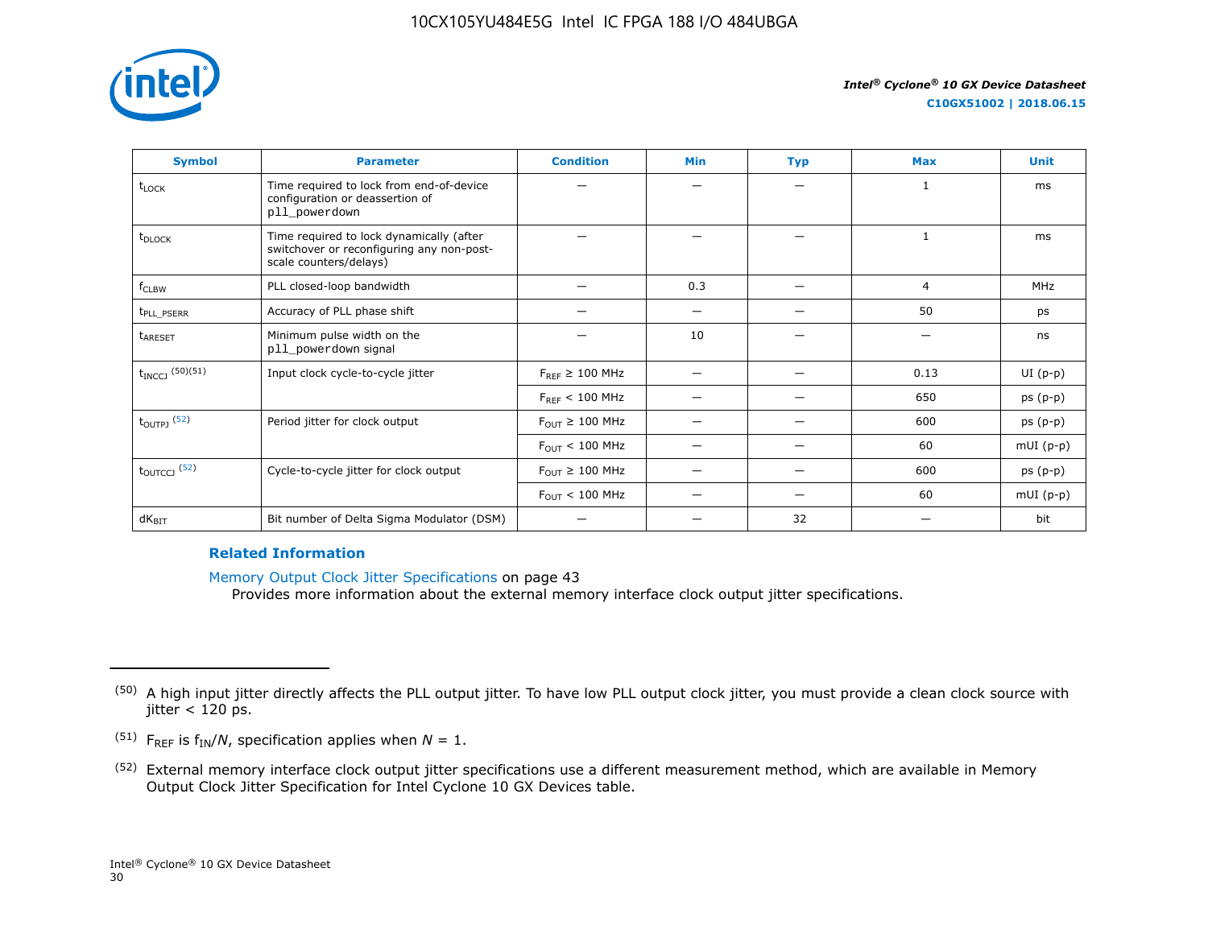| Symbol | Parameter | Condition | Min | Typ | Max | Unit |
| --- | --- | --- | --- | --- | --- | --- |
| $t_{LOCK}$ | Time required to lock from end-of-device configuration or deassertion of pll_powerdown | — | — | — | 1 | ms |
| $t_{DLOCK}$ | Time required to lock dynamically (after switchover or reconfiguring any non-post-scale counters/delays) | — | — | — | 1 | ms |
| $f_{CLBW}$ | PLL closed-loop bandwidth | — | 0.3 | — | 4 | MHz |
| $t_{PLL\_PSERR}$ | Accuracy of PLL phase shift | — | — | — | 50 | ps |
| $t_{ARESET}$ | Minimum pulse width on the pll_powerdown signal | — | 10 | — | — | ns |
| $t_{INCCJ}$ (50)(51) | Input clock cycle-to-cycle jitter | $F_{REF} \geq 100$ MHz | — | — | 0.13 | UI (p-p) |
| | | $F_{REF} < 100$ MHz | — | — | 650 | ps (p-p) |
| $t_{OUTPJ}$ (52) | Period jitter for clock output | $F_{OUT} \geq 100$ MHz | — | — | 600 | ps (p-p) |
| | | $F_{OUT} < 100$ MHz | — | — | 60 | mUI (p-p) |
| $t_{OUTCCJ}$ (52) | Cycle-to-cycle jitter for clock output | $F_{OUT} \geq 100$ MHz | — | — | 600 | ps (p-p) |
| | | $F_{OUT} < 100$ MHz | — | — | 60 | mUI (p-p) |
| $dK_{BIT}$ | Bit number of Delta Sigma Modulator (DSM) | — | — | 32 | — | bit |

**Related Information**

Memory Output Clock Jitter Specifications on page 43
Provides more information about the external memory interface clock output jitter specifications.

---

(50) A high input jitter directly affects the PLL output jitter. To have low PLL output clock jitter, you must provide a clean clock source with jitter < 120 ps.

(51) $F_{REF}$ is $f_{IN}/N$, specification applies when $N = 1$.

(52) External memory interface clock output jitter specifications use a different measurement method, which are available in Memory Output Clock Jitter Specification for Intel Cyclone 10 GX Devices table.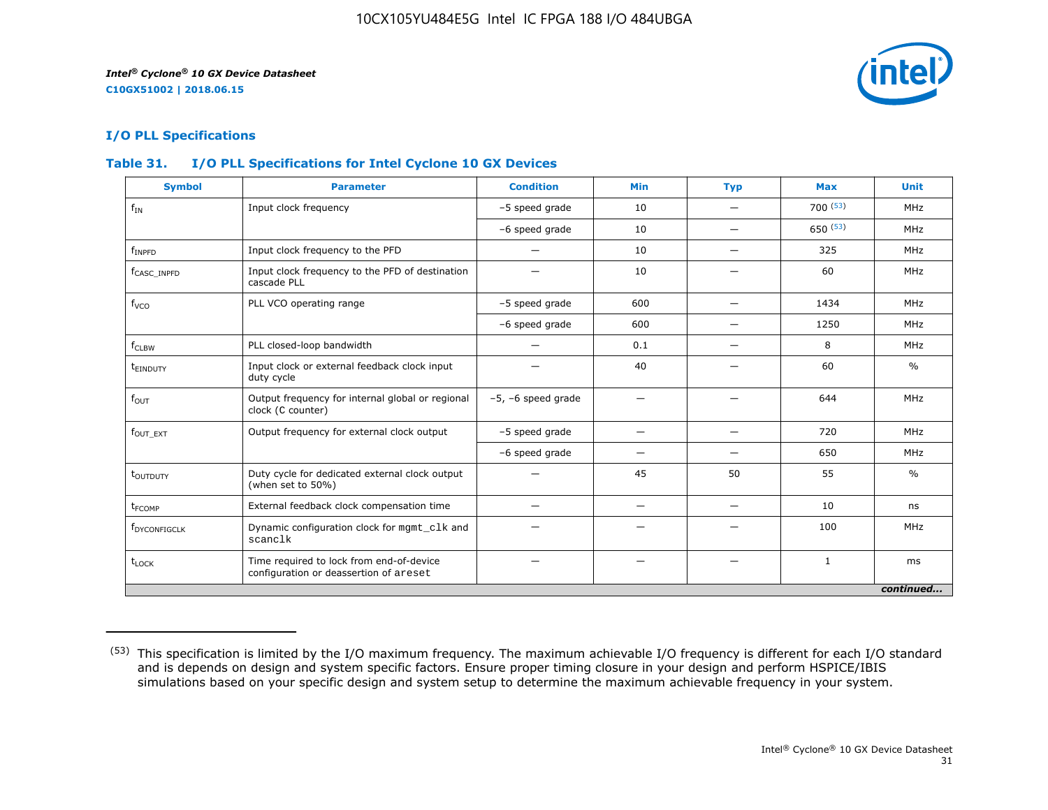## I/O PLL Specifications

### Table 31. I/O PLL Specifications for Intel Cyclone 10 GX Devices

| Symbol | Parameter | Condition | Min | Typ | Max | Unit |
|---|---|---|---|---|---|---|
| $f_{IN}$ | Input clock frequency | –5 speed grade | 10 | — | 700 (53) | MHz |
| | | –6 speed grade | 10 | — | 650 (53) | MHz |
| $f_{INPFD}$ | Input clock frequency to the PFD | — | 10 | — | 325 | MHz |
| $f_{CASC\_INPFD}$ | Input clock frequency to the PFD of destination cascade PLL | — | 10 | — | 60 | MHz |
| $f_{VCO}$ | PLL VCO operating range | –5 speed grade | 600 | — | 1434 | MHz |
| | | –6 speed grade | 600 | — | 1250 | MHz |
| $f_{CLBW}$ | PLL closed-loop bandwidth | — | 0.1 | — | 8 | MHz |
| $t_{EINDUTY}$ | Input clock or external feedback clock input duty cycle | — | 40 | — | 60 | % |
| $f_{OUT}$ | Output frequency for internal global or regional clock (C counter) | –5, –6 speed grade | — | — | 644 | MHz |
| $f_{OUT\_EXT}$ | Output frequency for external clock output | –5 speed grade | — | — | 720 | MHz |
| | | –6 speed grade | — | — | 650 | MHz |
| $t_{OUTDUTY}$ | Duty cycle for dedicated external clock output (when set to 50%) | — | 45 | 50 | 55 | % |
| $t_{FCOMP}$ | External feedback clock compensation time | — | — | — | 10 | ns |
| $f_{DYCONFIGCLK}$ | Dynamic configuration clock for `mgmt_clk` and `scanclk` | — | — | — | 100 | MHz |
| $t_{LOCK}$ | Time required to lock from end-of-device configuration or deassertion of `areset` | — | — | — | 1 | ms |

*continued...*

(53) This specification is limited by the I/O maximum frequency. The maximum achievable I/O frequency is different for each I/O standard and is depends on design and system specific factors. Ensure proper timing closure in your design and perform HSPICE/IBIS simulations based on your specific design and system setup to determine the maximum achievable frequency in your system.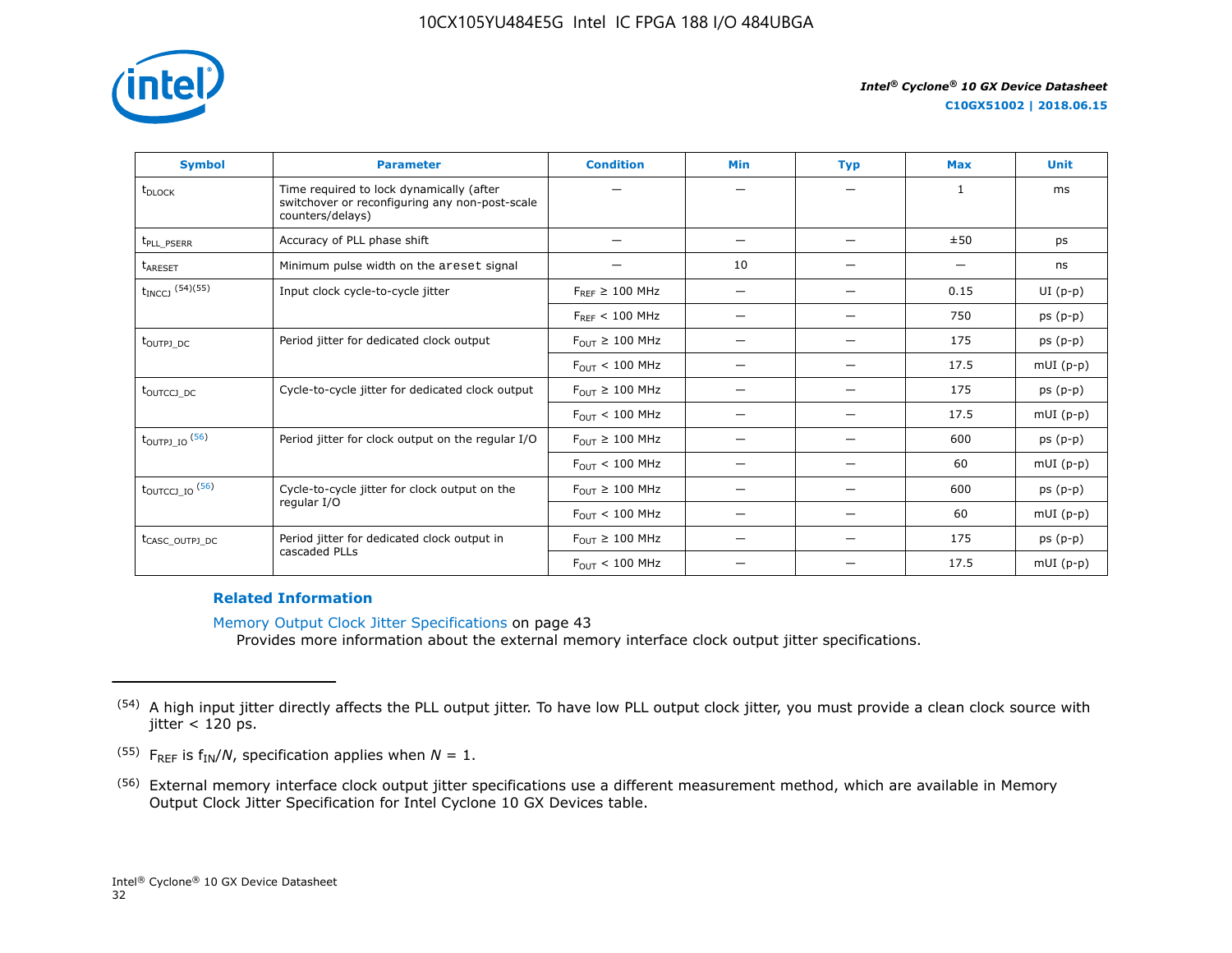| Symbol | Parameter | Condition | Min | Typ | Max | Unit |
|---|---|---|---|---|---|---|
| $t_{DLOCK}$ | Time required to lock dynamically (after switchover or reconfiguring any non-post-scale counters/delays) | — | — | — | 1 | ms |
| $t_{PLL\_PSERR}$ | Accuracy of PLL phase shift | — | — | — | ±50 | ps |
| $t_{ARESET}$ | Minimum pulse width on the areset signal | — | 10 | — | — | ns |
| $t_{INCCJ}$ (54)(55) | Input clock cycle-to-cycle jitter | $F_{REF} \geq 100$ MHz | — | — | 0.15 | UI (p-p) |
| | | $F_{REF} < 100$ MHz | — | — | 750 | ps (p-p) |
| $t_{OUTPJ\_DC}$ | Period jitter for dedicated clock output | $F_{OUT} \geq 100$ MHz | — | — | 175 | ps (p-p) |
| | | $F_{OUT} < 100$ MHz | — | — | 17.5 | mUI (p-p) |
| $t_{OUTCCJ\_DC}$ | Cycle-to-cycle jitter for dedicated clock output | $F_{OUT} \geq 100$ MHz | — | — | 175 | ps (p-p) |
| | | $F_{OUT} < 100$ MHz | — | — | 17.5 | mUI (p-p) |
| $t_{OUTPJ\_IO}$ (56) | Period jitter for clock output on the regular I/O | $F_{OUT} \geq 100$ MHz | — | — | 600 | ps (p-p) |
| | | $F_{OUT} < 100$ MHz | — | — | 60 | mUI (p-p) |
| $t_{OUTCCJ\_IO}$ (56) | Cycle-to-cycle jitter for clock output on the regular I/O | $F_{OUT} \geq 100$ MHz | — | — | 600 | ps (p-p) |
| | | $F_{OUT} < 100$ MHz | — | — | 60 | mUI (p-p) |
| $t_{CASC\_OUTPJ\_DC}$ | Period jitter for dedicated clock output in cascaded PLLs | $F_{OUT} \geq 100$ MHz | — | — | 175 | ps (p-p) |
| | | $F_{OUT} < 100$ MHz | — | — | 17.5 | mUI (p-p) |

**Related Information**

Memory Output Clock Jitter Specifications on page 43
Provides more information about the external memory interface clock output jitter specifications.

(54) A high input jitter directly affects the PLL output jitter. To have low PLL output clock jitter, you must provide a clean clock source with jitter < 120 ps.

(55) $F_{REF}$ is $f_{IN}/N$, specification applies when $N = 1$.

(56) External memory interface clock output jitter specifications use a different measurement method, which are available in Memory Output Clock Jitter Specification for Intel Cyclone 10 GX Devices table.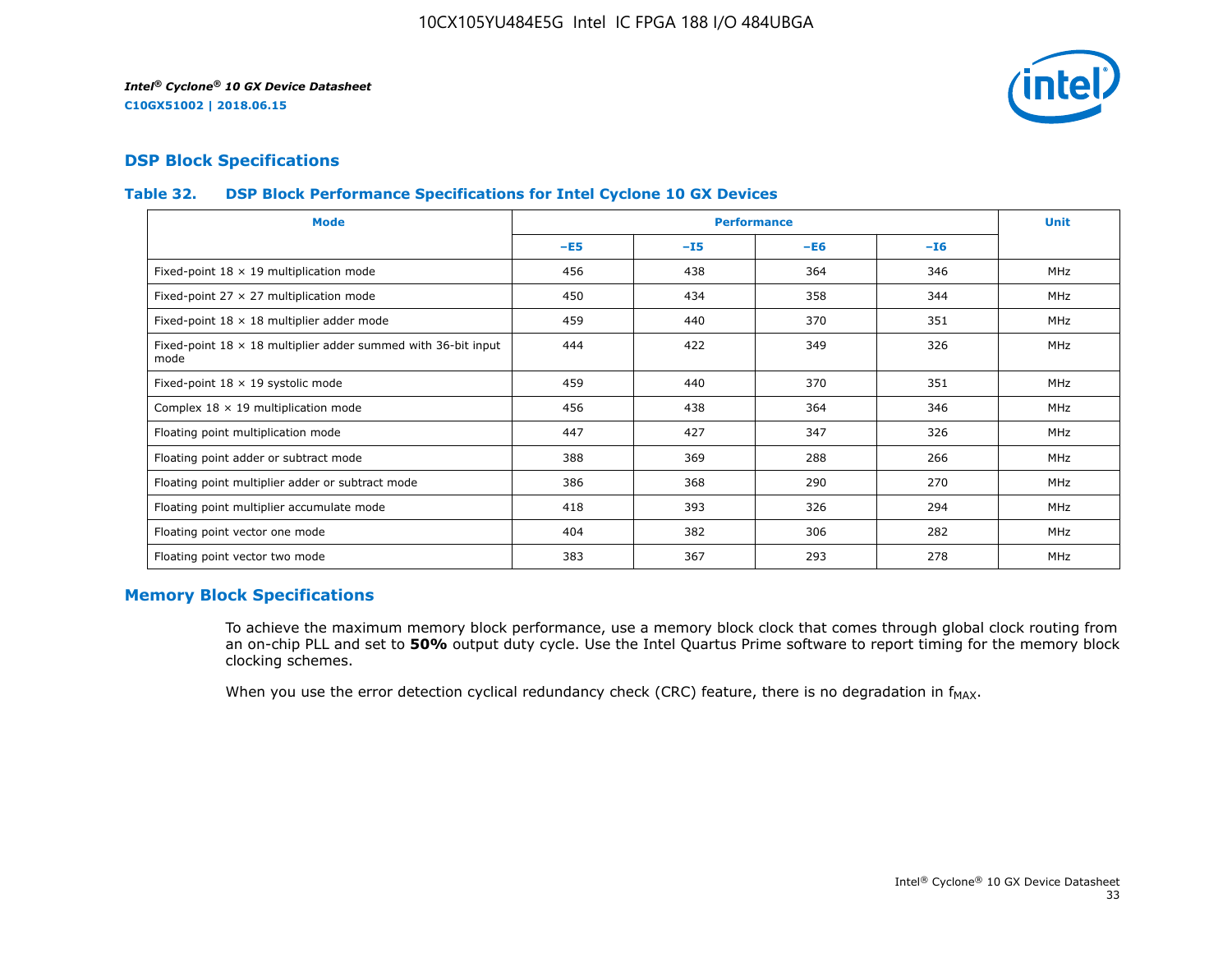## DSP Block Specifications

**Table 32. DSP Block Performance Specifications for Intel Cyclone 10 GX Devices**

| Mode | Performance | | | | Unit |
|---|---|---|---|---|---|
| | –E5 | –I5 | –E6 | –I6 | |
| Fixed-point 18 × 19 multiplication mode | 456 | 438 | 364 | 346 | MHz |
| Fixed-point 27 × 27 multiplication mode | 450 | 434 | 358 | 344 | MHz |
| Fixed-point 18 × 18 multiplier adder mode | 459 | 440 | 370 | 351 | MHz |
| Fixed-point 18 × 18 multiplier adder summed with 36-bit input mode | 444 | 422 | 349 | 326 | MHz |
| Fixed-point 18 × 19 systolic mode | 459 | 440 | 370 | 351 | MHz |
| Complex 18 × 19 multiplication mode | 456 | 438 | 364 | 346 | MHz |
| Floating point multiplication mode | 447 | 427 | 347 | 326 | MHz |
| Floating point adder or subtract mode | 388 | 369 | 288 | 266 | MHz |
| Floating point multiplier adder or subtract mode | 386 | 368 | 290 | 270 | MHz |
| Floating point multiplier accumulate mode | 418 | 393 | 326 | 294 | MHz |
| Floating point vector one mode | 404 | 382 | 306 | 282 | MHz |
| Floating point vector two mode | 383 | 367 | 293 | 278 | MHz |

## Memory Block Specifications

To achieve the maximum memory block performance, use a memory block clock that comes through global clock routing from an on-chip PLL and set to **50%** output duty cycle. Use the Intel Quartus Prime software to report timing for the memory block clocking schemes.

When you use the error detection cyclical redundancy check (CRC) feature, there is no degradation in $f_{MAX}$.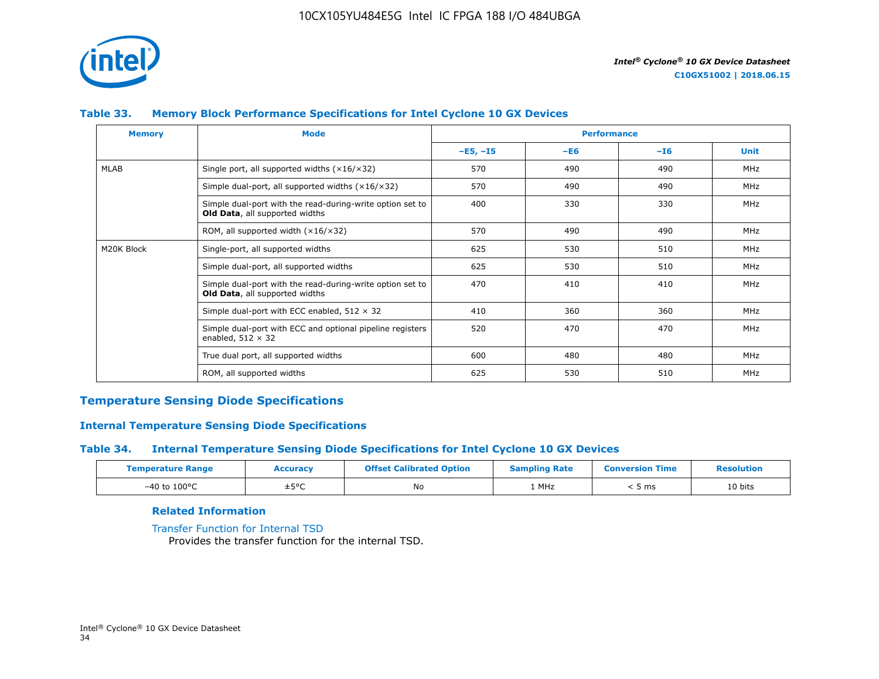#### Table 33. Memory Block Performance Specifications for Intel Cyclone 10 GX Devices

| Memory | Mode | Performance | | | |
|---|---|---|---|---|---|
| | | –E5, –I5 | –E6 | –I6 | Unit |
| MLAB | Single port, all supported widths (×16/×32) | 570 | 490 | 490 | MHz |
| | Simple dual-port, all supported widths (×16/×32) | 570 | 490 | 490 | MHz |
| | Simple dual-port with the read-during-write option set to **Old Data**, all supported widths | 400 | 330 | 330 | MHz |
| | ROM, all supported width (×16/×32) | 570 | 490 | 490 | MHz |
| M20K Block | Single-port, all supported widths | 625 | 530 | 510 | MHz |
| | Simple dual-port, all supported widths | 625 | 530 | 510 | MHz |
| | Simple dual-port with the read-during-write option set to **Old Data**, all supported widths | 470 | 410 | 410 | MHz |
| | Simple dual-port with ECC enabled, 512 × 32 | 410 | 360 | 360 | MHz |
| | Simple dual-port with ECC and optional pipeline registers enabled, 512 × 32 | 520 | 470 | 470 | MHz |
| | True dual port, all supported widths | 600 | 480 | 480 | MHz |
| | ROM, all supported widths | 625 | 530 | 510 | MHz |

## Temperature Sensing Diode Specifications

### Internal Temperature Sensing Diode Specifications

#### Table 34. Internal Temperature Sensing Diode Specifications for Intel Cyclone 10 GX Devices

| Temperature Range | Accuracy | Offset Calibrated Option | Sampling Rate | Conversion Time | Resolution |
|---|---|---|---|---|---|
| –40 to 100°C | ±5°C | No | 1 MHz | < 5 ms | 10 bits |

**Related Information**

Transfer Function for Internal TSD
Provides the transfer function for the internal TSD.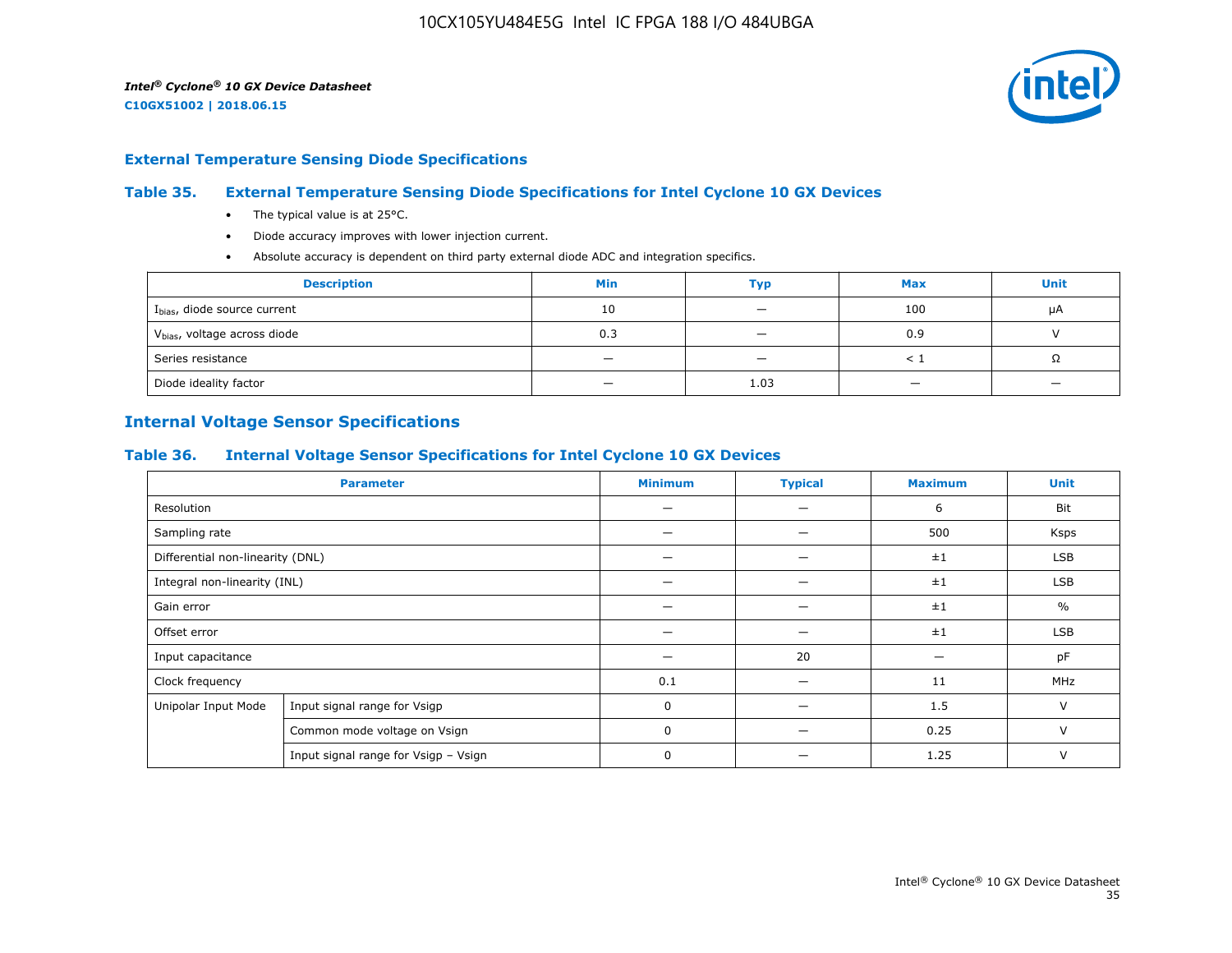## External Temperature Sensing Diode Specifications

### Table 35. External Temperature Sensing Diode Specifications for Intel Cyclone 10 GX Devices

- The typical value is at 25°C.
- Diode accuracy improves with lower injection current.
- Absolute accuracy is dependent on third party external diode ADC and integration specifics.

| Description | Min | Typ | Max | Unit |
|---|---|---|---|---|
| $I_{bias}$, diode source current | 10 | — | 100 | μA |
| $V_{bias}$, voltage across diode | 0.3 | — | 0.9 | V |
| Series resistance | — | — | < 1 | Ω |
| Diode ideality factor | — | 1.03 | — | — |

## Internal Voltage Sensor Specifications

### Table 36. Internal Voltage Sensor Specifications for Intel Cyclone 10 GX Devices

| Parameter | | Minimum | Typical | Maximum | Unit |
|---|---|---|---|---|---|
| Resolution | | — | — | 6 | Bit |
| Sampling rate | | — | — | 500 | Ksps |
| Differential non-linearity (DNL) | | — | — | ±1 | LSB |
| Integral non-linearity (INL) | | — | — | ±1 | LSB |
| Gain error | | — | — | ±1 | % |
| Offset error | | — | — | ±1 | LSB |
| Input capacitance | | — | 20 | — | pF |
| Clock frequency | | 0.1 | — | 11 | MHz |
| Unipolar Input Mode | Input signal range for Vsigp | 0 | — | 1.5 | V |
| | Common mode voltage on Vsign | 0 | — | 0.25 | V |
| | Input signal range for Vsigp – Vsign | 0 | — | 1.25 | V |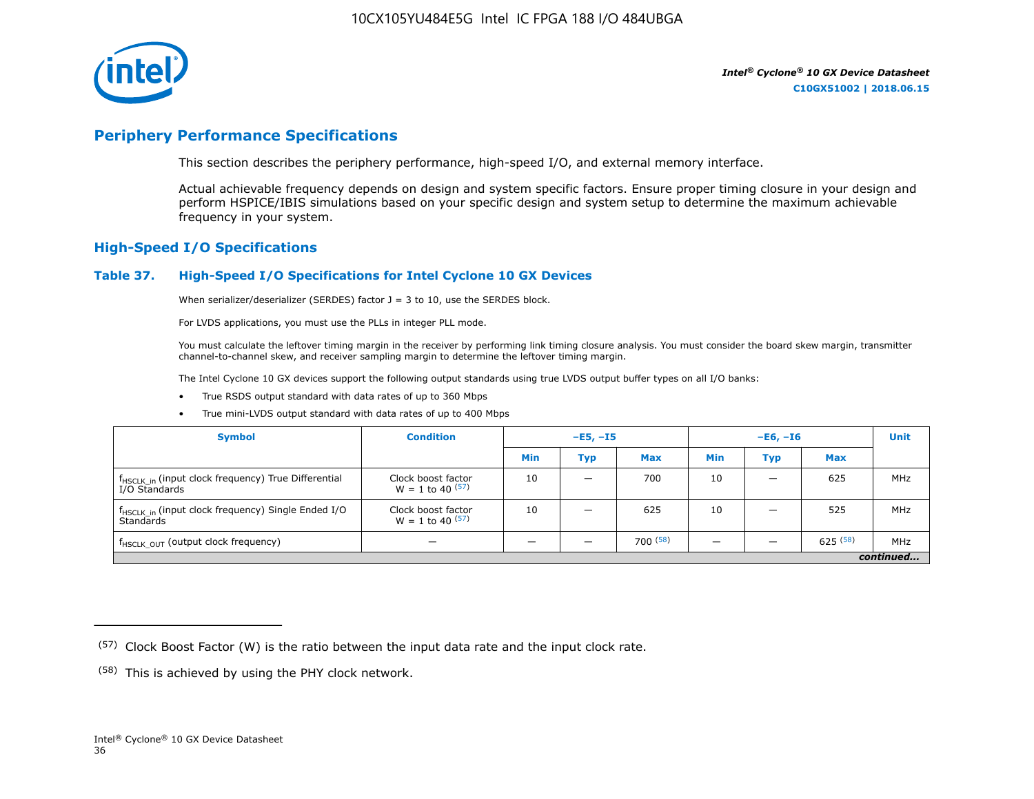## Periphery Performance Specifications

This section describes the periphery performance, high-speed I/O, and external memory interface.

Actual achievable frequency depends on design and system specific factors. Ensure proper timing closure in your design and perform HSPICE/IBIS simulations based on your specific design and system setup to determine the maximum achievable frequency in your system.

### High-Speed I/O Specifications

#### Table 37. High-Speed I/O Specifications for Intel Cyclone 10 GX Devices

When serializer/deserializer (SERDES) factor J = 3 to 10, use the SERDES block.

For LVDS applications, you must use the PLLs in integer PLL mode.

You must calculate the leftover timing margin in the receiver by performing link timing closure analysis. You must consider the board skew margin, transmitter channel-to-channel skew, and receiver sampling margin to determine the leftover timing margin.

The Intel Cyclone 10 GX devices support the following output standards using true LVDS output buffer types on all I/O banks:

- True RSDS output standard with data rates of up to 360 Mbps
- True mini-LVDS output standard with data rates of up to 400 Mbps

| Symbol | Condition | –E5, –I5 | | | –E6, –I6 | | | Unit |
|---|---|---|---|---|---|---|---|---|
| | | Min | Typ | Max | Min | Typ | Max | |
| $f_{HSCLK\_in}$ (input clock frequency) True Differential I/O Standards | Clock boost factor W = 1 to 40 (57) | 10 | — | 700 | 10 | — | 625 | MHz |
| $f_{HSCLK\_in}$ (input clock frequency) Single Ended I/O Standards | Clock boost factor W = 1 to 40 (57) | 10 | — | 625 | 10 | — | 525 | MHz |
| $f_{HSCLK\_OUT}$ (output clock frequency) | — | — | — | 700 (58) | — | — | 625 (58) | MHz |

*continued...*

(57) Clock Boost Factor (W) is the ratio between the input data rate and the input clock rate.

(58) This is achieved by using the PHY clock network.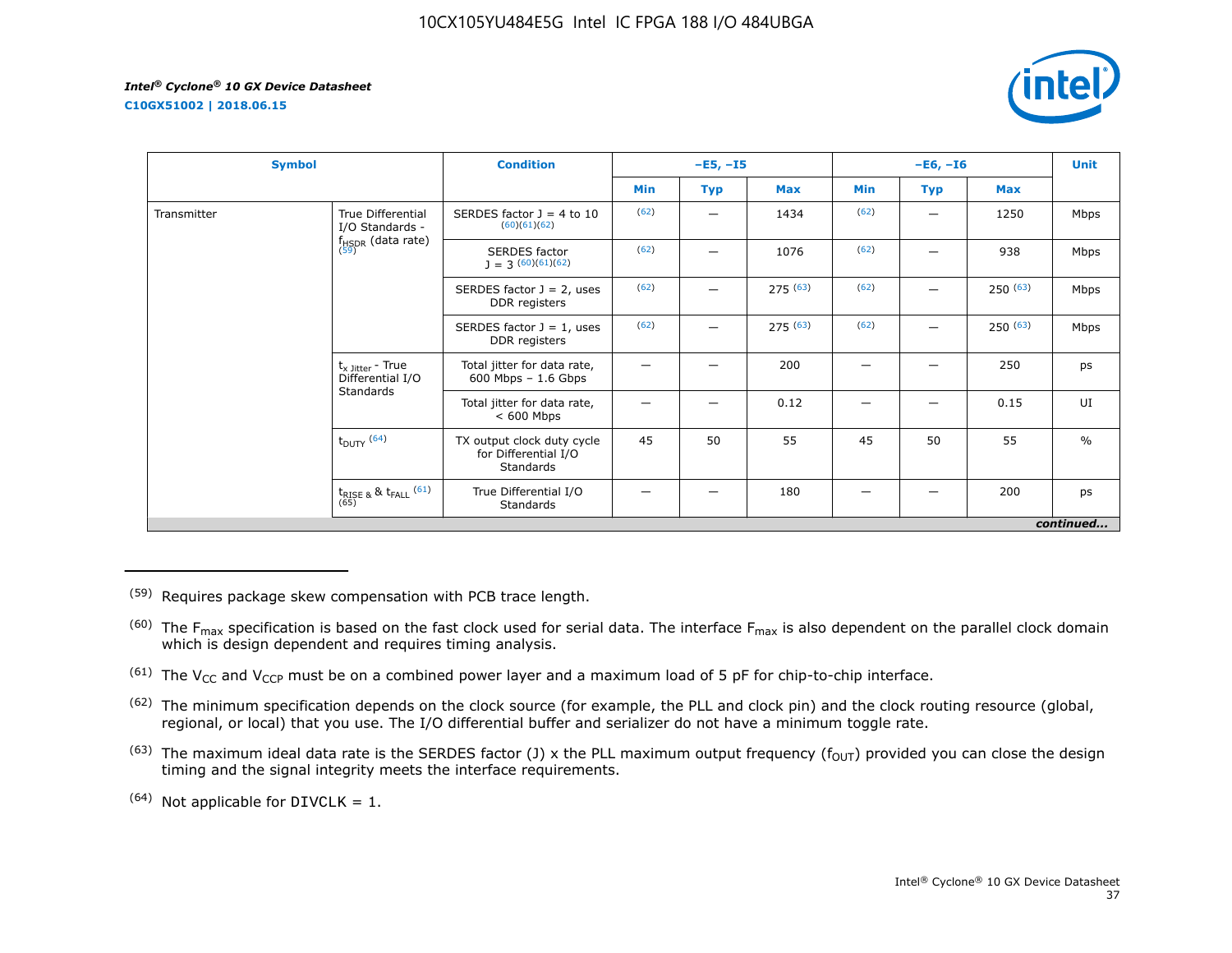| Symbol | | Condition | –E5, –I5 | | | –E6, –I6 | | | Unit |
|---|---|---|---|---|---|---|---|---|---|
| | | | Min | Typ | Max | Min | Typ | Max | |
| Transmitter | True Differential I/O Standards - $f_{HSDR}$ (data rate) (59) | SERDES factor J = 4 to 10 (60)(61)(62) | (62) | — | 1434 | (62) | — | 1250 | Mbps |
| | | SERDES factor J = 3 (60)(61)(62) | (62) | — | 1076 | (62) | — | 938 | Mbps |
| | | SERDES factor J = 2, uses DDR registers | (62) | — | 275 (63) | (62) | — | 250 (63) | Mbps |
| | | SERDES factor J = 1, uses DDR registers | (62) | — | 275 (63) | (62) | — | 250 (63) | Mbps |
| | $t_{x\ Jitter}$ - True Differential I/O Standards | Total jitter for data rate, 600 Mbps – 1.6 Gbps | — | — | 200 | — | — | 250 | ps |
| | | Total jitter for data rate, < 600 Mbps | — | — | 0.12 | — | — | 0.15 | UI |
| | $t_{DUTY}$ (64) | TX output clock duty cycle for Differential I/O Standards | 45 | 50 | 55 | 45 | 50 | 55 | % |
| | $t_{RISE}$ & $t_{FALL}$ (61)(65) | True Differential I/O Standards | — | — | 180 | — | — | 200 | ps |

*continued...*

(59) Requires package skew compensation with PCB trace length.

(60) The $F_{max}$ specification is based on the fast clock used for serial data. The interface $F_{max}$ is also dependent on the parallel clock domain which is design dependent and requires timing analysis.

(61) The $V_{CC}$ and $V_{CCP}$ must be on a combined power layer and a maximum load of 5 pF for chip-to-chip interface.

(62) The minimum specification depends on the clock source (for example, the PLL and clock pin) and the clock routing resource (global, regional, or local) that you use. The I/O differential buffer and serializer do not have a minimum toggle rate.

(63) The maximum ideal data rate is the SERDES factor (J) x the PLL maximum output frequency ($f_{OUT}$) provided you can close the design timing and the signal integrity meets the interface requirements.

(64) Not applicable for DIVCLK = 1.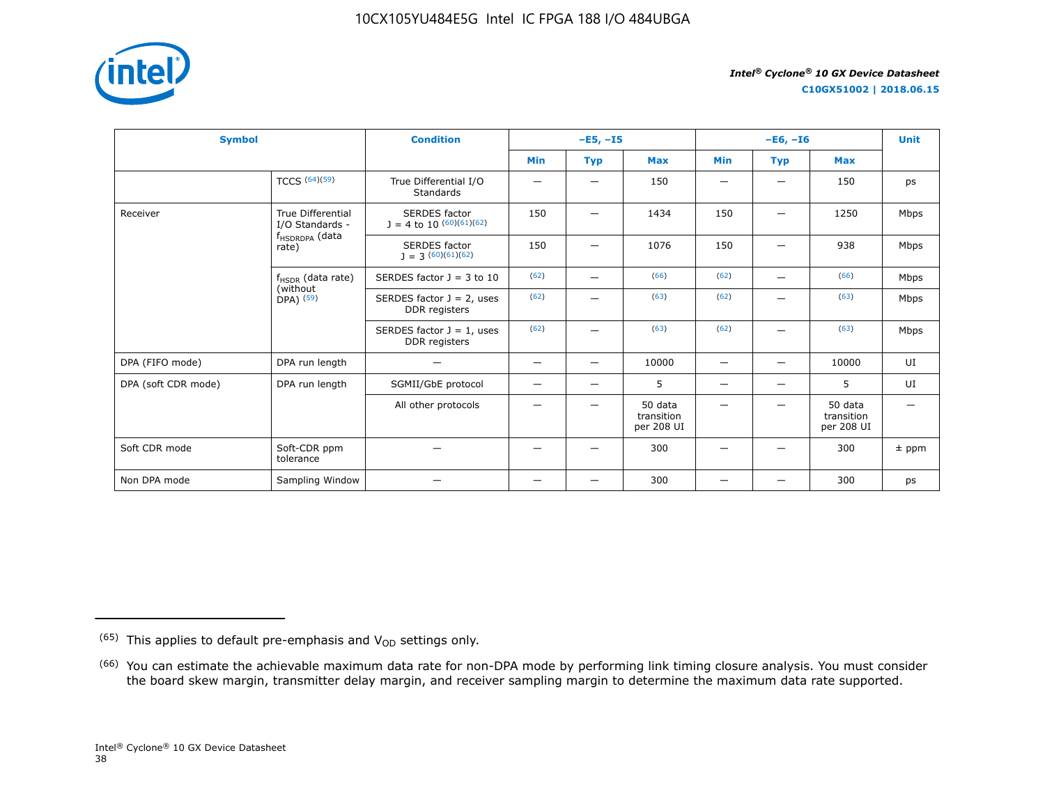| Symbol | | Condition | –E5, –I5 | | | –E6, –I6 | | | Unit |
|---|---|---|---|---|---|---|---|---|---|
| | | | Min | Typ | Max | Min | Typ | Max | |
| | TCCS (64)(59) | True Differential I/O Standards | — | — | 150 | — | — | 150 | ps |
| Receiver | True Differential I/O Standards - $f_{HSDRDPA}$ (data rate) | SERDES factor J = 4 to 10 (60)(61)(62) | 150 | — | 1434 | 150 | — | 1250 | Mbps |
| | | SERDES factor J = 3 (60)(61)(62) | 150 | — | 1076 | 150 | — | 938 | Mbps |
| | $f_{HSDR}$ (data rate) (without DPA) (59) | SERDES factor J = 3 to 10 | (62) | — | (66) | (62) | — | (66) | Mbps |
| | | SERDES factor J = 2, uses DDR registers | (62) | — | (63) | (62) | — | (63) | Mbps |
| | | SERDES factor J = 1, uses DDR registers | (62) | — | (63) | (62) | — | (63) | Mbps |
| DPA (FIFO mode) | DPA run length | — | — | — | 10000 | — | — | 10000 | UI |
| DPA (soft CDR mode) | DPA run length | SGMII/GbE protocol | — | — | 5 | — | — | 5 | UI |
| | | All other protocols | — | — | 50 data transition per 208 UI | — | — | 50 data transition per 208 UI | — |
| Soft CDR mode | Soft-CDR ppm tolerance | — | — | — | 300 | — | — | 300 | ± ppm |
| Non DPA mode | Sampling Window | — | — | — | 300 | — | — | 300 | ps |

(65) This applies to default pre-emphasis and $V_{OD}$ settings only.

(66) You can estimate the achievable maximum data rate for non-DPA mode by performing link timing closure analysis. You must consider the board skew margin, transmitter delay margin, and receiver sampling margin to determine the maximum data rate supported.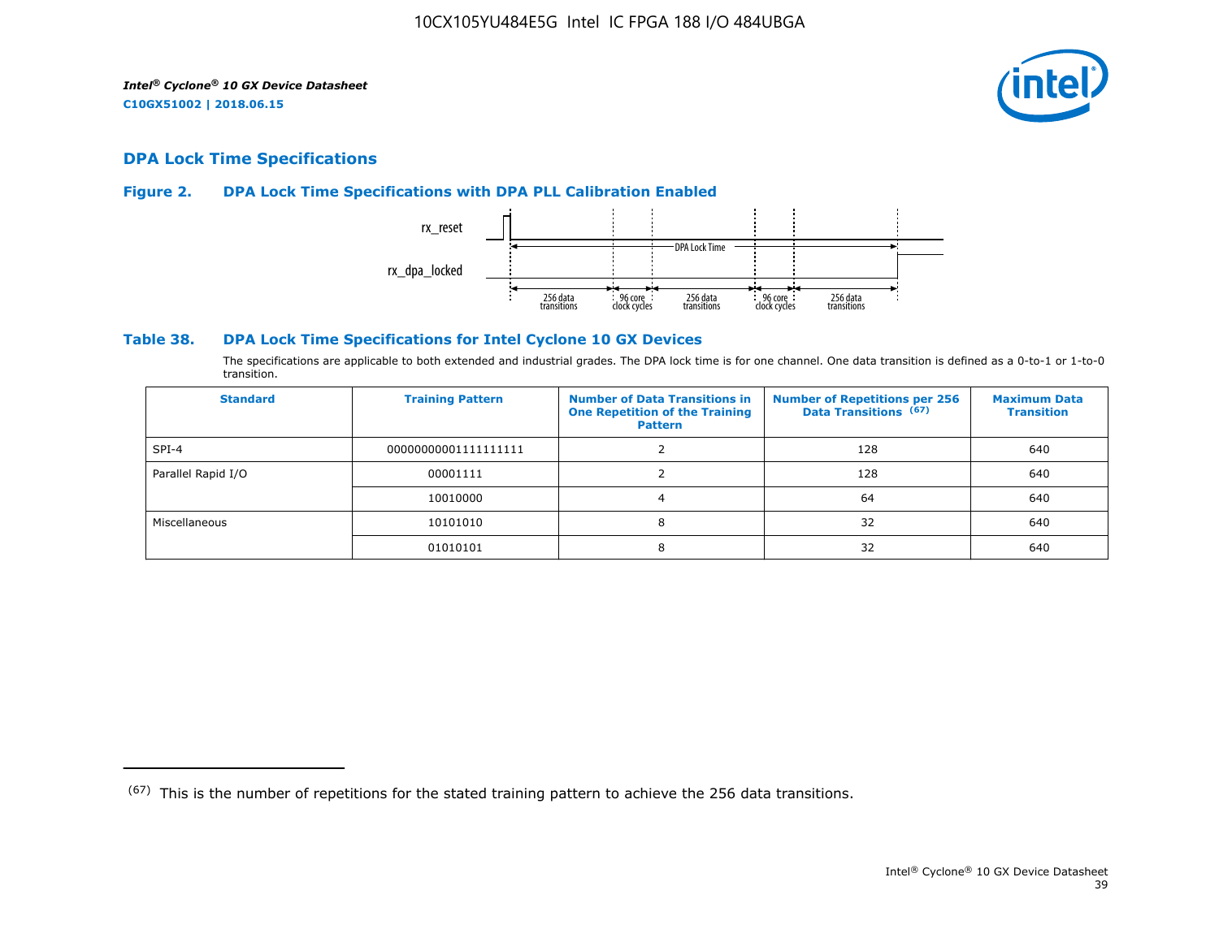## DPA Lock Time Specifications

### Figure 2. DPA Lock Time Specifications with DPA PLL Calibration Enabled

rx_reset

rx_dpa_locked

DPA Lock Time

256 data transitions | 96 core clock cycles | 256 data transitions | 96 core clock cycles | 256 data transitions

### Table 38. DPA Lock Time Specifications for Intel Cyclone 10 GX Devices

The specifications are applicable to both extended and industrial grades. The DPA lock time is for one channel. One data transition is defined as a 0-to-1 or 1-to-0 transition.

| Standard | Training Pattern | Number of Data Transitions in One Repetition of the Training Pattern | Number of Repetitions per 256 Data Transitions (67) | Maximum Data Transition |
|---|---|---|---|---|
| SPI-4 | 00000000001111111111 | 2 | 128 | 640 |
| Parallel Rapid I/O | 00001111 | 2 | 128 | 640 |
| | 10010000 | 4 | 64 | 640 |
| Miscellaneous | 10101010 | 8 | 32 | 640 |
| | 01010101 | 8 | 32 | 640 |

(67) This is the number of repetitions for the stated training pattern to achieve the 256 data transitions.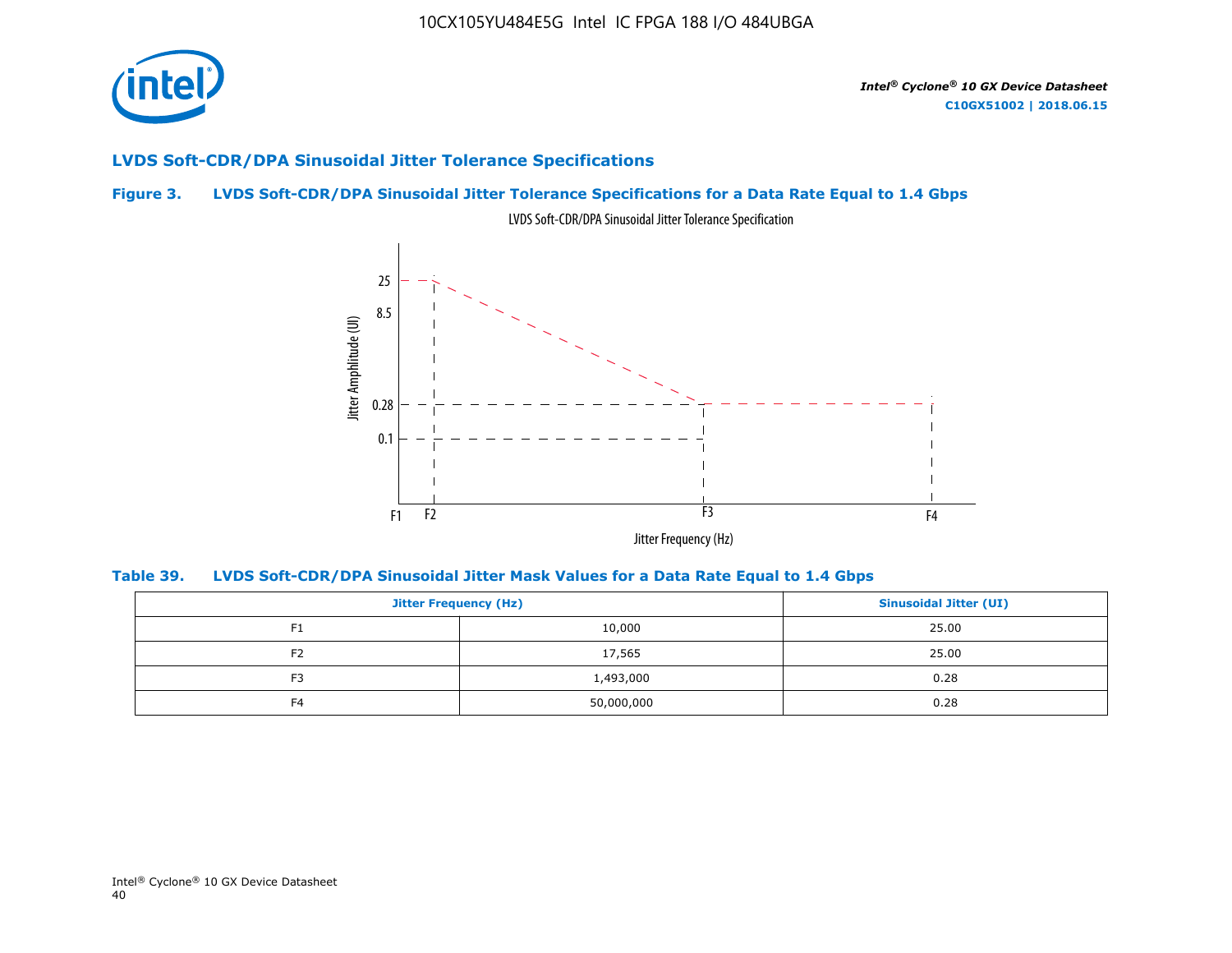## LVDS Soft-CDR/DPA Sinusoidal Jitter Tolerance Specifications

### Figure 3. LVDS Soft-CDR/DPA Sinusoidal Jitter Tolerance Specifications for a Data Rate Equal to 1.4 Gbps

LVDS Soft-CDR/DPA Sinusoidal Jitter Tolerance Specification

Jitter Amphlitude (UI): 25, 8.5, 0.28, 0.1

Jitter Frequency (Hz): F1, F2, F3, F4

### Table 39. LVDS Soft-CDR/DPA Sinusoidal Jitter Mask Values for a Data Rate Equal to 1.4 Gbps

| Jitter Frequency (Hz) | | Sinusoidal Jitter (UI) |
|---|---|---|
| F1 | 10,000 | 25.00 |
| F2 | 17,565 | 25.00 |
| F3 | 1,493,000 | 0.28 |
| F4 | 50,000,000 | 0.28 |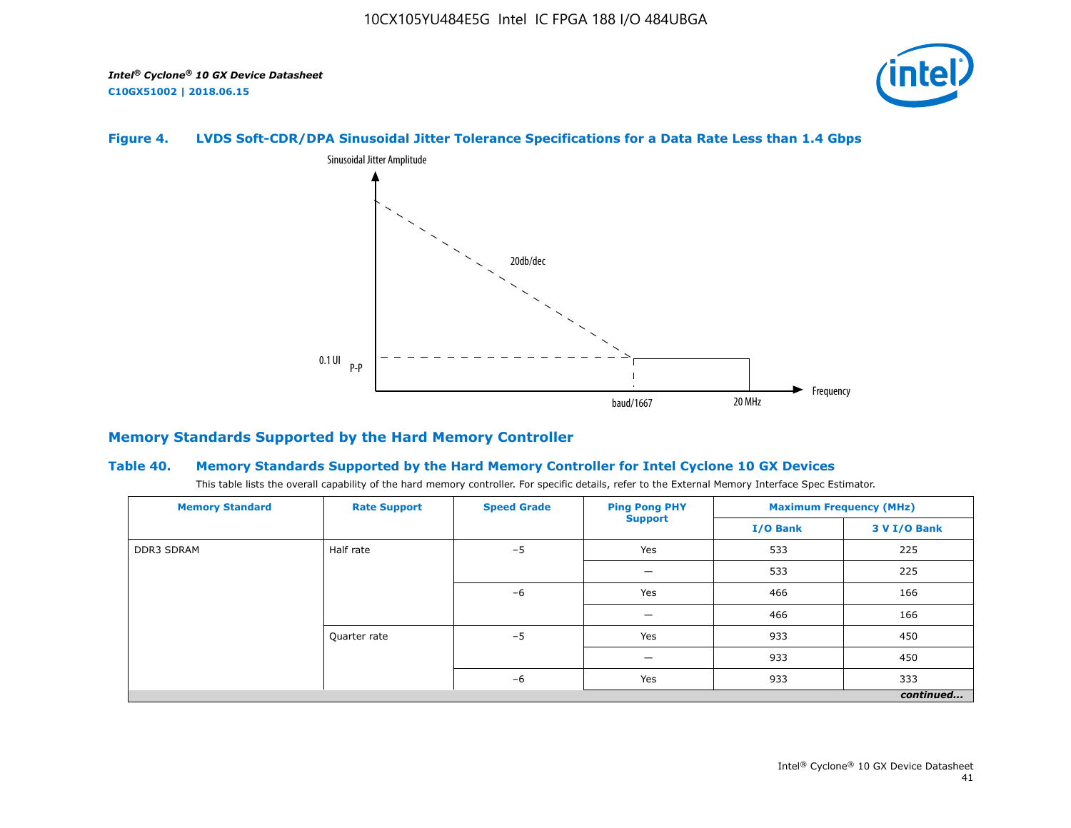#### Figure 4. LVDS Soft-CDR/DPA Sinusoidal Jitter Tolerance Specifications for a Data Rate Less than 1.4 Gbps

Sinusoidal Jitter Amplitude

20db/dec

0.1 UI P-P

baud/1667

20 MHz

Frequency

## Memory Standards Supported by the Hard Memory Controller

#### Table 40. Memory Standards Supported by the Hard Memory Controller for Intel Cyclone 10 GX Devices

This table lists the overall capability of the hard memory controller. For specific details, refer to the External Memory Interface Spec Estimator.

| Memory Standard | Rate Support | Speed Grade | Ping Pong PHY Support | Maximum Frequency (MHz) | |
|---|---|---|---|---|---|
| | | | | I/O Bank | 3 V I/O Bank |
| DDR3 SDRAM | Half rate | –5 | Yes | 533 | 225 |
| | | | — | 533 | 225 |
| | | –6 | Yes | 466 | 166 |
| | | | — | 466 | 166 |
| | Quarter rate | –5 | Yes | 933 | 450 |
| | | | — | 933 | 450 |
| | | –6 | Yes | 933 | 333 |

*continued...*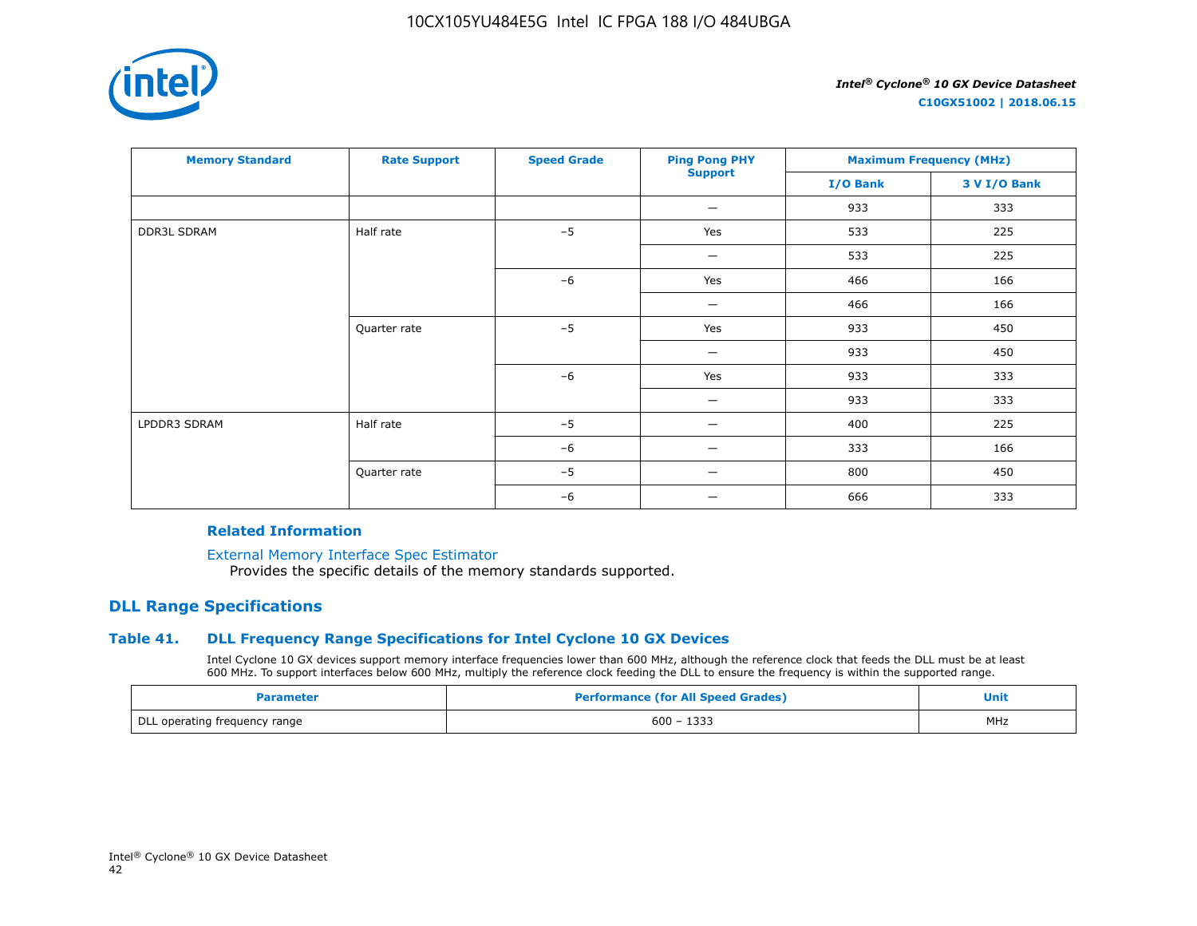| Memory Standard | Rate Support | Speed Grade | Ping Pong PHY Support | Maximum Frequency (MHz) | |
|---|---|---|---|---|---|
| | | | | I/O Bank | 3 V I/O Bank |
| | | | — | 933 | 333 |
| DDR3L SDRAM | Half rate | –5 | Yes | 533 | 225 |
| | | | — | 533 | 225 |
| | | –6 | Yes | 466 | 166 |
| | | | — | 466 | 166 |
| | Quarter rate | –5 | Yes | 933 | 450 |
| | | | — | 933 | 450 |
| | | –6 | Yes | 933 | 333 |
| | | | — | 933 | 333 |
| LPDDR3 SDRAM | Half rate | –5 | — | 400 | 225 |
| | | –6 | — | 333 | 166 |
| | Quarter rate | –5 | — | 800 | 450 |
| | | –6 | — | 666 | 333 |

**Related Information**

External Memory Interface Spec Estimator
Provides the specific details of the memory standards supported.

## DLL Range Specifications

### Table 41. DLL Frequency Range Specifications for Intel Cyclone 10 GX Devices

Intel Cyclone 10 GX devices support memory interface frequencies lower than 600 MHz, although the reference clock that feeds the DLL must be at least 600 MHz. To support interfaces below 600 MHz, multiply the reference clock feeding the DLL to ensure the frequency is within the supported range.

| Parameter | Performance (for All Speed Grades) | Unit |
|---|---|---|
| DLL operating frequency range | 600 – 1333 | MHz |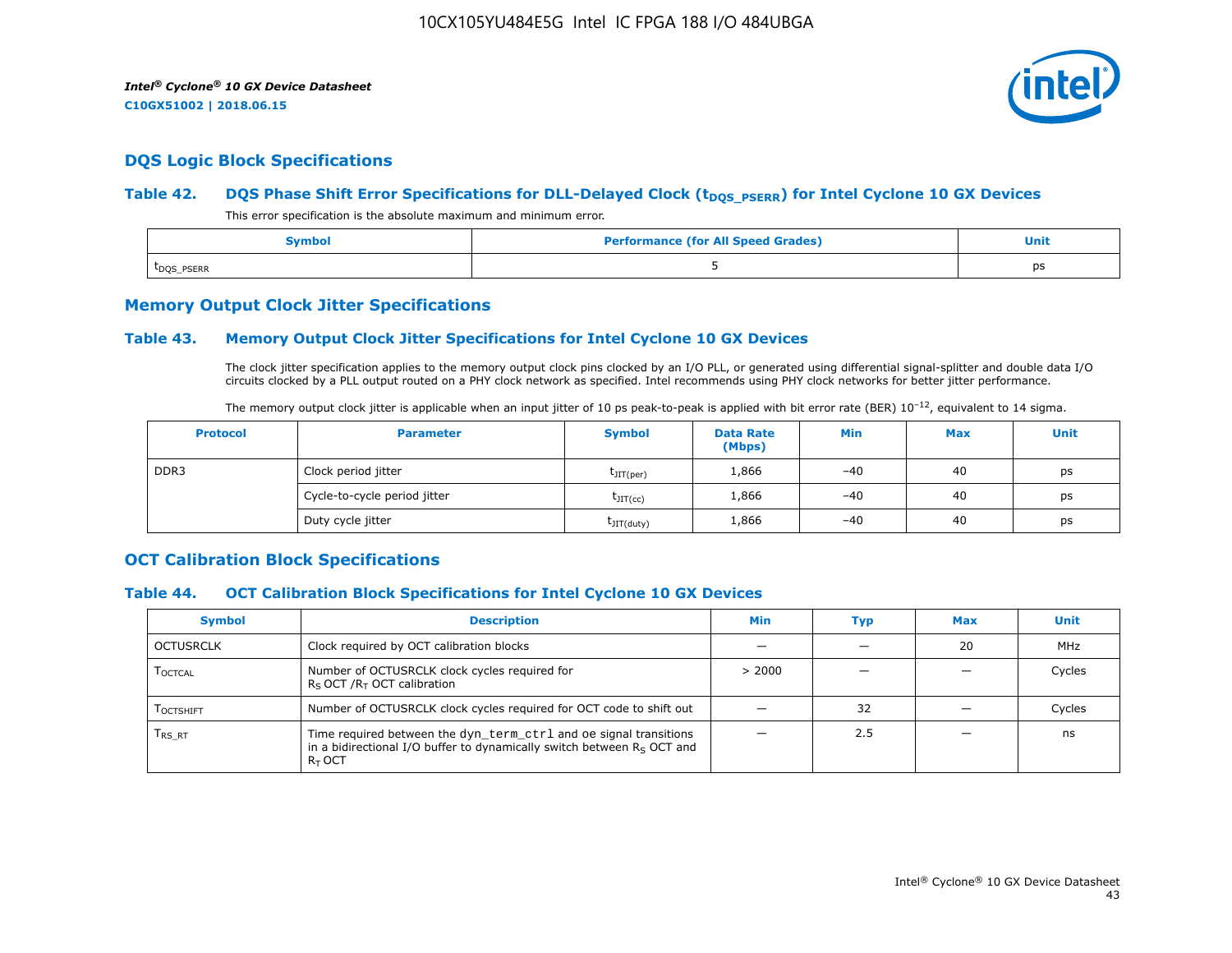## DQS Logic Block Specifications

### Table 42. DQS Phase Shift Error Specifications for DLL-Delayed Clock ($t_{DQS\_PSERR}$) for Intel Cyclone 10 GX Devices

This error specification is the absolute maximum and minimum error.

| Symbol | Performance (for All Speed Grades) | Unit |
|---|---|---|
| $t_{DQS\_PSERR}$ | 5 | ps |

## Memory Output Clock Jitter Specifications

### Table 43. Memory Output Clock Jitter Specifications for Intel Cyclone 10 GX Devices

The clock jitter specification applies to the memory output clock pins clocked by an I/O PLL, or generated using differential signal-splitter and double data I/O circuits clocked by a PLL output routed on a PHY clock network as specified. Intel recommends using PHY clock networks for better jitter performance.

The memory output clock jitter is applicable when an input jitter of 10 ps peak-to-peak is applied with bit error rate (BER) $10^{-12}$, equivalent to 14 sigma.

| Protocol | Parameter | Symbol | Data Rate (Mbps) | Min | Max | Unit |
|---|---|---|---|---|---|---|
| DDR3 | Clock period jitter | $t_{JIT(per)}$ | 1,866 | −40 | 40 | ps |
| | Cycle-to-cycle period jitter | $t_{JIT(cc)}$ | 1,866 | −40 | 40 | ps |
| | Duty cycle jitter | $t_{JIT(duty)}$ | 1,866 | −40 | 40 | ps |

## OCT Calibration Block Specifications

### Table 44. OCT Calibration Block Specifications for Intel Cyclone 10 GX Devices

| Symbol | Description | Min | Typ | Max | Unit |
|---|---|---|---|---|---|
| OCTUSRCLK | Clock required by OCT calibration blocks | — | — | 20 | MHz |
| $T_{OCTCAL}$ | Number of OCTUSRCLK clock cycles required for $R_S$ OCT / $R_T$ OCT calibration | > 2000 | — | — | Cycles |
| $T_{OCTSHIFT}$ | Number of OCTUSRCLK clock cycles required for OCT code to shift out | — | 32 | — | Cycles |
| $T_{RS\_RT}$ | Time required between the `dyn_term_ctrl` and oe signal transitions in a bidirectional I/O buffer to dynamically switch between $R_S$ OCT and $R_T$ OCT | — | 2.5 | — | ns |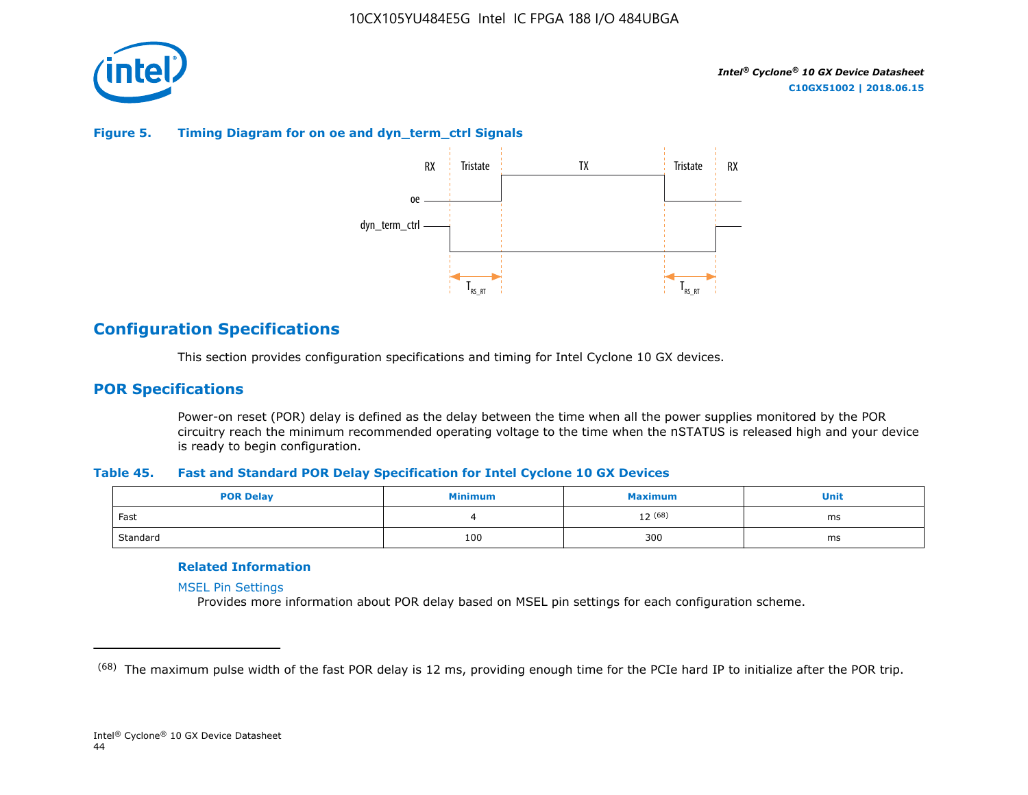**Figure 5. Timing Diagram for on oe and dyn_term_ctrl Signals**

## Configuration Specifications

This section provides configuration specifications and timing for Intel Cyclone 10 GX devices.

## POR Specifications

Power-on reset (POR) delay is defined as the delay between the time when all the power supplies monitored by the POR circuitry reach the minimum recommended operating voltage to the time when the nSTATUS is released high and your device is ready to begin configuration.

**Table 45. Fast and Standard POR Delay Specification for Intel Cyclone 10 GX Devices**

| POR Delay | Minimum | Maximum | Unit |
|---|---|---|---|
| Fast | 4 | 12 [68] | ms |
| Standard | 100 | 300 | ms |

**Related Information**

MSEL Pin Settings
Provides more information about POR delay based on MSEL pin settings for each configuration scheme.

---

[68] The maximum pulse width of the fast POR delay is 12 ms, providing enough time for the PCIe hard IP to initialize after the POR trip.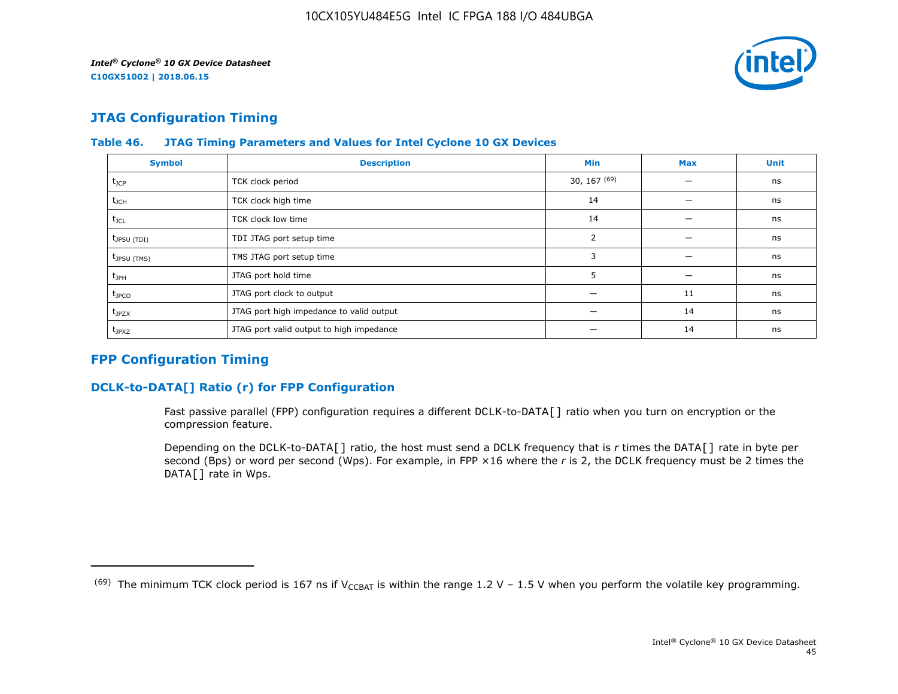## JTAG Configuration Timing

**Table 46. JTAG Timing Parameters and Values for Intel Cyclone 10 GX Devices**

| Symbol | Description | Min | Max | Unit |
|---|---|---|---|---|
| $t_{JCP}$ | TCK clock period | 30, 167 [69] | — | ns |
| $t_{JCH}$ | TCK clock high time | 14 | — | ns |
| $t_{JCL}$ | TCK clock low time | 14 | — | ns |
| $t_{JPSU (TDI)}$ | TDI JTAG port setup time | 2 | — | ns |
| $t_{JPSU (TMS)}$ | TMS JTAG port setup time | 3 | — | ns |
| $t_{JPH}$ | JTAG port hold time | 5 | — | ns |
| $t_{JPCO}$ | JTAG port clock to output | — | 11 | ns |
| $t_{JPZX}$ | JTAG port high impedance to valid output | — | 14 | ns |
| $t_{JPXZ}$ | JTAG port valid output to high impedance | — | 14 | ns |

## FPP Configuration Timing

### DCLK-to-DATA[] Ratio (r) for FPP Configuration

Fast passive parallel (FPP) configuration requires a different DCLK-to-DATA[] ratio when you turn on encryption or the compression feature.

Depending on the DCLK-to-DATA[] ratio, the host must send a DCLK frequency that is *r* times the DATA[] rate in byte per second (Bps) or word per second (Wps). For example, in FPP ×16 where the *r* is 2, the DCLK frequency must be 2 times the DATA[] rate in Wps.

---

(69) The minimum TCK clock period is 167 ns if $V_{CCBAT}$ is within the range 1.2 V – 1.5 V when you perform the volatile key programming.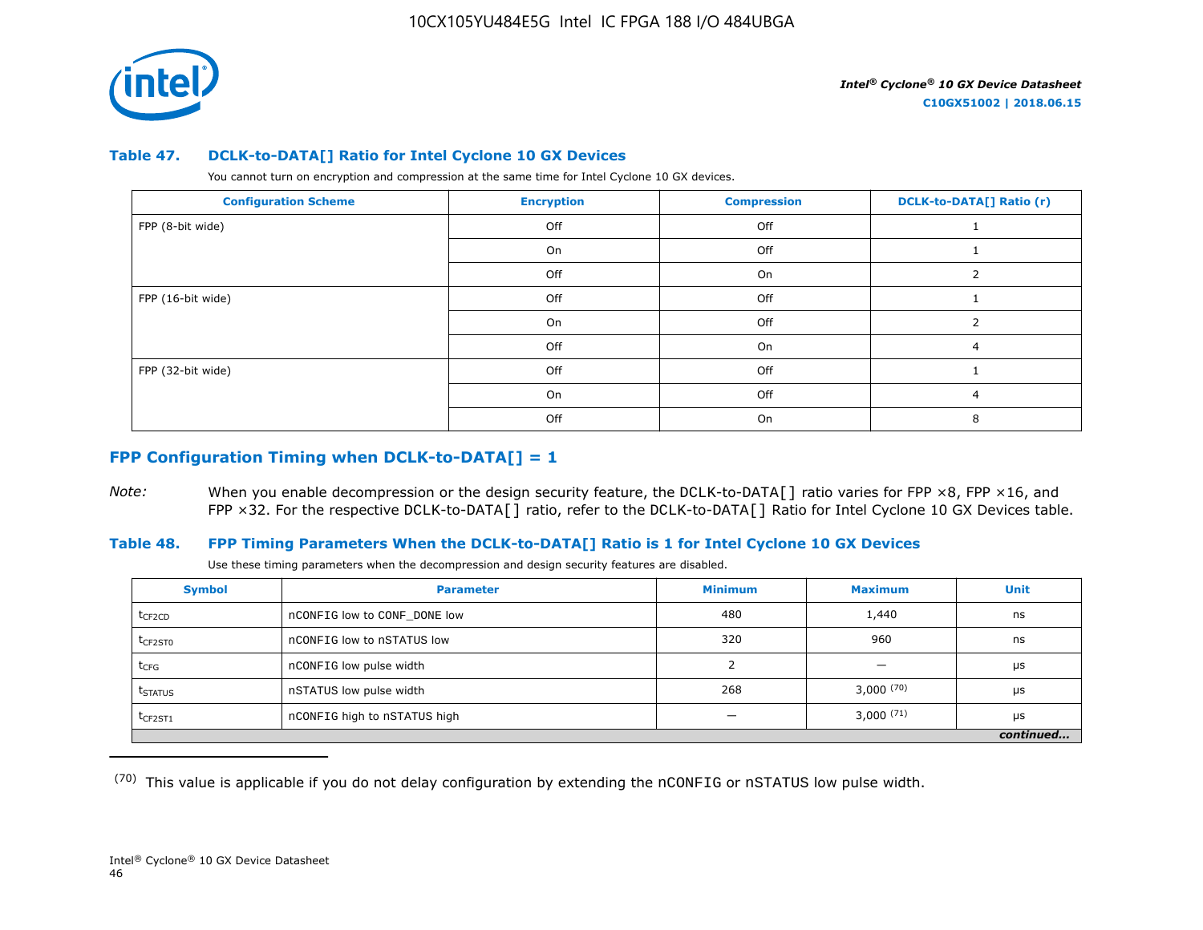### Table 47. DCLK-to-DATA[] Ratio for Intel Cyclone 10 GX Devices

You cannot turn on encryption and compression at the same time for Intel Cyclone 10 GX devices.

| Configuration Scheme | Encryption | Compression | DCLK-to-DATA[] Ratio (r) |
|---|---|---|---|
| FPP (8-bit wide) | Off | Off | 1 |
| | On | Off | 1 |
| | Off | On | 2 |
| FPP (16-bit wide) | Off | Off | 1 |
| | On | Off | 2 |
| | Off | On | 4 |
| FPP (32-bit wide) | Off | Off | 1 |
| | On | Off | 4 |
| | Off | On | 8 |

## FPP Configuration Timing when DCLK-to-DATA[] = 1

*Note:* When you enable decompression or the design security feature, the DCLK-to-DATA[] ratio varies for FPP ×8, FPP ×16, and FPP ×32. For the respective DCLK-to-DATA[] ratio, refer to the DCLK-to-DATA[] Ratio for Intel Cyclone 10 GX Devices table.

### Table 48. FPP Timing Parameters When the DCLK-to-DATA[] Ratio is 1 for Intel Cyclone 10 GX Devices

Use these timing parameters when the decompression and design security features are disabled.

| Symbol | Parameter | Minimum | Maximum | Unit |
|---|---|---|---|---|
| $t_{CF2CD}$ | nCONFIG low to CONF_DONE low | 480 | 1,440 | ns |
| $t_{CF2ST0}$ | nCONFIG low to nSTATUS low | 320 | 960 | ns |
| $t_{CFG}$ | nCONFIG low pulse width | 2 | — | μs |
| $t_{STATUS}$ | nSTATUS low pulse width | 268 | 3,000 [70] | μs |
| $t_{CF2ST1}$ | nCONFIG high to nSTATUS high | — | 3,000 [71] | μs |
| | | | | *continued...* |

[70] This value is applicable if you do not delay configuration by extending the nCONFIG or nSTATUS low pulse width.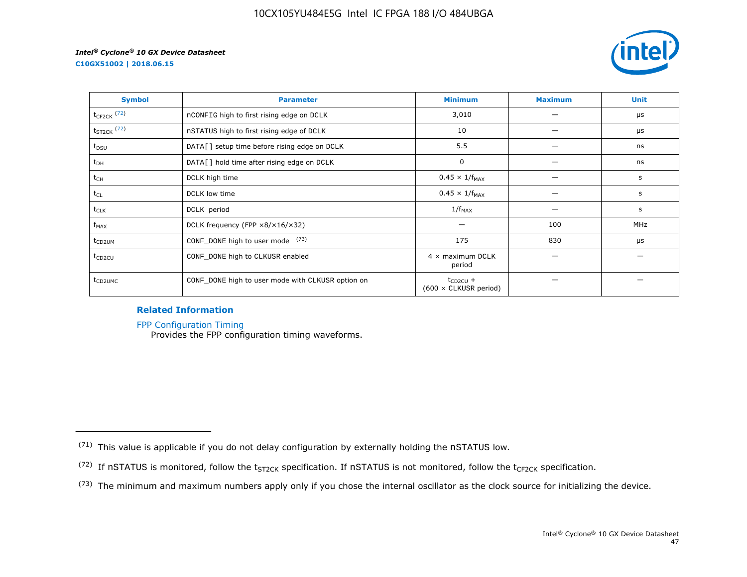| Symbol | Parameter | Minimum | Maximum | Unit |
| --- | --- | --- | --- | --- |
| $t_{CF2CK}$ (72) | nCONFIG high to first rising edge on DCLK | 3,010 | — | µs |
| $t_{ST2CK}$ (72) | nSTATUS high to first rising edge of DCLK | 10 | — | µs |
| $t_{DSU}$ | DATA[] setup time before rising edge on DCLK | 5.5 | — | ns |
| $t_{DH}$ | DATA[] hold time after rising edge on DCLK | 0 | — | ns |
| $t_{CH}$ | DCLK high time | $0.45 \times 1/f_{MAX}$ | — | s |
| $t_{CL}$ | DCLK low time | $0.45 \times 1/f_{MAX}$ | — | s |
| $t_{CLK}$ | DCLK period | $1/f_{MAX}$ | — | s |
| $f_{MAX}$ | DCLK frequency (FPP ×8/×16/×32) | — | 100 | MHz |
| $t_{CD2UM}$ | CONF_DONE high to user mode (73) | 175 | 830 | µs |
| $t_{CD2CU}$ | CONF_DONE high to CLKUSR enabled | 4 × maximum DCLK period | — | — |
| $t_{CD2UMC}$ | CONF_DONE high to user mode with CLKUSR option on | $t_{CD2CU}$ + (600 × CLKUSR period) | — | — |

**Related Information**

FPP Configuration Timing
Provides the FPP configuration timing waveforms.

---

(71) This value is applicable if you do not delay configuration by externally holding the nSTATUS low.

(72) If nSTATUS is monitored, follow the $t_{ST2CK}$ specification. If nSTATUS is not monitored, follow the $t_{CF2CK}$ specification.

(73) The minimum and maximum numbers apply only if you chose the internal oscillator as the clock source for initializing the device.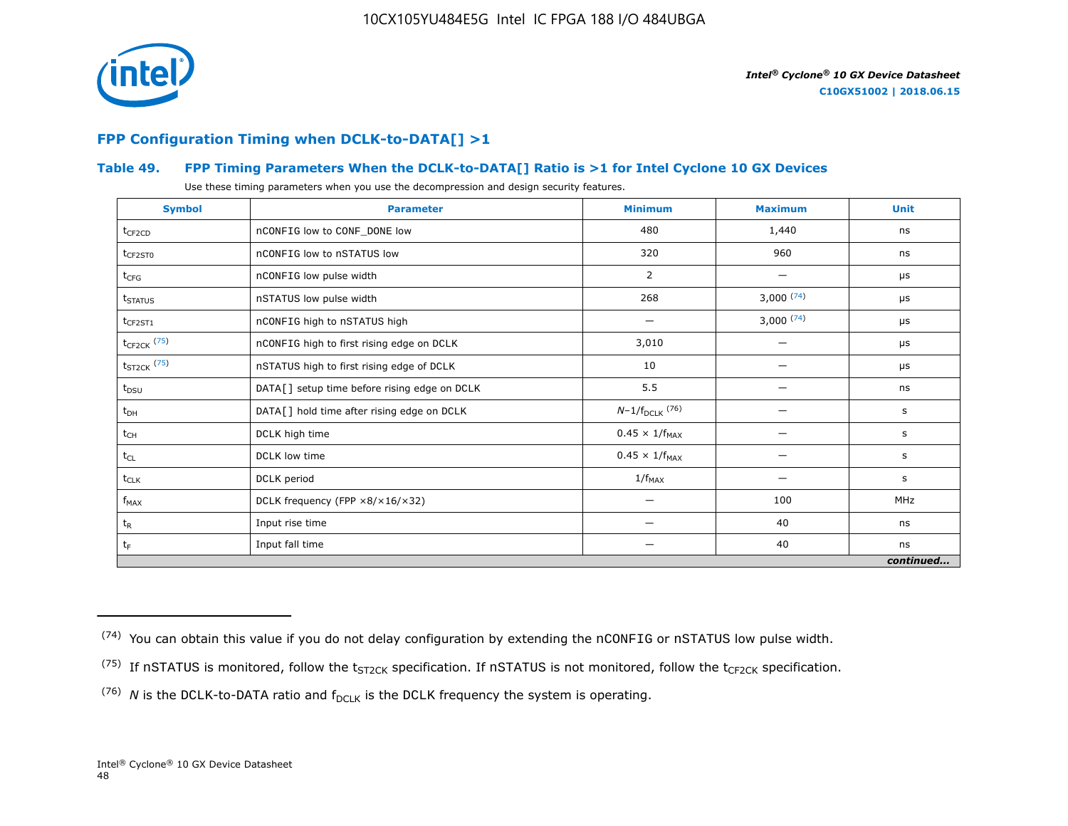## FPP Configuration Timing when DCLK-to-DATA[] >1

### Table 49. FPP Timing Parameters When the DCLK-to-DATA[] Ratio is >1 for Intel Cyclone 10 GX Devices

Use these timing parameters when you use the decompression and design security features.

| Symbol | Parameter | Minimum | Maximum | Unit |
|---|---|---|---|---|
| $t_{CF2CD}$ | nCONFIG low to CONF_DONE low | 480 | 1,440 | ns |
| $t_{CF2ST0}$ | nCONFIG low to nSTATUS low | 320 | 960 | ns |
| $t_{CFG}$ | nCONFIG low pulse width | 2 | — | µs |
| $t_{STATUS}$ | nSTATUS low pulse width | 268 | 3,000 [74] | µs |
| $t_{CF2ST1}$ | nCONFIG high to nSTATUS high | — | 3,000 [74] | µs |
| $t_{CF2CK}$ [75] | nCONFIG high to first rising edge on DCLK | 3,010 | — | µs |
| $t_{ST2CK}$ [75] | nSTATUS high to first rising edge of DCLK | 10 | — | µs |
| $t_{DSU}$ | DATA[] setup time before rising edge on DCLK | 5.5 | — | ns |
| $t_{DH}$ | DATA[] hold time after rising edge on DCLK | $N–1/f_{DCLK}$ [76] | — | s |
| $t_{CH}$ | DCLK high time | $0.45 \times 1/f_{MAX}$ | — | s |
| $t_{CL}$ | DCLK low time | $0.45 \times 1/f_{MAX}$ | — | s |
| $t_{CLK}$ | DCLK period | $1/f_{MAX}$ | — | s |
| $f_{MAX}$ | DCLK frequency (FPP ×8/×16/×32) | — | 100 | MHz |
| $t_R$ | Input rise time | — | 40 | ns |
| $t_F$ | Input fall time | — | 40 | ns |

*continued...*

(74) You can obtain this value if you do not delay configuration by extending the nCONFIG or nSTATUS low pulse width.

(75) If nSTATUS is monitored, follow the $t_{ST2CK}$ specification. If nSTATUS is not monitored, follow the $t_{CF2CK}$ specification.

(76) $N$ is the DCLK-to-DATA ratio and $f_{DCLK}$ is the DCLK frequency the system is operating.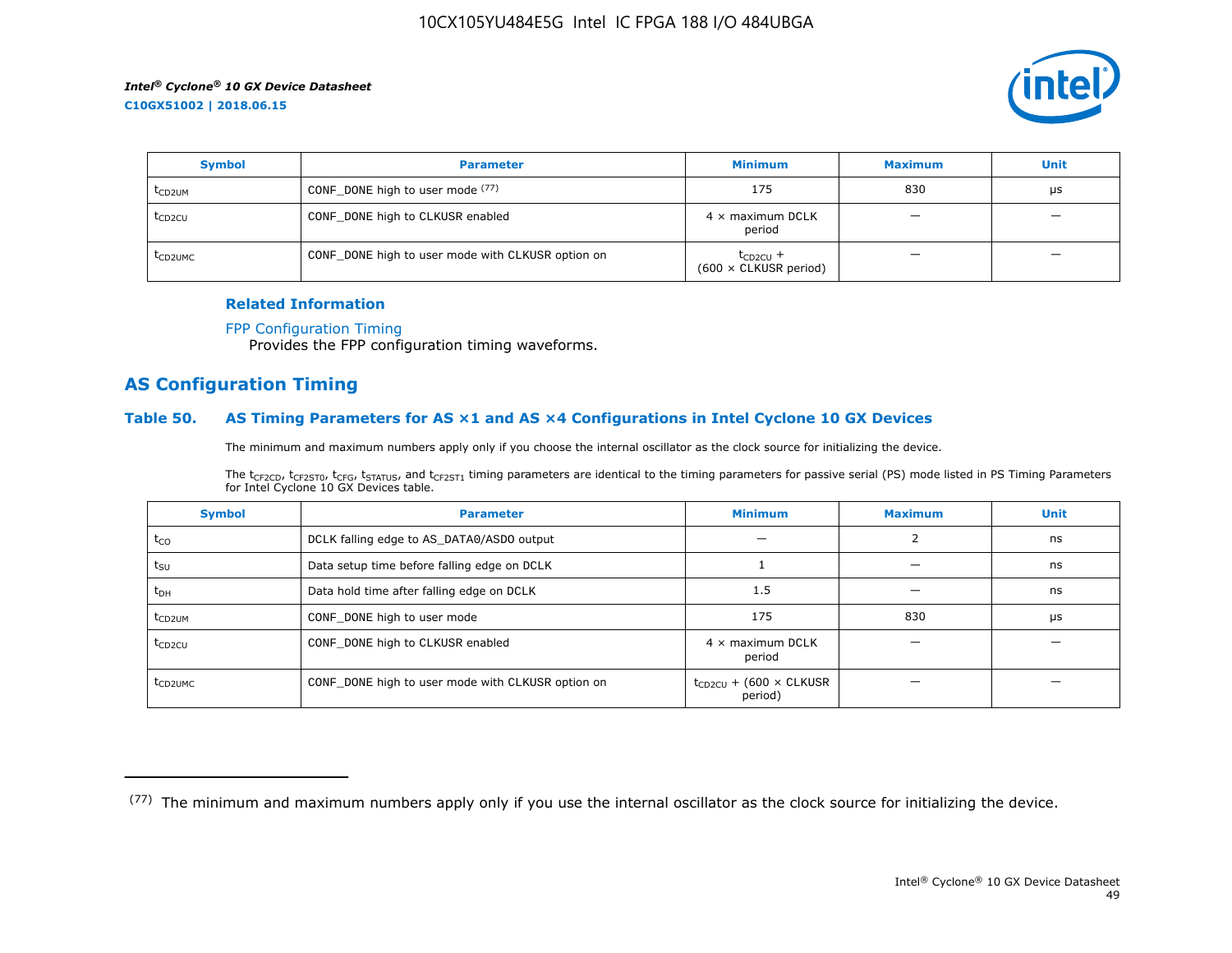| Symbol | Parameter | Minimum | Maximum | Unit |
| --- | --- | --- | --- | --- |
| $t_{CD2UM}$ | CONF_DONE high to user mode [77] | 175 | 830 | µs |
| $t_{CD2CU}$ | CONF_DONE high to CLKUSR enabled | 4 × maximum DCLK period | — | — |
| $t_{CD2UMC}$ | CONF_DONE high to user mode with CLKUSR option on | $t_{CD2CU}$ + (600 × CLKUSR period) | — | — |

**Related Information**

FPP Configuration Timing
Provides the FPP configuration timing waveforms.

## AS Configuration Timing

### Table 50. AS Timing Parameters for AS ×1 and AS ×4 Configurations in Intel Cyclone 10 GX Devices

The minimum and maximum numbers apply only if you choose the internal oscillator as the clock source for initializing the device.

The $t_{CF2CD}$, $t_{CF2ST0}$, $t_{CFG}$, $t_{STATUS}$, and $t_{CF2ST1}$ timing parameters are identical to the timing parameters for passive serial (PS) mode listed in PS Timing Parameters for Intel Cyclone 10 GX Devices table.

| Symbol | Parameter | Minimum | Maximum | Unit |
| --- | --- | --- | --- | --- |
| $t_{CO}$ | DCLK falling edge to AS_DATA0/ASDO output | — | 2 | ns |
| $t_{SU}$ | Data setup time before falling edge on DCLK | 1 | — | ns |
| $t_{DH}$ | Data hold time after falling edge on DCLK | 1.5 | — | ns |
| $t_{CD2UM}$ | CONF_DONE high to user mode | 175 | 830 | µs |
| $t_{CD2CU}$ | CONF_DONE high to CLKUSR enabled | 4 × maximum DCLK period | — | — |
| $t_{CD2UMC}$ | CONF_DONE high to user mode with CLKUSR option on | $t_{CD2CU}$ + (600 × CLKUSR period) | — | — |

(77) The minimum and maximum numbers apply only if you use the internal oscillator as the clock source for initializing the device.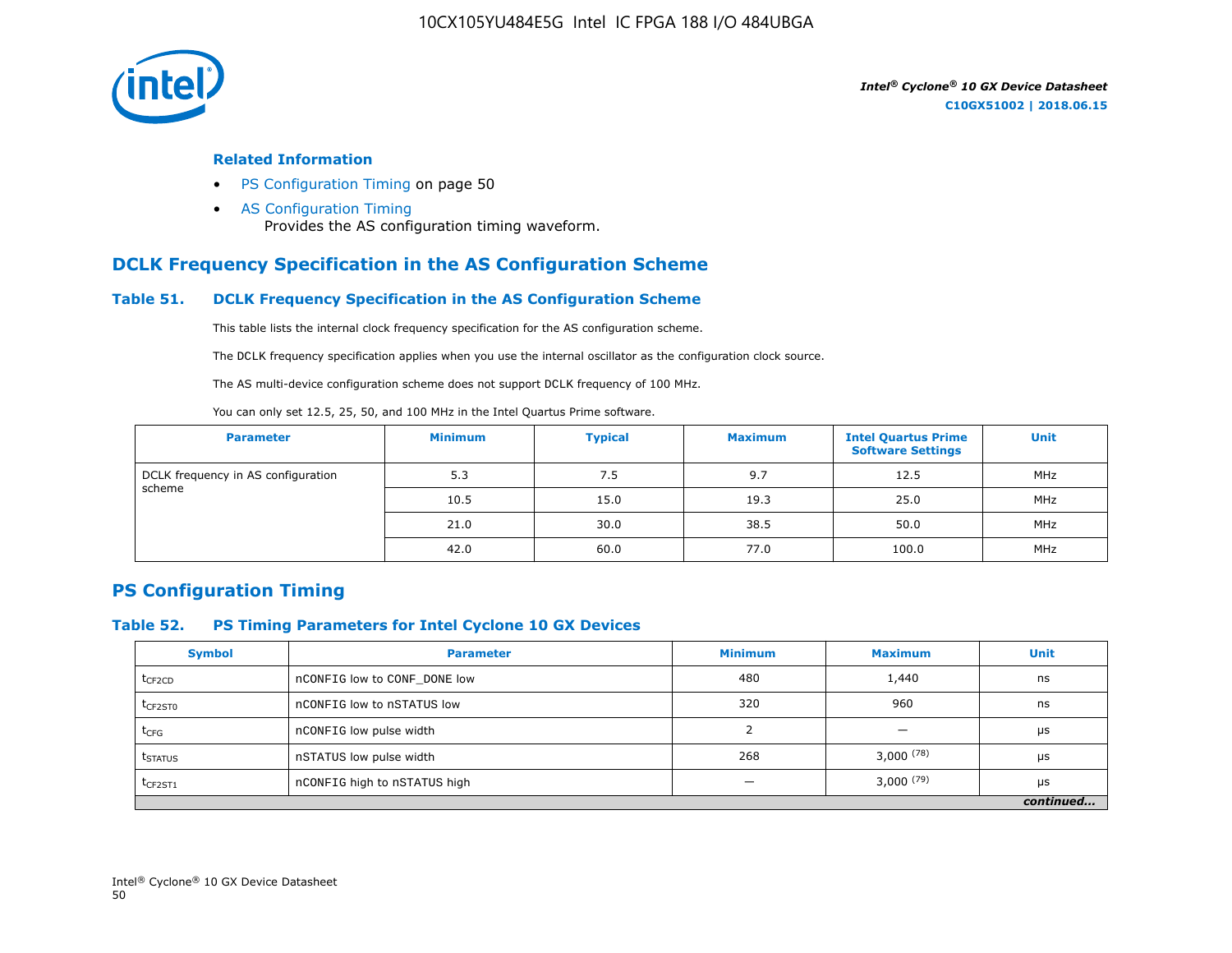Related Information

- PS Configuration Timing on page 50
- AS Configuration Timing
  Provides the AS configuration timing waveform.

## DCLK Frequency Specification in the AS Configuration Scheme

### Table 51. DCLK Frequency Specification in the AS Configuration Scheme

This table lists the internal clock frequency specification for the AS configuration scheme.

The DCLK frequency specification applies when you use the internal oscillator as the configuration clock source.

The AS multi-device configuration scheme does not support DCLK frequency of 100 MHz.

You can only set 12.5, 25, 50, and 100 MHz in the Intel Quartus Prime software.

| Parameter | Minimum | Typical | Maximum | Intel Quartus Prime Software Settings | Unit |
|---|---|---|---|---|---|
| DCLK frequency in AS configuration scheme | 5.3 | 7.5 | 9.7 | 12.5 | MHz |
| | 10.5 | 15.0 | 19.3 | 25.0 | MHz |
| | 21.0 | 30.0 | 38.5 | 50.0 | MHz |
| | 42.0 | 60.0 | 77.0 | 100.0 | MHz |

## PS Configuration Timing

### Table 52. PS Timing Parameters for Intel Cyclone 10 GX Devices

| Symbol | Parameter | Minimum | Maximum | Unit |
|---|---|---|---|---|
| $t_{CF2CD}$ | nCONFIG low to CONF_DONE low | 480 | 1,440 | ns |
| $t_{CF2ST0}$ | nCONFIG low to nSTATUS low | 320 | 960 | ns |
| $t_{CFG}$ | nCONFIG low pulse width | 2 | — | μs |
| $t_{STATUS}$ | nSTATUS low pulse width | 268 | 3,000 (78) | μs |
| $t_{CF2ST1}$ | nCONFIG high to nSTATUS high | — | 3,000 (79) | μs |

*continued...*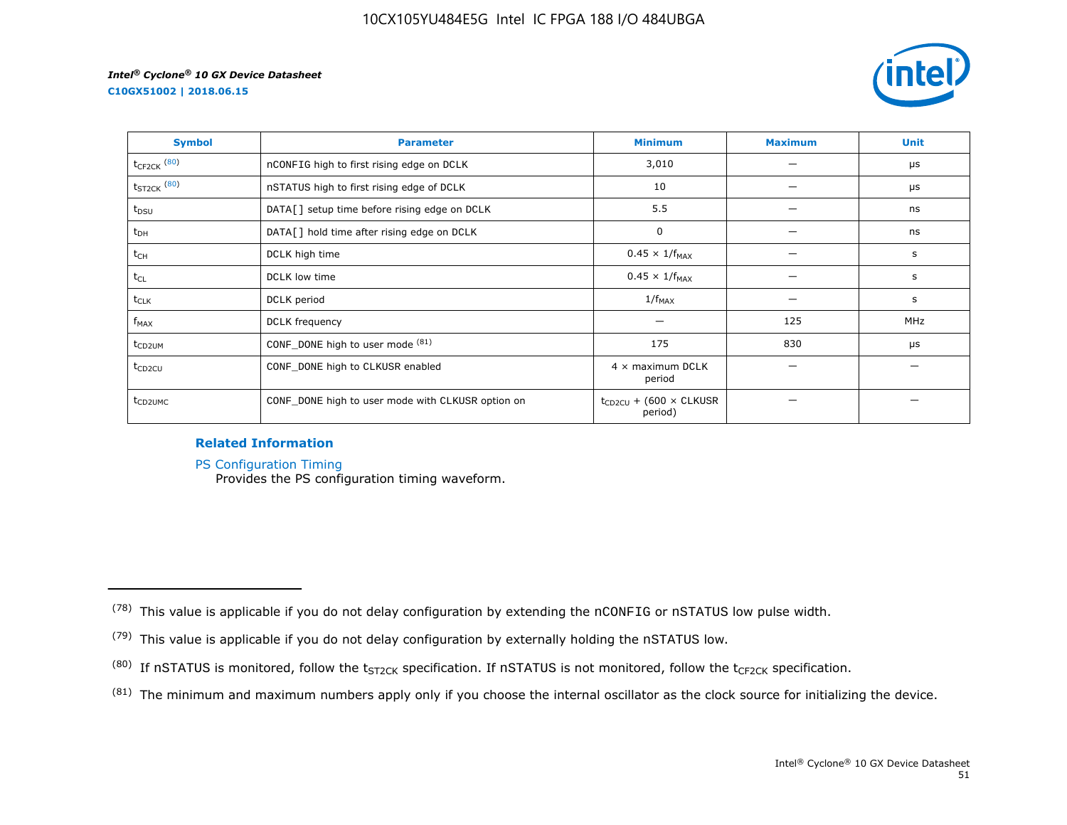| Symbol | Parameter | Minimum | Maximum | Unit |
|---|---|---|---|---|
| $t_{CF2CK}$ [80] | nCONFIG high to first rising edge on DCLK | 3,010 | — | µs |
| $t_{ST2CK}$ [80] | nSTATUS high to first rising edge of DCLK | 10 | — | µs |
| $t_{DSU}$ | DATA[] setup time before rising edge on DCLK | 5.5 | — | ns |
| $t_{DH}$ | DATA[] hold time after rising edge on DCLK | 0 | — | ns |
| $t_{CH}$ | DCLK high time | $0.45 \times 1/f_{MAX}$ | — | s |
| $t_{CL}$ | DCLK low time | $0.45 \times 1/f_{MAX}$ | — | s |
| $t_{CLK}$ | DCLK period | $1/f_{MAX}$ | — | s |
| $f_{MAX}$ | DCLK frequency | — | 125 | MHz |
| $t_{CD2UM}$ | CONF_DONE high to user mode [81] | 175 | 830 | µs |
| $t_{CD2CU}$ | CONF_DONE high to CLKUSR enabled | 4 × maximum DCLK period | — | — |
| $t_{CD2UMC}$ | CONF_DONE high to user mode with CLKUSR option on | $t_{CD2CU}$ + (600 × CLKUSR period) | — | — |

**Related Information**

PS Configuration Timing
Provides the PS configuration timing waveform.

---

(78) This value is applicable if you do not delay configuration by extending the nCONFIG or nSTATUS low pulse width.

(79) This value is applicable if you do not delay configuration by externally holding the nSTATUS low.

(80) If nSTATUS is monitored, follow the $t_{ST2CK}$ specification. If nSTATUS is not monitored, follow the $t_{CF2CK}$ specification.

(81) The minimum and maximum numbers apply only if you choose the internal oscillator as the clock source for initializing the device.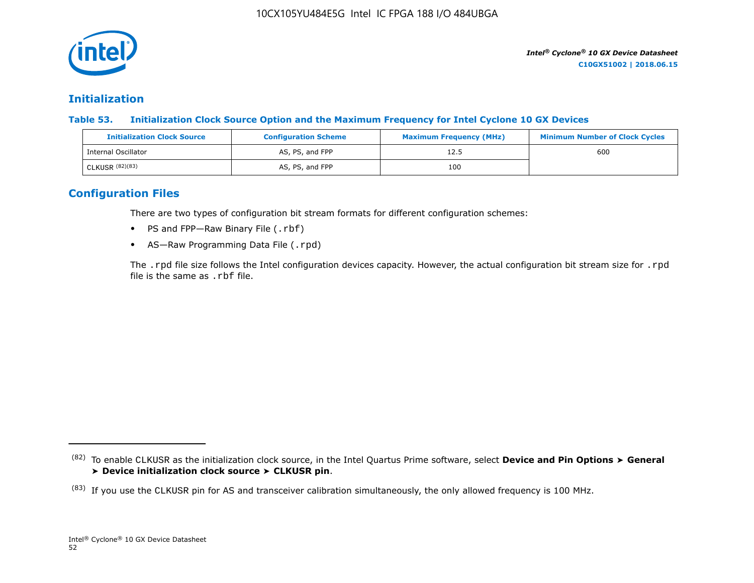## Initialization

**Table 53. Initialization Clock Source Option and the Maximum Frequency for Intel Cyclone 10 GX Devices**

| Initialization Clock Source | Configuration Scheme | Maximum Frequency (MHz) | Minimum Number of Clock Cycles |
|---|---|---|---|
| Internal Oscillator | AS, PS, and FPP | 12.5 | 600 |
| CLKUSR [82][83] | AS, PS, and FPP | 100 | |

## Configuration Files

There are two types of configuration bit stream formats for different configuration schemes:

- PS and FPP—Raw Binary File (.rbf)
- AS—Raw Programming Data File (.rpd)

The .rpd file size follows the Intel configuration devices capacity. However, the actual configuration bit stream size for .rpd file is the same as .rbf file.

---

[82] To enable CLKUSR as the initialization clock source, in the Intel Quartus Prime software, select **Device and Pin Options ➤ General ➤ Device initialization clock source ➤ CLKUSR pin**.

[83] If you use the CLKUSR pin for AS and transceiver calibration simultaneously, the only allowed frequency is 100 MHz.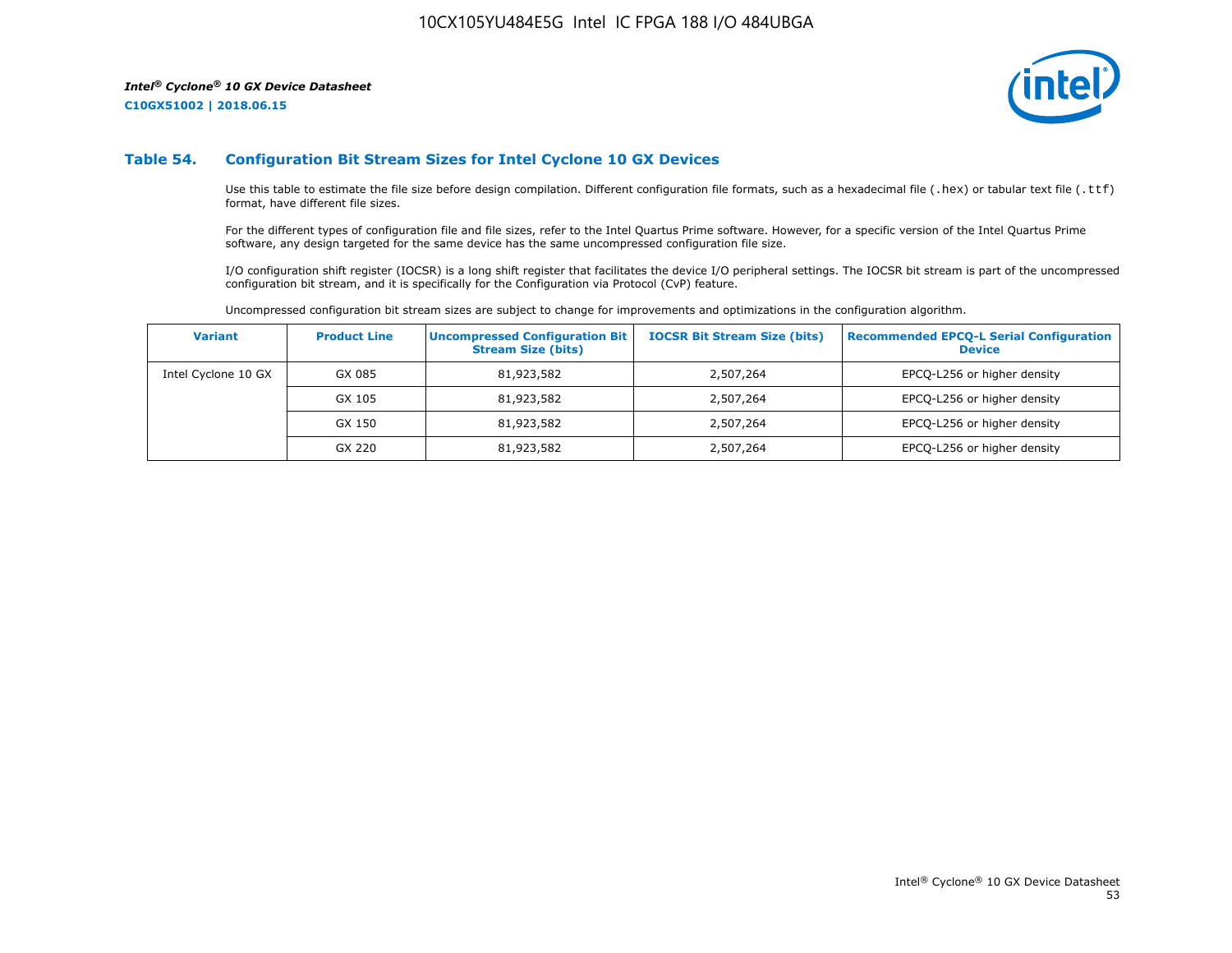### Table 54. Configuration Bit Stream Sizes for Intel Cyclone 10 GX Devices

Use this table to estimate the file size before design compilation. Different configuration file formats, such as a hexadecimal file (.hex) or tabular text file (.ttf) format, have different file sizes.

For the different types of configuration file and file sizes, refer to the Intel Quartus Prime software. However, for a specific version of the Intel Quartus Prime software, any design targeted for the same device has the same uncompressed configuration file size.

I/O configuration shift register (IOCSR) is a long shift register that facilitates the device I/O peripheral settings. The IOCSR bit stream is part of the uncompressed configuration bit stream, and it is specifically for the Configuration via Protocol (CvP) feature.

Uncompressed configuration bit stream sizes are subject to change for improvements and optimizations in the configuration algorithm.

| Variant | Product Line | Uncompressed Configuration Bit Stream Size (bits) | IOCSR Bit Stream Size (bits) | Recommended EPCQ-L Serial Configuration Device |
|---|---|---|---|---|
| Intel Cyclone 10 GX | GX 085 | 81,923,582 | 2,507,264 | EPCQ-L256 or higher density |
| | GX 105 | 81,923,582 | 2,507,264 | EPCQ-L256 or higher density |
| | GX 150 | 81,923,582 | 2,507,264 | EPCQ-L256 or higher density |
| | GX 220 | 81,923,582 | 2,507,264 | EPCQ-L256 or higher density |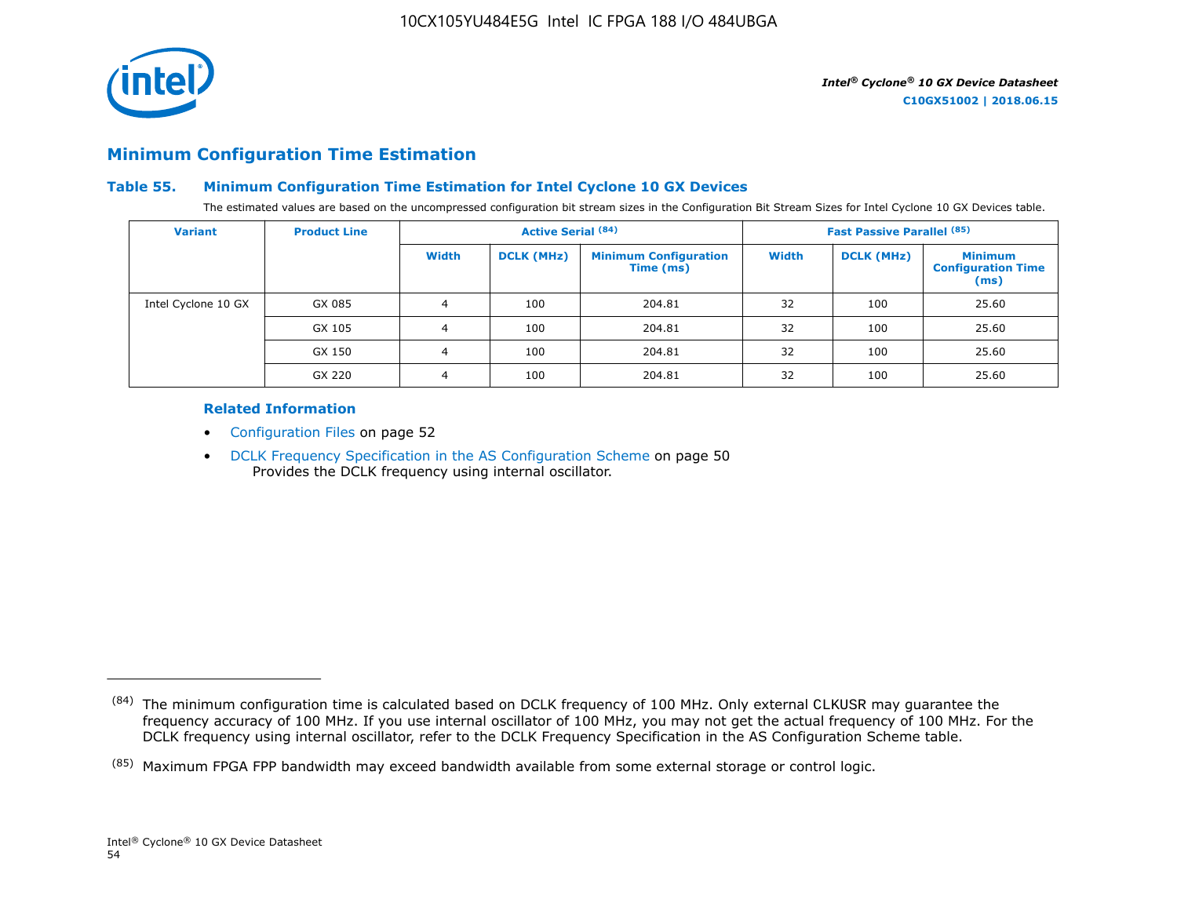## Minimum Configuration Time Estimation

### Table 55. Minimum Configuration Time Estimation for Intel Cyclone 10 GX Devices

The estimated values are based on the uncompressed configuration bit stream sizes in the Configuration Bit Stream Sizes for Intel Cyclone 10 GX Devices table.

| Variant | Product Line | Active Serial [84] | | | Fast Passive Parallel [85] | | |
|---|---|---|---|---|---|---|---|
| | | Width | DCLK (MHz) | Minimum Configuration Time (ms) | Width | DCLK (MHz) | Minimum Configuration Time (ms) |
| Intel Cyclone 10 GX | GX 085 | 4 | 100 | 204.81 | 32 | 100 | 25.60 |
| | GX 105 | 4 | 100 | 204.81 | 32 | 100 | 25.60 |
| | GX 150 | 4 | 100 | 204.81 | 32 | 100 | 25.60 |
| | GX 220 | 4 | 100 | 204.81 | 32 | 100 | 25.60 |

#### Related Information

- Configuration Files on page 52
- DCLK Frequency Specification in the AS Configuration Scheme on page 50
  Provides the DCLK frequency using internal oscillator.

---

(84) The minimum configuration time is calculated based on DCLK frequency of 100 MHz. Only external CLKUSR may guarantee the frequency accuracy of 100 MHz. If you use internal oscillator of 100 MHz, you may not get the actual frequency of 100 MHz. For the DCLK frequency using internal oscillator, refer to the DCLK Frequency Specification in the AS Configuration Scheme table.

(85) Maximum FPGA FPP bandwidth may exceed bandwidth available from some external storage or control logic.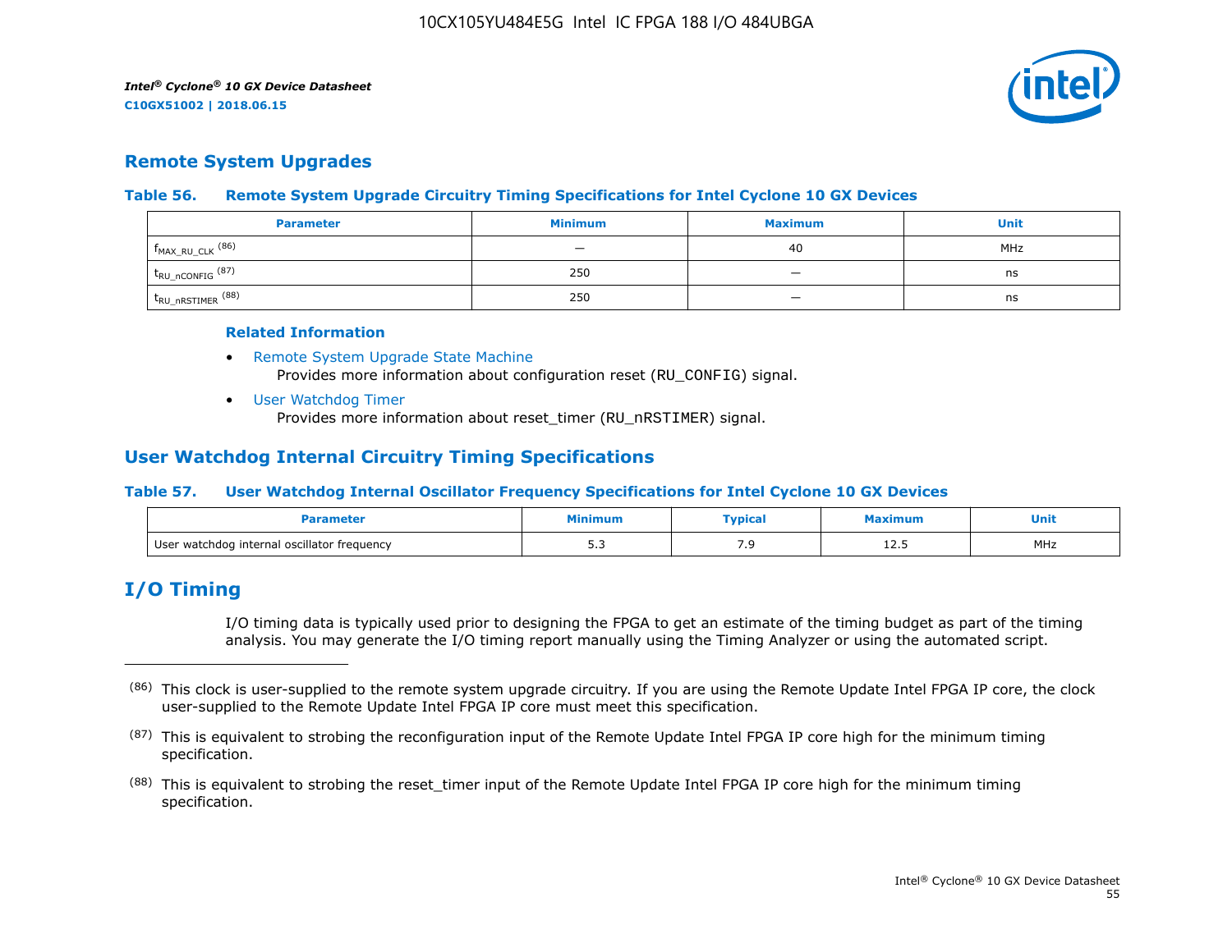## Remote System Upgrades

**Table 56. Remote System Upgrade Circuitry Timing Specifications for Intel Cyclone 10 GX Devices**

| Parameter | Minimum | Maximum | Unit |
|---|---|---|---|
| $f_{MAX\_RU\_CLK}$ (86) | — | 40 | MHz |
| $t_{RU\_nCONFIG}$ (87) | 250 | — | ns |
| $t_{RU\_nRSTIMER}$ (88) | 250 | — | ns |

**Related Information**

- Remote System Upgrade State Machine
  Provides more information about configuration reset (RU_CONFIG) signal.
- User Watchdog Timer
  Provides more information about reset_timer (RU_nRSTIMER) signal.

## User Watchdog Internal Circuitry Timing Specifications

**Table 57. User Watchdog Internal Oscillator Frequency Specifications for Intel Cyclone 10 GX Devices**

| Parameter | Minimum | Typical | Maximum | Unit |
|---|---|---|---|---|
| User watchdog internal oscillator frequency | 5.3 | 7.9 | 12.5 | MHz |

# I/O Timing

I/O timing data is typically used prior to designing the FPGA to get an estimate of the timing budget as part of the timing analysis. You may generate the I/O timing report manually using the Timing Analyzer or using the automated script.

---

(86) This clock is user-supplied to the remote system upgrade circuitry. If you are using the Remote Update Intel FPGA IP core, the clock user-supplied to the Remote Update Intel FPGA IP core must meet this specification.

(87) This is equivalent to strobing the reconfiguration input of the Remote Update Intel FPGA IP core high for the minimum timing specification.

(88) This is equivalent to strobing the reset_timer input of the Remote Update Intel FPGA IP core high for the minimum timing specification.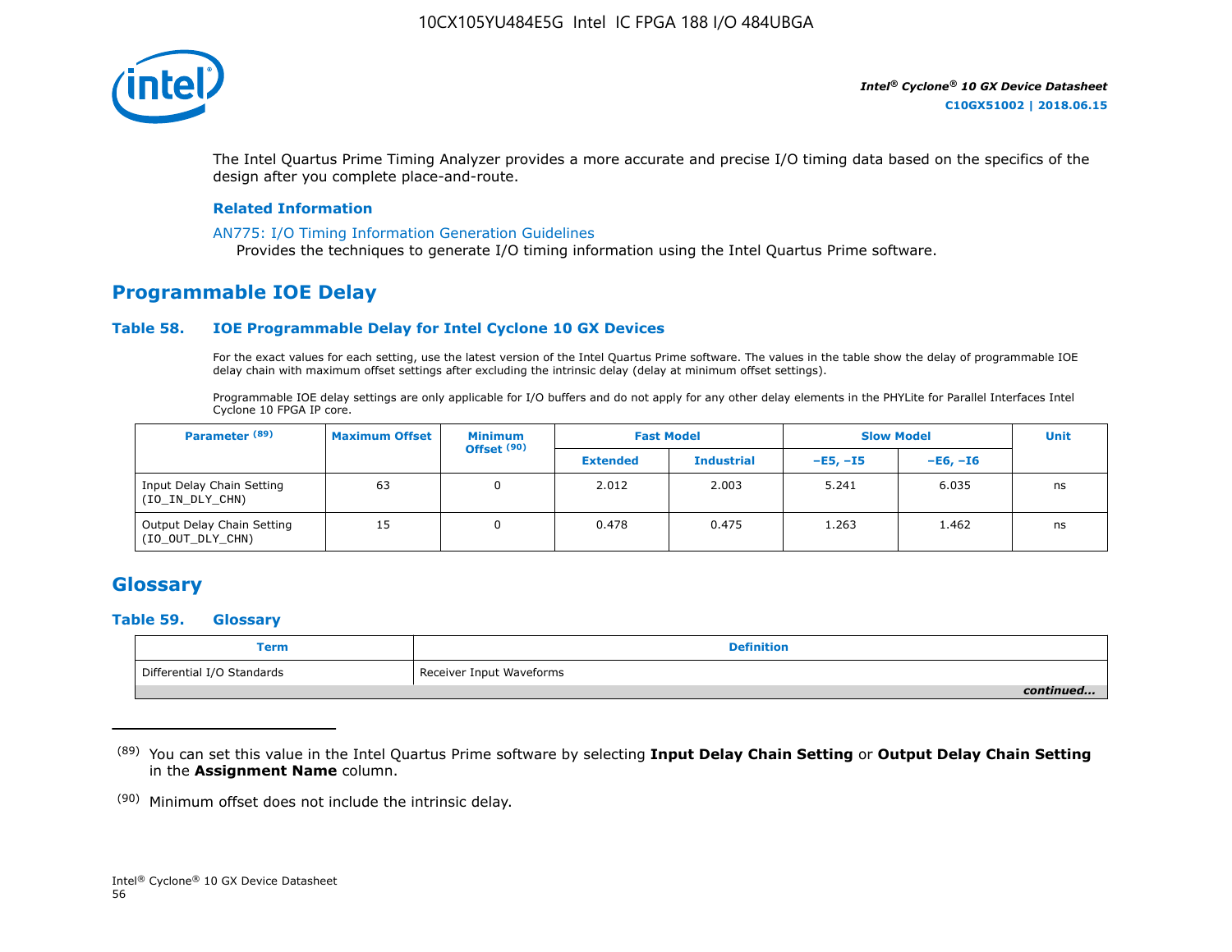The Intel Quartus Prime Timing Analyzer provides a more accurate and precise I/O timing data based on the specifics of the design after you complete place-and-route.

**Related Information**

AN775: I/O Timing Information Generation Guidelines
Provides the techniques to generate I/O timing information using the Intel Quartus Prime software.

## Programmable IOE Delay

### Table 58. IOE Programmable Delay for Intel Cyclone 10 GX Devices

For the exact values for each setting, use the latest version of the Intel Quartus Prime software. The values in the table show the delay of programmable IOE delay chain with maximum offset settings after excluding the intrinsic delay (delay at minimum offset settings).

Programmable IOE delay settings are only applicable for I/O buffers and do not apply for any other delay elements in the PHYLite for Parallel Interfaces Intel Cyclone 10 FPGA IP core.

| Parameter (89) | Maximum Offset | Minimum Offset (90) | Fast Model | | Slow Model | | Unit |
|---|---|---|---|---|---|---|---|
| | | | Extended | Industrial | –E5, –I5 | –E6, –I6 | |
| Input Delay Chain Setting (IO_IN_DLY_CHN) | 63 | 0 | 2.012 | 2.003 | 5.241 | 6.035 | ns |
| Output Delay Chain Setting (IO_OUT_DLY_CHN) | 15 | 0 | 0.478 | 0.475 | 1.263 | 1.462 | ns |

## Glossary

### Table 59. Glossary

| Term | Definition |
|---|---|
| Differential I/O Standards | Receiver Input Waveforms |

*continued...*

(89) You can set this value in the Intel Quartus Prime software by selecting **Input Delay Chain Setting** or **Output Delay Chain Setting** in the **Assignment Name** column.

(90) Minimum offset does not include the intrinsic delay.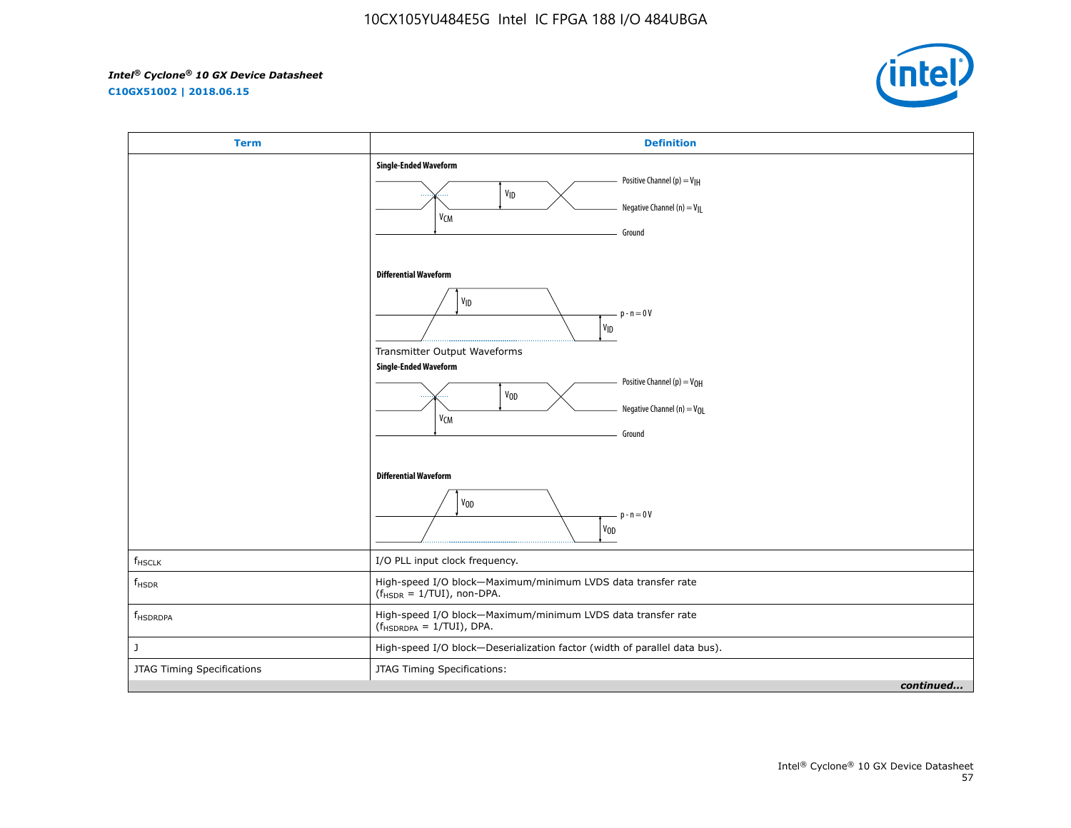| Term | Definition |
| --- | --- |
| | **Single-Ended Waveform**<br>Positive Channel (p) = $V_{IH}$<br>$V_{ID}$<br>Negative Channel (n) = $V_{IL}$<br>$V_{CM}$<br>Ground<br>**Differential Waveform**<br>$V_{ID}$<br>p - n = 0 V<br>$V_{ID}$<br>Transmitter Output Waveforms<br>**Single-Ended Waveform**<br>Positive Channel (p) = $V_{OH}$<br>$V_{OD}$<br>Negative Channel (n) = $V_{OL}$<br>$V_{CM}$<br>Ground<br>**Differential Waveform**<br>$V_{OD}$<br>p - n = 0 V<br>$V_{OD}$ |
| $f_{HSCLK}$ | I/O PLL input clock frequency. |
| $f_{HSDR}$ | High-speed I/O block—Maximum/minimum LVDS data transfer rate ($f_{HSDR}$ = 1/TUI), non-DPA. |
| $f_{HSDRDPA}$ | High-speed I/O block—Maximum/minimum LVDS data transfer rate ($f_{HSDRDPA}$ = 1/TUI), DPA. |
| J | High-speed I/O block—Deserialization factor (width of parallel data bus). |
| JTAG Timing Specifications | JTAG Timing Specifications: |

*continued...*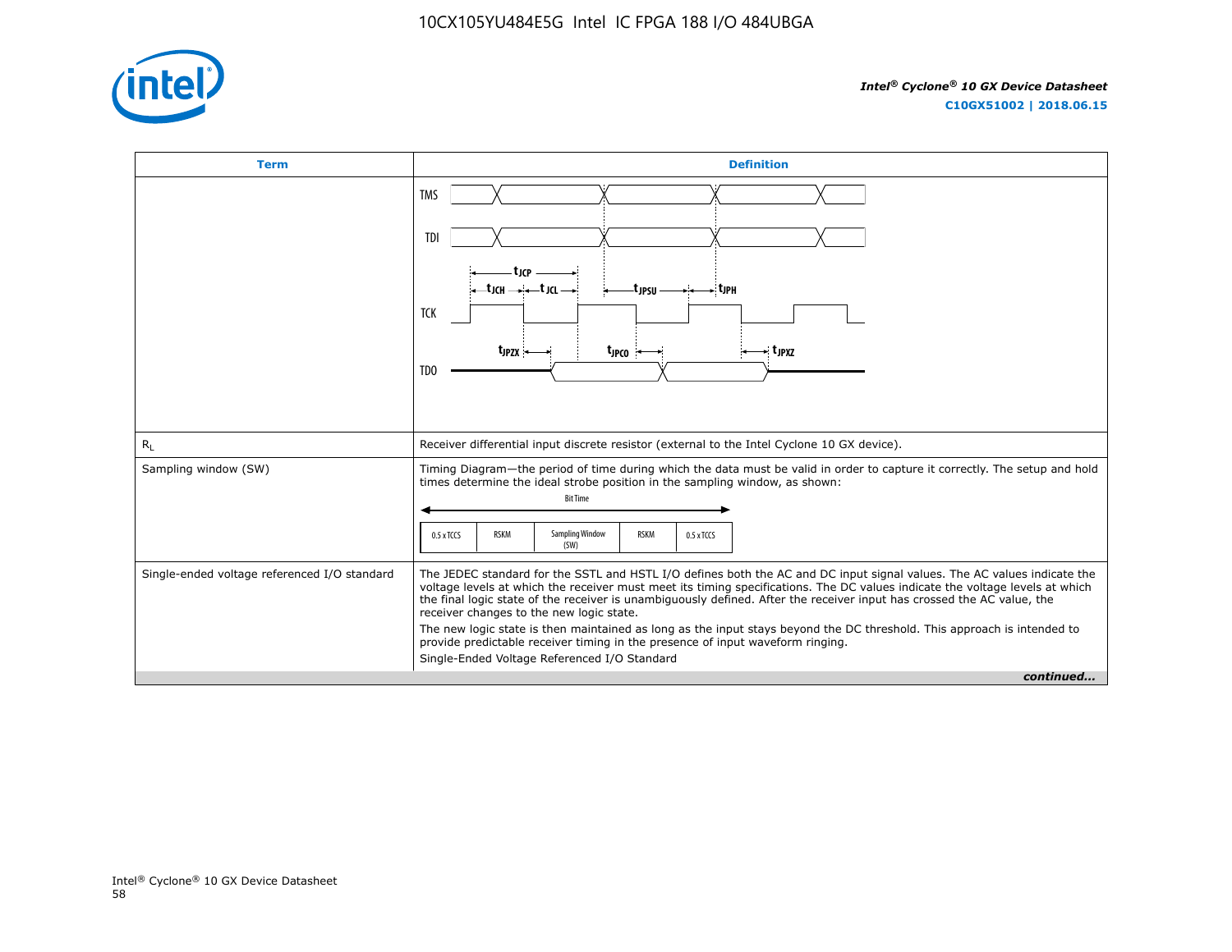| Term | Definition |
| --- | --- |
| | TMS<br>TDI<br>$t_{JCP}$<br>$t_{JCH}$ $t_{JCL}$ $t_{JPSU}$ $t_{JPH}$<br>TCK<br>$t_{JPZX}$ $t_{JPCO}$ $t_{JPXZ}$<br>TDO |
| $R_L$ | Receiver differential input discrete resistor (external to the Intel Cyclone 10 GX device). |
| Sampling window (SW) | Timing Diagram—the period of time during which the data must be valid in order to capture it correctly. The setup and hold times determine the ideal strobe position in the sampling window, as shown:<br>Bit Time<br>0.5 x TCCS \| RSKM \| Sampling Window (SW) \| RSKM \| 0.5 x TCCS |
| Single-ended voltage referenced I/O standard | The JEDEC standard for the SSTL and HSTL I/O defines both the AC and DC input signal values. The AC values indicate the voltage levels at which the receiver must meet its timing specifications. The DC values indicate the voltage levels at which the final logic state of the receiver is unambiguously defined. After the receiver input has crossed the AC value, the receiver changes to the new logic state.<br>The new logic state is then maintained as long as the input stays beyond the DC threshold. This approach is intended to provide predictable receiver timing in the presence of input waveform ringing.<br>Single-Ended Voltage Referenced I/O Standard |

*continued...*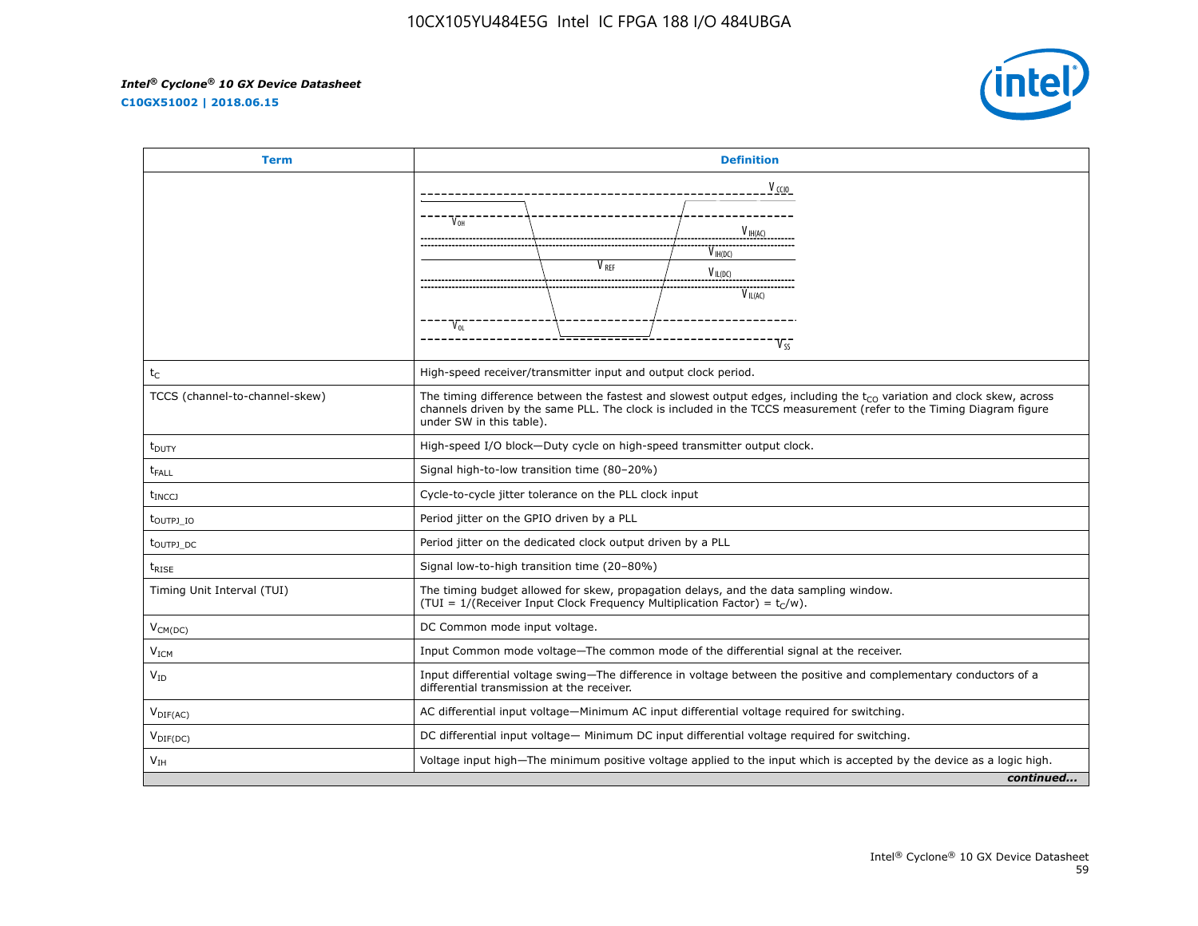| Term | Definition |
|---|---|
| | |
| $t_C$ | High-speed receiver/transmitter input and output clock period. |
| TCCS (channel-to-channel-skew) | The timing difference between the fastest and slowest output edges, including the $t_{CO}$ variation and clock skew, across channels driven by the same PLL. The clock is included in the TCCS measurement (refer to the Timing Diagram figure under SW in this table). |
| $t_{DUTY}$ | High-speed I/O block—Duty cycle on high-speed transmitter output clock. |
| $t_{FALL}$ | Signal high-to-low transition time (80–20%) |
| $t_{INCCJ}$ | Cycle-to-cycle jitter tolerance on the PLL clock input |
| $t_{OUTPJ\_IO}$ | Period jitter on the GPIO driven by a PLL |
| $t_{OUTPJ\_DC}$ | Period jitter on the dedicated clock output driven by a PLL |
| $t_{RISE}$ | Signal low-to-high transition time (20–80%) |
| Timing Unit Interval (TUI) | The timing budget allowed for skew, propagation delays, and the data sampling window. (TUI = 1/(Receiver Input Clock Frequency Multiplication Factor) = $t_C/w$). |
| $V_{CM(DC)}$ | DC Common mode input voltage. |
| $V_{ICM}$ | Input Common mode voltage—The common mode of the differential signal at the receiver. |
| $V_{ID}$ | Input differential voltage swing—The difference in voltage between the positive and complementary conductors of a differential transmission at the receiver. |
| $V_{DIF(AC)}$ | AC differential input voltage—Minimum AC input differential voltage required for switching. |
| $V_{DIF(DC)}$ | DC differential input voltage— Minimum DC input differential voltage required for switching. |
| $V_{IH}$ | Voltage input high—The minimum positive voltage applied to the input which is accepted by the device as a logic high. |

*continued...*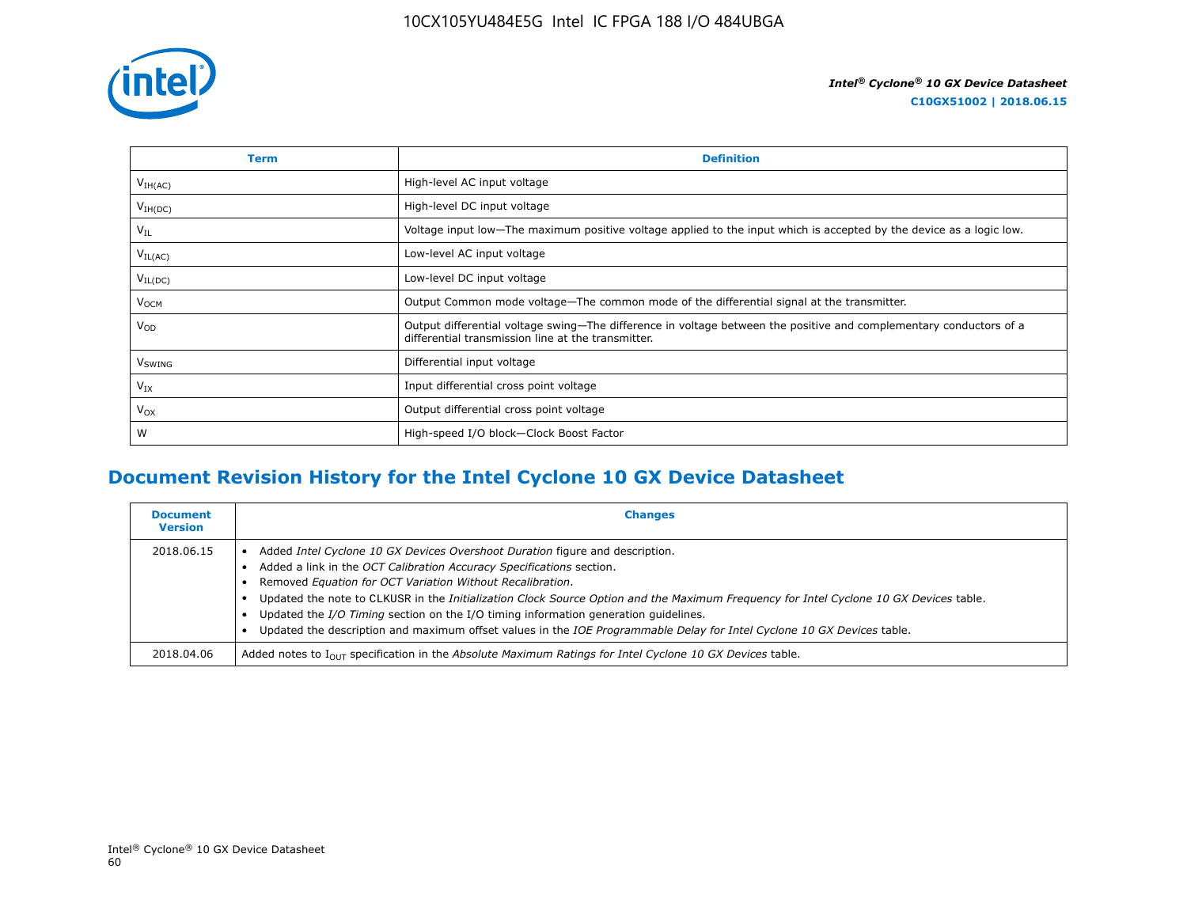| Term | Definition |
| --- | --- |
| $V_{IH(AC)}$ | High-level AC input voltage |
| $V_{IH(DC)}$ | High-level DC input voltage |
| $V_{IL}$ | Voltage input low—The maximum positive voltage applied to the input which is accepted by the device as a logic low. |
| $V_{IL(AC)}$ | Low-level AC input voltage |
| $V_{IL(DC)}$ | Low-level DC input voltage |
| $V_{OCM}$ | Output Common mode voltage—The common mode of the differential signal at the transmitter. |
| $V_{OD}$ | Output differential voltage swing—The difference in voltage between the positive and complementary conductors of a differential transmission line at the transmitter. |
| $V_{SWING}$ | Differential input voltage |
| $V_{IX}$ | Input differential cross point voltage |
| $V_{OX}$ | Output differential cross point voltage |
| W | High-speed I/O block—Clock Boost Factor |

## Document Revision History for the Intel Cyclone 10 GX Device Datasheet

| Document Version | Changes |
| --- | --- |
| 2018.06.15 | • Added *Intel Cyclone 10 GX Devices Overshoot Duration* figure and description.<br>• Added a link in the *OCT Calibration Accuracy Specifications* section.<br>• Removed *Equation for OCT Variation Without Recalibration*.<br>• Updated the note to CLKUSR in the *Initialization Clock Source Option and the Maximum Frequency for Intel Cyclone 10 GX Devices* table.<br>• Updated the *I/O Timing* section on the I/O timing information generation guidelines.<br>• Updated the description and maximum offset values in the *IOE Programmable Delay for Intel Cyclone 10 GX Devices* table. |
| 2018.04.06 | Added notes to $I_{OUT}$ specification in the *Absolute Maximum Ratings for Intel Cyclone 10 GX Devices* table. |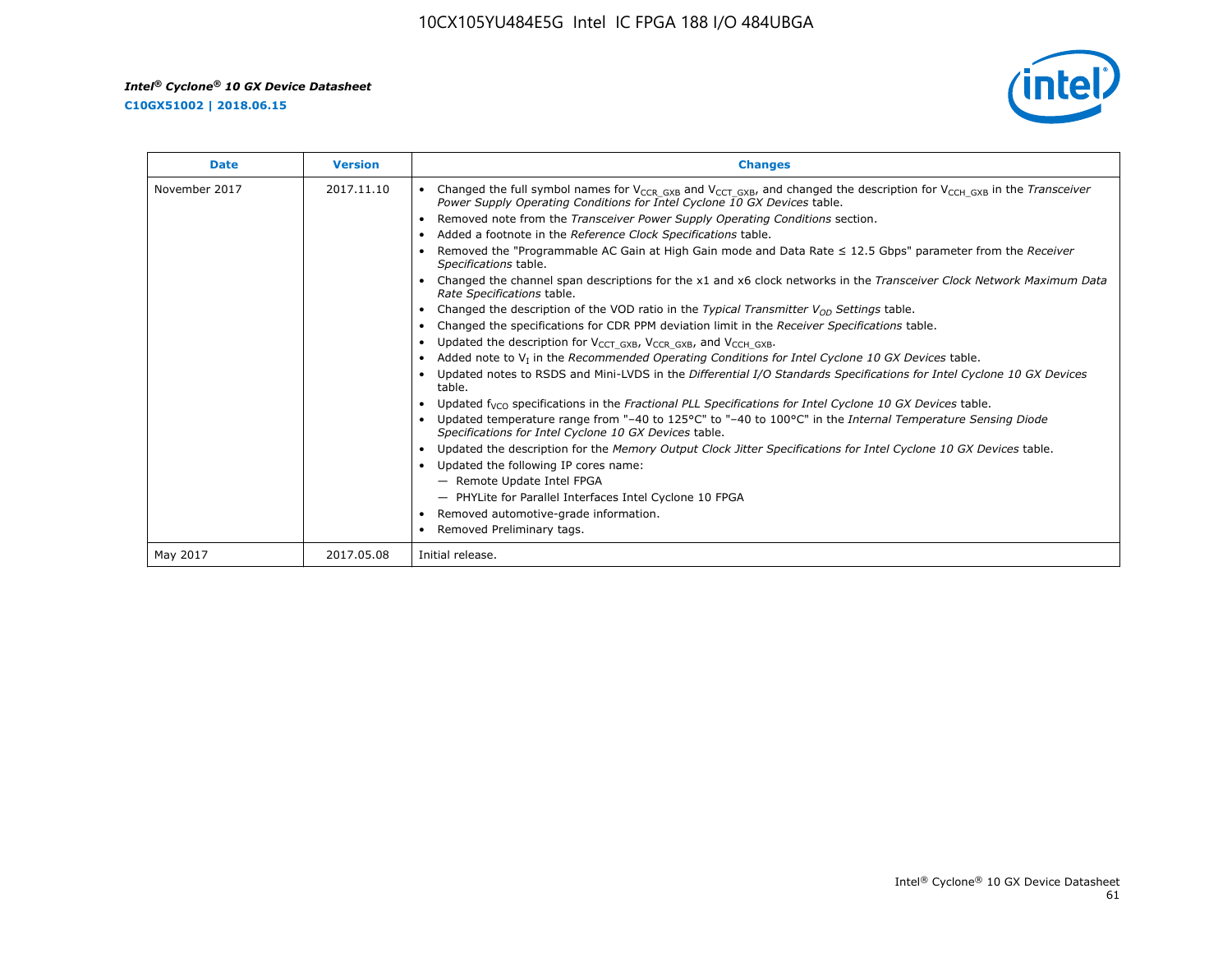| Date | Version | Changes |
|---|---|---|
| November 2017 | 2017.11.10 | • Changed the full symbol names for $V_{CCR\_GXB}$ and $V_{CCT\_GXB}$, and changed the description for $V_{CCH\_GXB}$ in the *Transceiver Power Supply Operating Conditions for Intel Cyclone 10 GX Devices* table.<br>• Removed note from the *Transceiver Power Supply Operating Conditions* section.<br>• Added a footnote in the *Reference Clock Specifications* table.<br>• Removed the "Programmable AC Gain at High Gain mode and Data Rate ≤ 12.5 Gbps" parameter from the *Receiver Specifications* table.<br>• Changed the channel span descriptions for the x1 and x6 clock networks in the *Transceiver Clock Network Maximum Data Rate Specifications* table.<br>• Changed the description of the VOD ratio in the *Typical Transmitter $V_{OD}$ Settings* table.<br>• Changed the specifications for CDR PPM deviation limit in the *Receiver Specifications* table.<br>• Updated the description for $V_{CCT\_GXB}$, $V_{CCR\_GXB}$, and $V_{CCH\_GXB}$.<br>• Added note to $V_I$ in the *Recommended Operating Conditions for Intel Cyclone 10 GX Devices* table.<br>• Updated notes to RSDS and Mini-LVDS in the *Differential I/O Standards Specifications for Intel Cyclone 10 GX Devices* table.<br>• Updated $f_{VCO}$ specifications in the *Fractional PLL Specifications for Intel Cyclone 10 GX Devices* table.<br>• Updated temperature range from "–40 to 125°C" to "–40 to 100°C" in the *Internal Temperature Sensing Diode Specifications for Intel Cyclone 10 GX Devices* table.<br>• Updated the description for the *Memory Output Clock Jitter Specifications for Intel Cyclone 10 GX Devices* table.<br>• Updated the following IP cores name:<br>— Remote Update Intel FPGA<br>— PHYLite for Parallel Interfaces Intel Cyclone 10 FPGA<br>• Removed automotive-grade information.<br>• Removed Preliminary tags. |
| May 2017 | 2017.05.08 | Initial release. |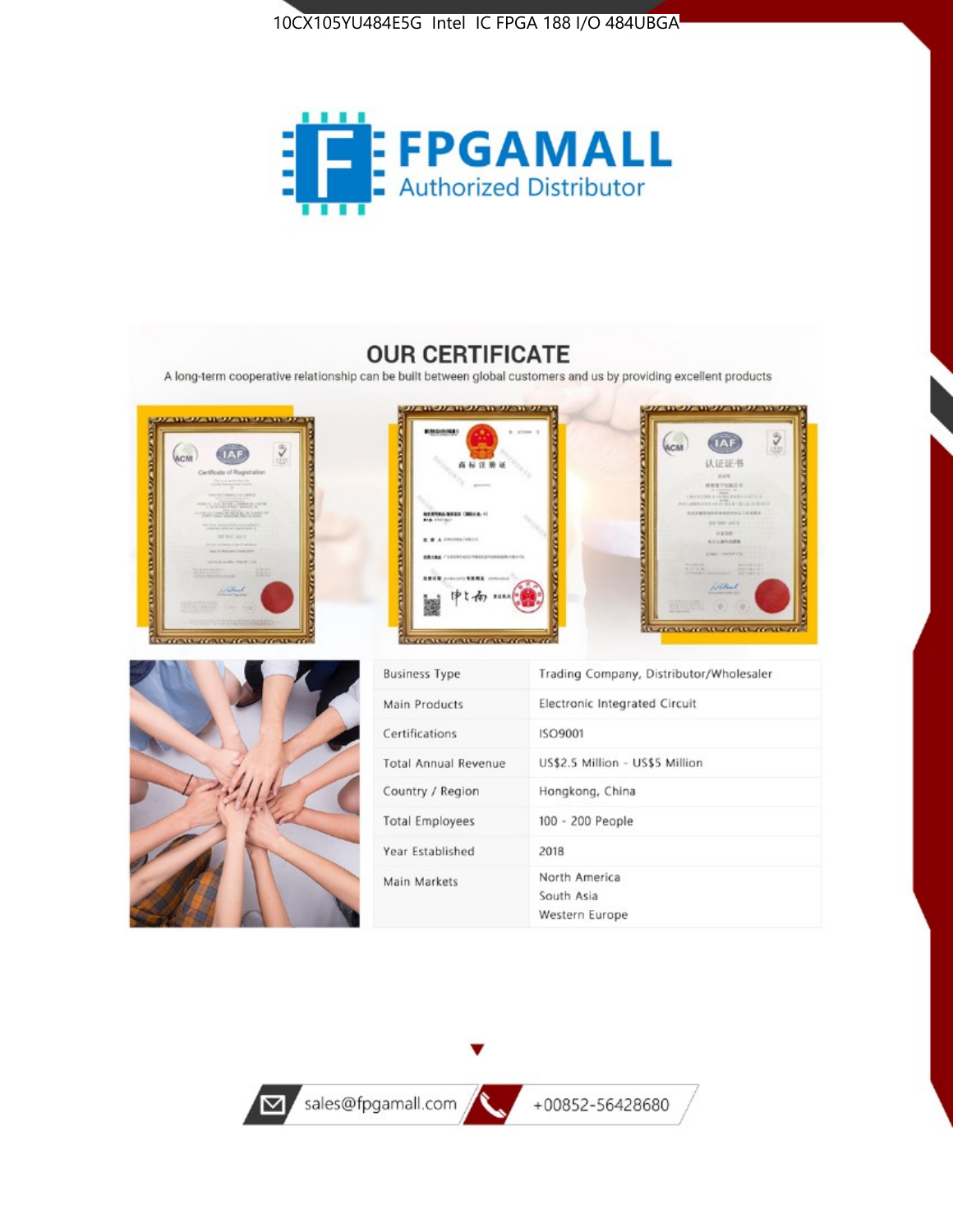FPGAMALL
Authorized Distributor

## OUR CERTIFICATE

A long-term cooperative relationship can be built between global customers and us by providing excellent products

| | |
|---|---|
| Business Type | Trading Company, Distributor/Wholesaler |
| Main Products | Electronic Integrated Circuit |
| Certifications | ISO9001 |
| Total Annual Revenue | US$2.5 Million - US$5 Million |
| Country / Region | Hongkong, China |
| Total Employees | 100 - 200 People |
| Year Established | 2018 |
| Main Markets | North America<br>South Asia<br>Western Europe |

sales@fpgamall.com

+00852-56428680